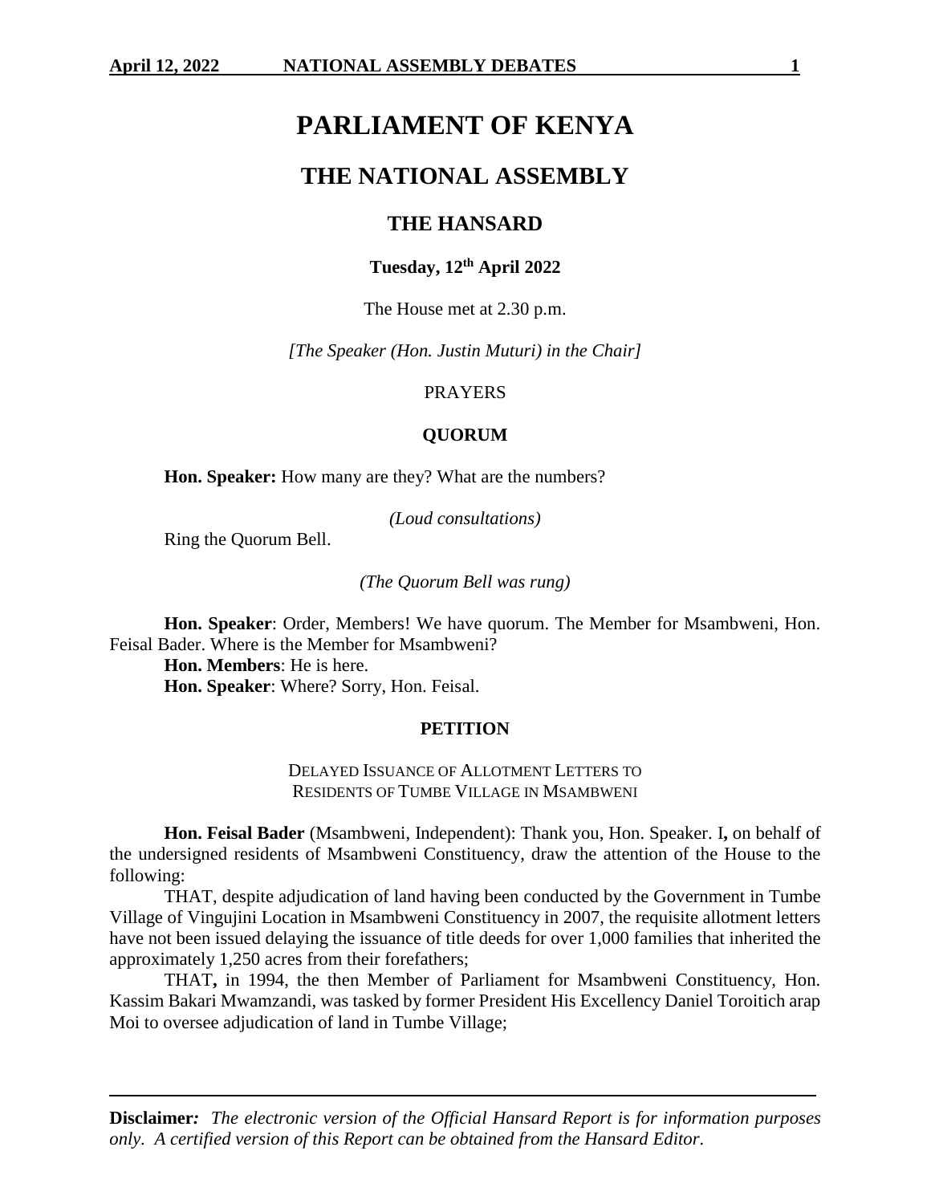# PARLIAMENT OF KENYA

## THE NATIONAL ASSEMBLY

### THE HANSARD

**Tuesday, 12th April 2022**

The House met at 2.30 p.m.

*[The Speaker (Hon. Justin Muturi) in the Chair]*

PRAYERS

**QUORUM**

**Hon. Speaker:** How many are they? What are the numbers?

*(Loud consultations)*

Ring the Quorum Bell.

*(The Quorum Bell was rung)*

**Hon. Speaker**: Order, Members! We have quorum. The Member for Msambweni, Hon. Feisal Bader. Where is the Member for Msambweni?

**Hon. Members**: He is here.

**Hon. Speaker**: Where? Sorry, Hon. Feisal.

**PETITION**

DELAYED ISSUANCE OF ALLOTMENT LETTERS TO RESIDENTS OF TUMBE VILLAGE IN MSAMBWENI

**Hon. Feisal Bader** (Msambweni, Independent): Thank you, Hon. Speaker. I**,** on behalf of the undersigned residents of Msambweni Constituency, draw the attention of the House to the following:

THAT, despite adjudication of land having been conducted by the Government in Tumbe Village of Vingujini Location in Msambweni Constituency in 2007, the requisite allotment letters have not been issued delaying the issuance of title deeds for over 1,000 families that inherited the approximately 1,250 acres from their forefathers;

THAT**,** in 1994, the then Member of Parliament for Msambweni Constituency, Hon. Kassim Bakari Mwamzandi, was tasked by former President His Excellency Daniel Toroitich arap Moi to oversee adjudication of land in Tumbe Village;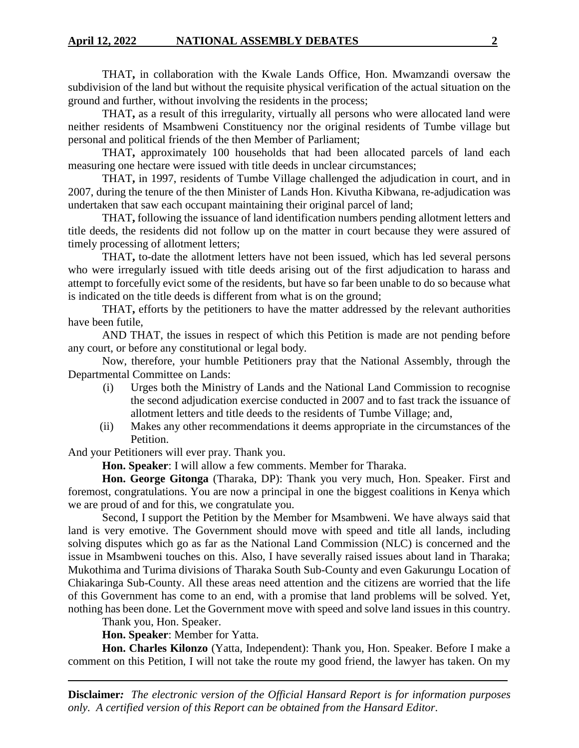THAT**,** in collaboration with the Kwale Lands Office, Hon. Mwamzandi oversaw the subdivision of the land but without the requisite physical verification of the actual situation on the ground and further, without involving the residents in the process;

THAT**,** as a result of this irregularity, virtually all persons who were allocated land were neither residents of Msambweni Constituency nor the original residents of Tumbe village but personal and political friends of the then Member of Parliament;

THAT**,** approximately 100 households that had been allocated parcels of land each measuring one hectare were issued with title deeds in unclear circumstances;

THAT**,** in 1997, residents of Tumbe Village challenged the adjudication in court, and in 2007, during the tenure of the then Minister of Lands Hon. Kivutha Kibwana, re-adjudication was undertaken that saw each occupant maintaining their original parcel of land;

THAT**,** following the issuance of land identification numbers pending allotment letters and title deeds, the residents did not follow up on the matter in court because they were assured of timely processing of allotment letters;

THAT**,** to-date the allotment letters have not been issued, which has led several persons who were irregularly issued with title deeds arising out of the first adjudication to harass and attempt to forcefully evict some of the residents, but have so far been unable to do so because what is indicated on the title deeds is different from what is on the ground;

THAT**,** efforts by the petitioners to have the matter addressed by the relevant authorities have been futile,

AND THAT, the issues in respect of which this Petition is made are not pending before any court, or before any constitutional or legal body.

Now, therefore, your humble Petitioners pray that the National Assembly, through the Departmental Committee on Lands:

(i) Urges both the Ministry of Lands and the National Land Commission to recognise the second adjudication exercise conducted in 2007 and to fast track the issuance of allotment letters and title deeds to the residents of Tumbe Village; and,

(ii) Makes any other recommendations it deems appropriate in the circumstances of the Petition.

And your Petitioners will ever pray. Thank you.

**Hon. Speaker**: I will allow a few comments. Member for Tharaka.

**Hon. George Gitonga** (Tharaka, DP): Thank you very much, Hon. Speaker. First and foremost, congratulations. You are now a principal in one the biggest coalitions in Kenya which we are proud of and for this, we congratulate you.

Second, I support the Petition by the Member for Msambweni. We have always said that land is very emotive. The Government should move with speed and title all lands, including solving disputes which go as far as the National Land Commission (NLC) is concerned and the issue in Msambweni touches on this. Also, I have severally raised issues about land in Tharaka; Mukothima and Turima divisions of Tharaka South Sub-County and even Gakurungu Location of Chiakaringa Sub-County. All these areas need attention and the citizens are worried that the life of this Government has come to an end, with a promise that land problems will be solved. Yet, nothing has been done. Let the Government move with speed and solve land issues in this country.

Thank you, Hon. Speaker.

**Hon. Speaker**: Member for Yatta.

**Hon. Charles Kilonzo** (Yatta, Independent): Thank you, Hon. Speaker. Before I make a comment on this Petition, I will not take the route my good friend, the lawyer has taken. On my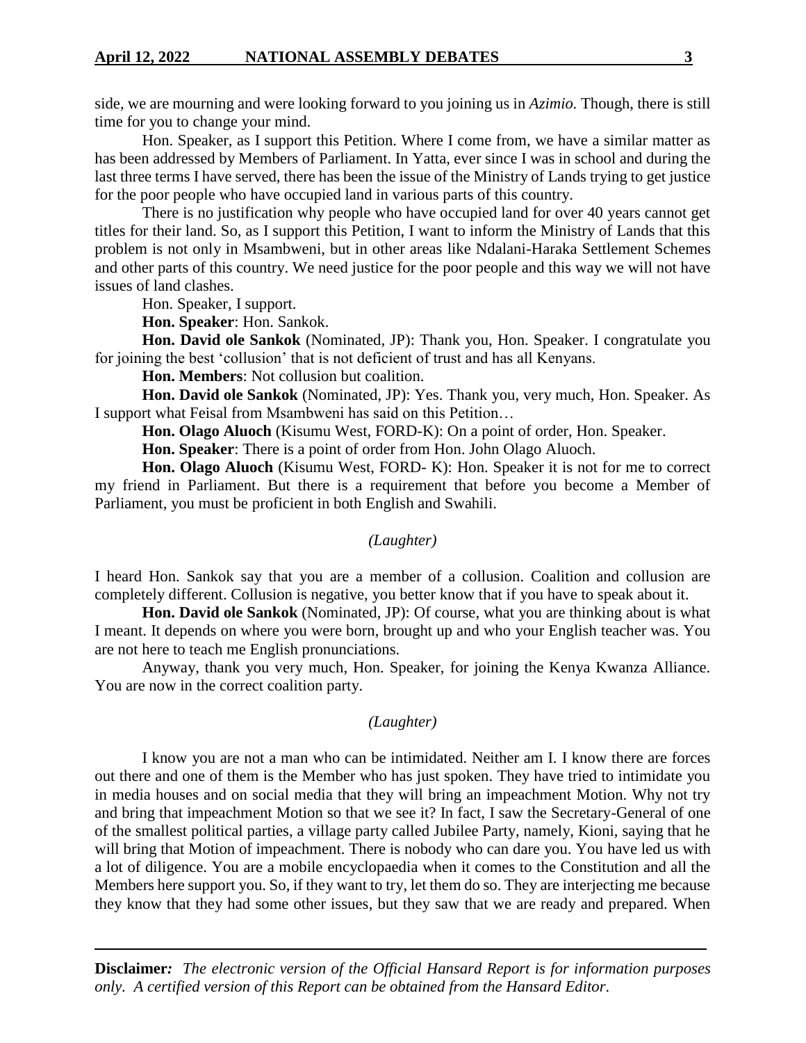side, we are mourning and were looking forward to you joining us in *Azimio.* Though, there is still time for you to change your mind.

Hon. Speaker, as I support this Petition. Where I come from, we have a similar matter as has been addressed by Members of Parliament. In Yatta, ever since I was in school and during the last three terms I have served, there has been the issue of the Ministry of Lands trying to get justice for the poor people who have occupied land in various parts of this country.

There is no justification why people who have occupied land for over 40 years cannot get titles for their land. So, as I support this Petition, I want to inform the Ministry of Lands that this problem is not only in Msambweni, but in other areas like Ndalani-Haraka Settlement Schemes and other parts of this country. We need justice for the poor people and this way we will not have issues of land clashes.

Hon. Speaker, I support.

**Hon. Speaker**: Hon. Sankok.

**Hon. David ole Sankok** (Nominated, JP): Thank you, Hon. Speaker. I congratulate you for joining the best 'collusion' that is not deficient of trust and has all Kenyans.

**Hon. Members**: Not collusion but coalition.

**Hon. David ole Sankok** (Nominated, JP): Yes. Thank you, very much, Hon. Speaker. As I support what Feisal from Msambweni has said on this Petition…

**Hon. Olago Aluoch** (Kisumu West, FORD-K): On a point of order, Hon. Speaker.

**Hon. Speaker**: There is a point of order from Hon. John Olago Aluoch.

**Hon. Olago Aluoch** (Kisumu West, FORD- K): Hon. Speaker it is not for me to correct my friend in Parliament. But there is a requirement that before you become a Member of Parliament, you must be proficient in both English and Swahili.

*(Laughter)*

I heard Hon. Sankok say that you are a member of a collusion. Coalition and collusion are completely different. Collusion is negative, you better know that if you have to speak about it.

**Hon. David ole Sankok** (Nominated, JP): Of course, what you are thinking about is what I meant. It depends on where you were born, brought up and who your English teacher was. You are not here to teach me English pronunciations.

Anyway, thank you very much, Hon. Speaker, for joining the Kenya Kwanza Alliance. You are now in the correct coalition party.

*(Laughter)*

I know you are not a man who can be intimidated. Neither am I. I know there are forces out there and one of them is the Member who has just spoken. They have tried to intimidate you in media houses and on social media that they will bring an impeachment Motion. Why not try and bring that impeachment Motion so that we see it? In fact, I saw the Secretary-General of one of the smallest political parties, a village party called Jubilee Party, namely, Kioni, saying that he will bring that Motion of impeachment. There is nobody who can dare you. You have led us with a lot of diligence. You are a mobile encyclopaedia when it comes to the Constitution and all the Members here support you. So, if they want to try, let them do so. They are interjecting me because they know that they had some other issues, but they saw that we are ready and prepared. When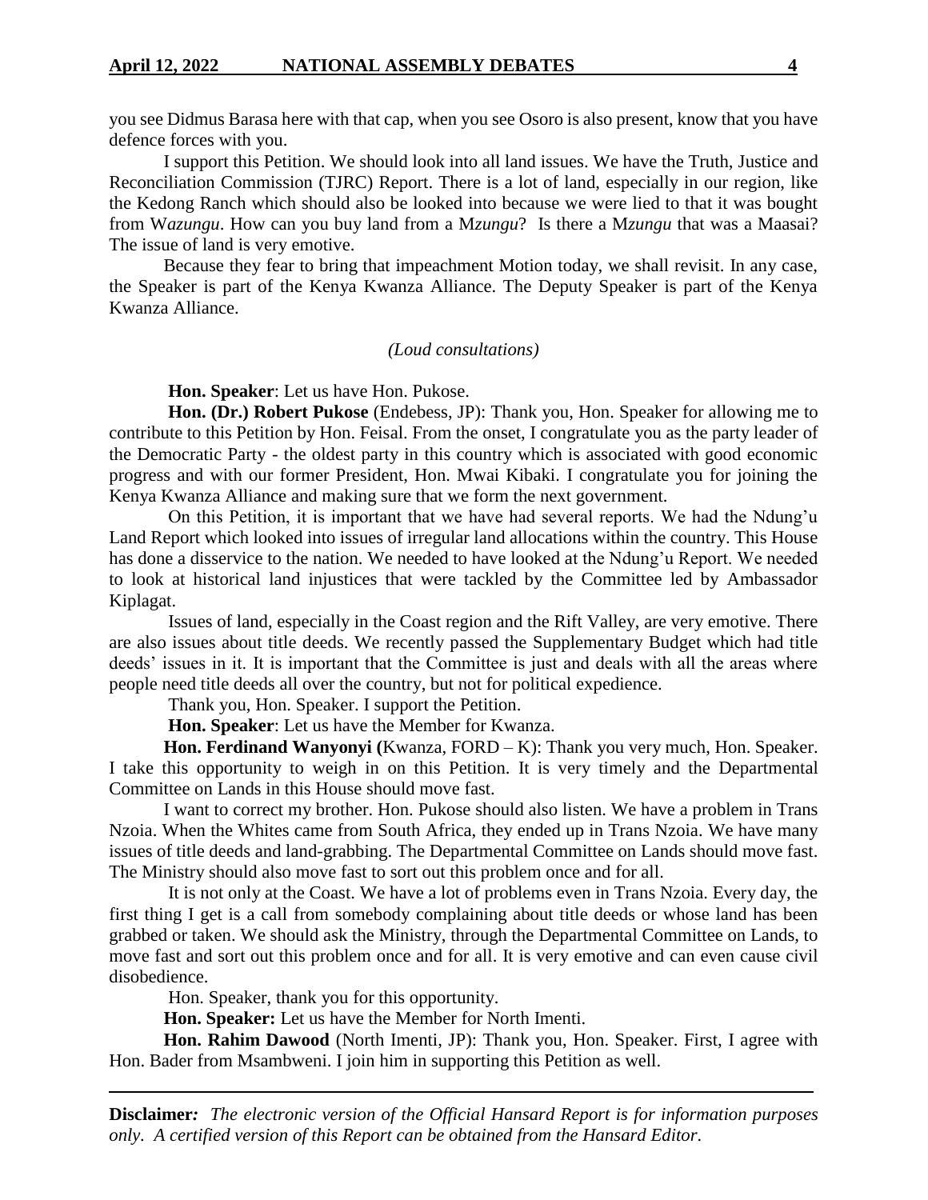you see Didmus Barasa here with that cap, when you see Osoro is also present, know that you have defence forces with you.

I support this Petition. We should look into all land issues. We have the Truth, Justice and Reconciliation Commission (TJRC) Report. There is a lot of land, especially in our region, like the Kedong Ranch which should also be looked into because we were lied to that it was bought from W*azungu*. How can you buy land from a M*zungu*? Is there a M*zungu* that was a Maasai? The issue of land is very emotive.

Because they fear to bring that impeachment Motion today, we shall revisit. In any case, the Speaker is part of the Kenya Kwanza Alliance. The Deputy Speaker is part of the Kenya Kwanza Alliance.

*(Loud consultations)*

**Hon. Speaker**: Let us have Hon. Pukose.

**Hon. (Dr.) Robert Pukose** (Endebess, JP): Thank you, Hon. Speaker for allowing me to contribute to this Petition by Hon. Feisal. From the onset, I congratulate you as the party leader of the Democratic Party - the oldest party in this country which is associated with good economic progress and with our former President, Hon. Mwai Kibaki. I congratulate you for joining the Kenya Kwanza Alliance and making sure that we form the next government.

On this Petition, it is important that we have had several reports. We had the Ndung'u Land Report which looked into issues of irregular land allocations within the country. This House has done a disservice to the nation. We needed to have looked at the Ndung'u Report. We needed to look at historical land injustices that were tackled by the Committee led by Ambassador Kiplagat.

Issues of land, especially in the Coast region and the Rift Valley, are very emotive. There are also issues about title deeds. We recently passed the Supplementary Budget which had title deeds' issues in it. It is important that the Committee is just and deals with all the areas where people need title deeds all over the country, but not for political expedience.

Thank you, Hon. Speaker. I support the Petition.

**Hon. Speaker**: Let us have the Member for Kwanza.

**Hon. Ferdinand Wanyonyi (**Kwanza, FORD – K): Thank you very much, Hon. Speaker. I take this opportunity to weigh in on this Petition. It is very timely and the Departmental Committee on Lands in this House should move fast.

I want to correct my brother. Hon. Pukose should also listen. We have a problem in Trans Nzoia. When the Whites came from South Africa, they ended up in Trans Nzoia. We have many issues of title deeds and land-grabbing. The Departmental Committee on Lands should move fast. The Ministry should also move fast to sort out this problem once and for all.

It is not only at the Coast. We have a lot of problems even in Trans Nzoia. Every day, the first thing I get is a call from somebody complaining about title deeds or whose land has been grabbed or taken. We should ask the Ministry, through the Departmental Committee on Lands, to move fast and sort out this problem once and for all. It is very emotive and can even cause civil disobedience.

Hon. Speaker, thank you for this opportunity.

**Hon. Speaker:** Let us have the Member for North Imenti.

**Hon. Rahim Dawood** (North Imenti, JP): Thank you, Hon. Speaker. First, I agree with Hon. Bader from Msambweni. I join him in supporting this Petition as well.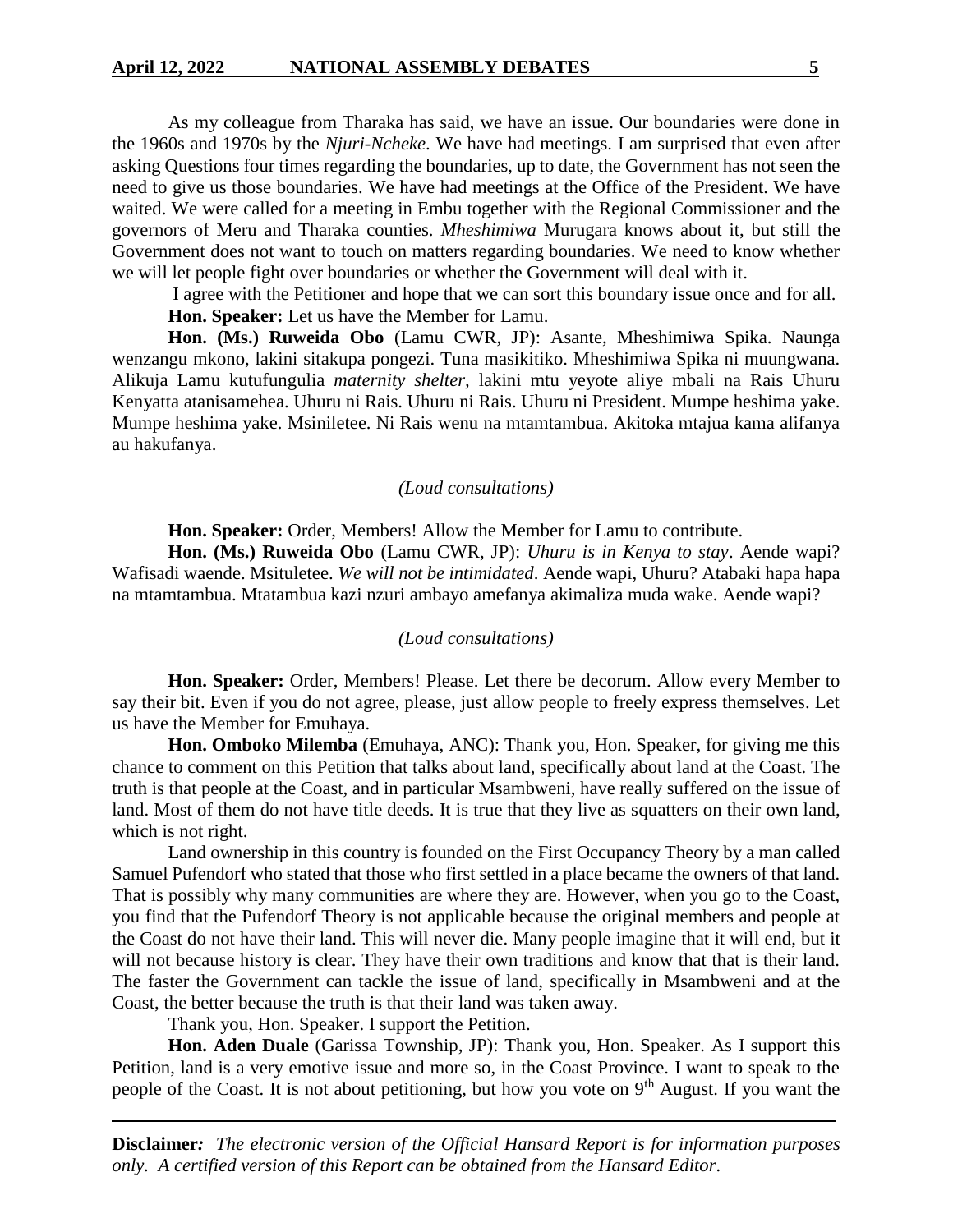As my colleague from Tharaka has said, we have an issue. Our boundaries were done in the 1960s and 1970s by the *Njuri-Ncheke*. We have had meetings. I am surprised that even after asking Questions four times regarding the boundaries, up to date, the Government has not seen the need to give us those boundaries. We have had meetings at the Office of the President. We have waited. We were called for a meeting in Embu together with the Regional Commissioner and the governors of Meru and Tharaka counties. *Mheshimiwa* Murugara knows about it, but still the Government does not want to touch on matters regarding boundaries. We need to know whether we will let people fight over boundaries or whether the Government will deal with it.

I agree with the Petitioner and hope that we can sort this boundary issue once and for all.

**Hon. Speaker:** Let us have the Member for Lamu.

**Hon. (Ms.) Ruweida Obo** (Lamu CWR, JP): Asante, Mheshimiwa Spika. Naunga wenzangu mkono, lakini sitakupa pongezi. Tuna masikitiko. Mheshimiwa Spika ni muungwana. Alikuja Lamu kutufungulia *maternity shelter*, lakini mtu yeyote aliye mbali na Rais Uhuru Kenyatta atanisamehea. Uhuru ni Rais. Uhuru ni Rais. Uhuru ni President. Mumpe heshima yake. Mumpe heshima yake. Msiniletee. Ni Rais wenu na mtamtambua. Akitoka mtajua kama alifanya au hakufanya.

*(Loud consultations)*

**Hon. Speaker:** Order, Members! Allow the Member for Lamu to contribute.

**Hon. (Ms.) Ruweida Obo** (Lamu CWR, JP): *Uhuru is in Kenya to stay*. Aende wapi? Wafisadi waende. Msituletee. *We will not be intimidated*. Aende wapi, Uhuru? Atabaki hapa hapa na mtamtambua. Mtatambua kazi nzuri ambayo amefanya akimaliza muda wake. Aende wapi?

*(Loud consultations)*

**Hon. Speaker:** Order, Members! Please. Let there be decorum. Allow every Member to say their bit. Even if you do not agree, please, just allow people to freely express themselves. Let us have the Member for Emuhaya.

**Hon. Omboko Milemba** (Emuhaya, ANC): Thank you, Hon. Speaker, for giving me this chance to comment on this Petition that talks about land, specifically about land at the Coast. The truth is that people at the Coast, and in particular Msambweni, have really suffered on the issue of land. Most of them do not have title deeds. It is true that they live as squatters on their own land, which is not right.

Land ownership in this country is founded on the First Occupancy Theory by a man called Samuel Pufendorf who stated that those who first settled in a place became the owners of that land. That is possibly why many communities are where they are. However, when you go to the Coast, you find that the Pufendorf Theory is not applicable because the original members and people at the Coast do not have their land. This will never die. Many people imagine that it will end, but it will not because history is clear. They have their own traditions and know that that is their land. The faster the Government can tackle the issue of land, specifically in Msambweni and at the Coast, the better because the truth is that their land was taken away.

Thank you, Hon. Speaker. I support the Petition.

**Hon. Aden Duale** (Garissa Township, JP): Thank you, Hon. Speaker. As I support this Petition, land is a very emotive issue and more so, in the Coast Province. I want to speak to the people of the Coast. It is not about petitioning, but how you vote on 9th August. If you want the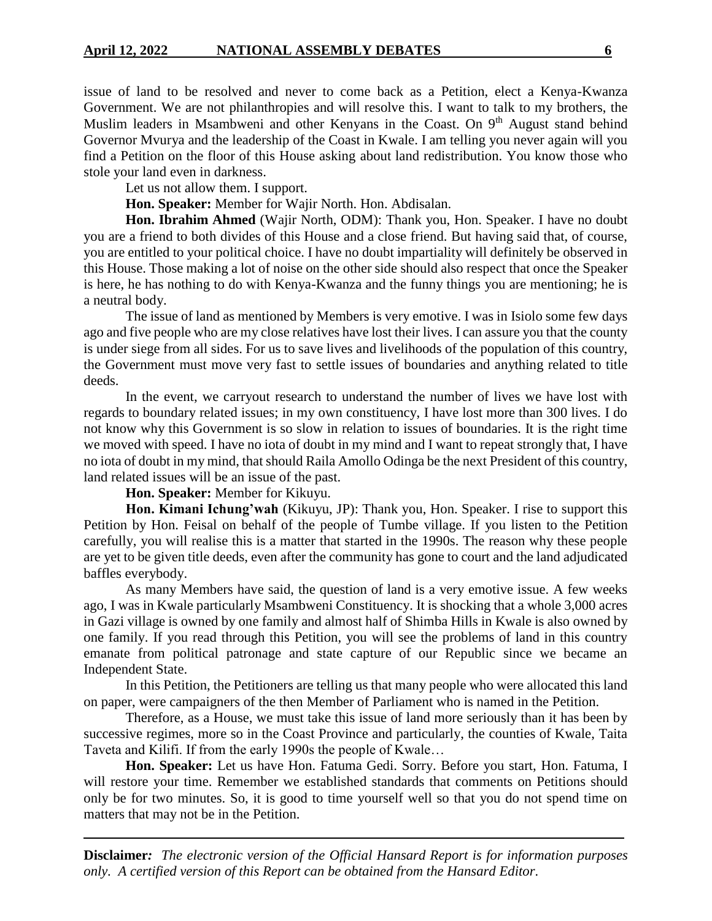issue of land to be resolved and never to come back as a Petition, elect a Kenya-Kwanza Government. We are not philanthropies and will resolve this. I want to talk to my brothers, the Muslim leaders in Msambweni and other Kenyans in the Coast. On 9th August stand behind Governor Mvurya and the leadership of the Coast in Kwale. I am telling you never again will you find a Petition on the floor of this House asking about land redistribution. You know those who stole your land even in darkness.

Let us not allow them. I support.

**Hon. Speaker:** Member for Wajir North. Hon. Abdisalan.

**Hon. Ibrahim Ahmed** (Wajir North, ODM): Thank you, Hon. Speaker. I have no doubt you are a friend to both divides of this House and a close friend. But having said that, of course, you are entitled to your political choice. I have no doubt impartiality will definitely be observed in this House. Those making a lot of noise on the other side should also respect that once the Speaker is here, he has nothing to do with Kenya-Kwanza and the funny things you are mentioning; he is a neutral body.

The issue of land as mentioned by Members is very emotive. I was in Isiolo some few days ago and five people who are my close relatives have lost their lives. I can assure you that the county is under siege from all sides. For us to save lives and livelihoods of the population of this country, the Government must move very fast to settle issues of boundaries and anything related to title deeds.

In the event, we carryout research to understand the number of lives we have lost with regards to boundary related issues; in my own constituency, I have lost more than 300 lives. I do not know why this Government is so slow in relation to issues of boundaries. It is the right time we moved with speed. I have no iota of doubt in my mind and I want to repeat strongly that, I have no iota of doubt in my mind, that should Raila Amollo Odinga be the next President of this country, land related issues will be an issue of the past.

**Hon. Speaker:** Member for Kikuyu.

**Hon. Kimani Ichung'wah** (Kikuyu, JP): Thank you, Hon. Speaker. I rise to support this Petition by Hon. Feisal on behalf of the people of Tumbe village. If you listen to the Petition carefully, you will realise this is a matter that started in the 1990s. The reason why these people are yet to be given title deeds, even after the community has gone to court and the land adjudicated baffles everybody.

As many Members have said, the question of land is a very emotive issue. A few weeks ago, I was in Kwale particularly Msambweni Constituency. It is shocking that a whole 3,000 acres in Gazi village is owned by one family and almost half of Shimba Hills in Kwale is also owned by one family. If you read through this Petition, you will see the problems of land in this country emanate from political patronage and state capture of our Republic since we became an Independent State.

In this Petition, the Petitioners are telling us that many people who were allocated this land on paper, were campaigners of the then Member of Parliament who is named in the Petition.

Therefore, as a House, we must take this issue of land more seriously than it has been by successive regimes, more so in the Coast Province and particularly, the counties of Kwale, Taita Taveta and Kilifi. If from the early 1990s the people of Kwale…

**Hon. Speaker:** Let us have Hon. Fatuma Gedi. Sorry. Before you start, Hon. Fatuma, I will restore your time. Remember we established standards that comments on Petitions should only be for two minutes. So, it is good to time yourself well so that you do not spend time on matters that may not be in the Petition.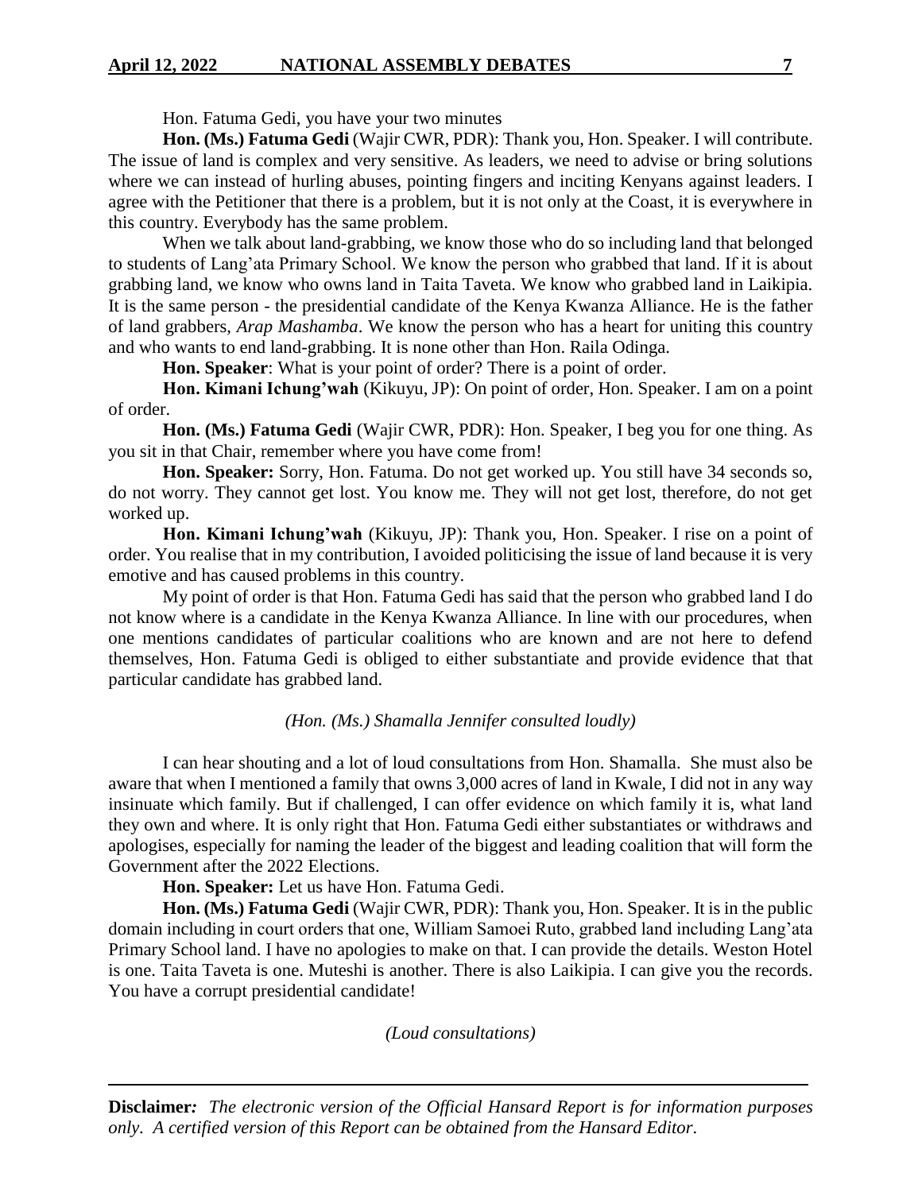Hon. Fatuma Gedi, you have your two minutes

**Hon. (Ms.) Fatuma Gedi** (Wajir CWR, PDR): Thank you, Hon. Speaker. I will contribute. The issue of land is complex and very sensitive. As leaders, we need to advise or bring solutions where we can instead of hurling abuses, pointing fingers and inciting Kenyans against leaders. I agree with the Petitioner that there is a problem, but it is not only at the Coast, it is everywhere in this country. Everybody has the same problem.

When we talk about land-grabbing, we know those who do so including land that belonged to students of Lang'ata Primary School. We know the person who grabbed that land. If it is about grabbing land, we know who owns land in Taita Taveta. We know who grabbed land in Laikipia. It is the same person - the presidential candidate of the Kenya Kwanza Alliance. He is the father of land grabbers, *Arap Mashamba*. We know the person who has a heart for uniting this country and who wants to end land-grabbing. It is none other than Hon. Raila Odinga.

**Hon. Speaker**: What is your point of order? There is a point of order.

**Hon. Kimani Ichung'wah** (Kikuyu, JP): On point of order, Hon. Speaker. I am on a point of order.

**Hon. (Ms.) Fatuma Gedi** (Wajir CWR, PDR): Hon. Speaker, I beg you for one thing. As you sit in that Chair, remember where you have come from!

**Hon. Speaker:** Sorry, Hon. Fatuma. Do not get worked up. You still have 34 seconds so, do not worry. They cannot get lost. You know me. They will not get lost, therefore, do not get worked up.

**Hon. Kimani Ichung'wah** (Kikuyu, JP): Thank you, Hon. Speaker. I rise on a point of order. You realise that in my contribution, I avoided politicising the issue of land because it is very emotive and has caused problems in this country.

My point of order is that Hon. Fatuma Gedi has said that the person who grabbed land I do not know where is a candidate in the Kenya Kwanza Alliance. In line with our procedures, when one mentions candidates of particular coalitions who are known and are not here to defend themselves, Hon. Fatuma Gedi is obliged to either substantiate and provide evidence that that particular candidate has grabbed land.

*(Hon. (Ms.) Shamalla Jennifer consulted loudly)*

I can hear shouting and a lot of loud consultations from Hon. Shamalla. She must also be aware that when I mentioned a family that owns 3,000 acres of land in Kwale, I did not in any way insinuate which family. But if challenged, I can offer evidence on which family it is, what land they own and where. It is only right that Hon. Fatuma Gedi either substantiates or withdraws and apologises, especially for naming the leader of the biggest and leading coalition that will form the Government after the 2022 Elections.

**Hon. Speaker:** Let us have Hon. Fatuma Gedi.

**Hon. (Ms.) Fatuma Gedi** (Wajir CWR, PDR): Thank you, Hon. Speaker. It is in the public domain including in court orders that one, William Samoei Ruto, grabbed land including Lang'ata Primary School land. I have no apologies to make on that. I can provide the details. Weston Hotel is one. Taita Taveta is one. Muteshi is another. There is also Laikipia. I can give you the records. You have a corrupt presidential candidate!

*(Loud consultations)*

**Disclaimer:** *The electronic version of the Official Hansard Report is for information purposes only. A certified version of this Report can be obtained from the Hansard Editor.*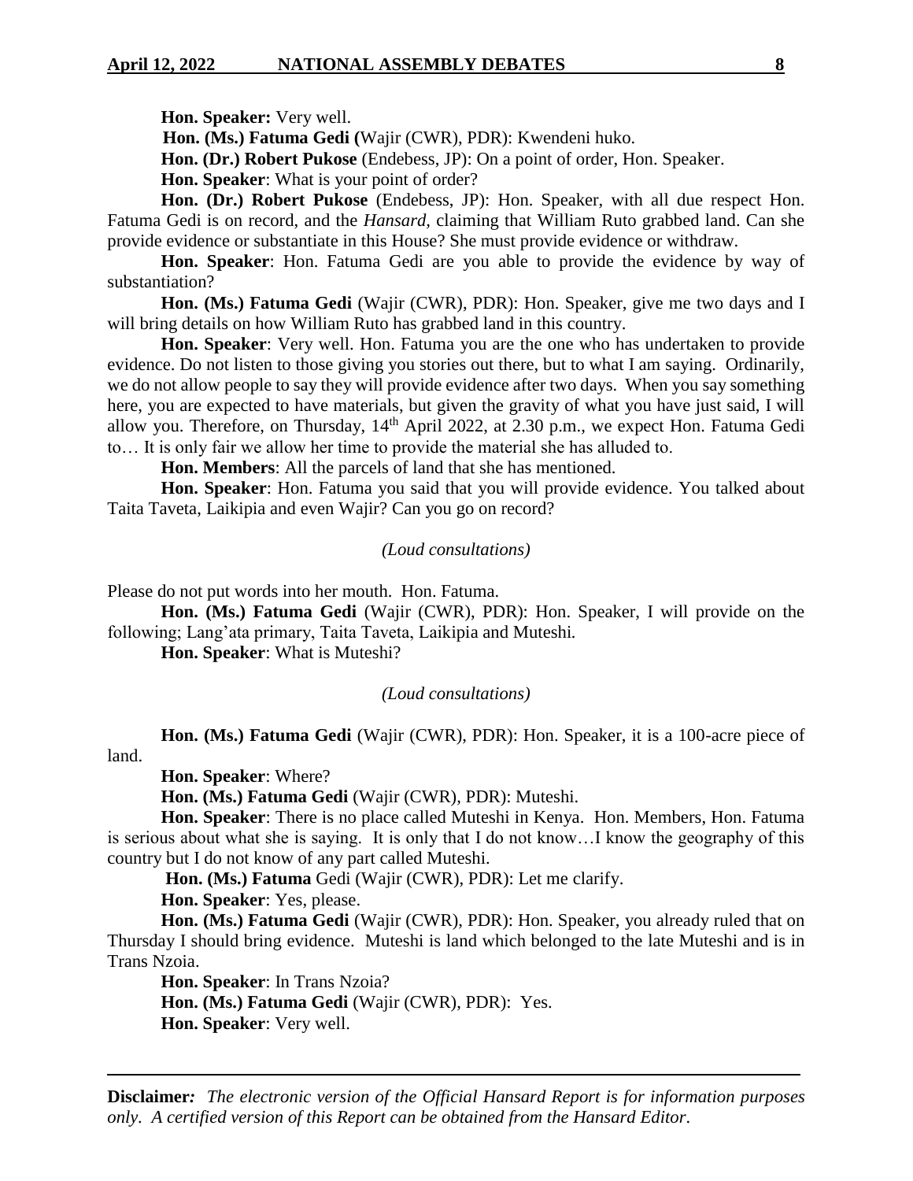**Hon. Speaker:** Very well.

**Hon. (Ms.) Fatuma Gedi (**Wajir (CWR), PDR): Kwendeni huko.

**Hon. (Dr.) Robert Pukose** (Endebess, JP): On a point of order, Hon. Speaker.

**Hon. Speaker**: What is your point of order?

**Hon. (Dr.) Robert Pukose** (Endebess, JP): Hon. Speaker, with all due respect Hon. Fatuma Gedi is on record, and the *Hansard,* claiming that William Ruto grabbed land. Can she provide evidence or substantiate in this House? She must provide evidence or withdraw.

**Hon. Speaker**: Hon. Fatuma Gedi are you able to provide the evidence by way of substantiation?

**Hon. (Ms.) Fatuma Gedi** (Wajir (CWR), PDR): Hon. Speaker, give me two days and I will bring details on how William Ruto has grabbed land in this country.

**Hon. Speaker**: Very well. Hon. Fatuma you are the one who has undertaken to provide evidence. Do not listen to those giving you stories out there, but to what I am saying. Ordinarily, we do not allow people to say they will provide evidence after two days. When you say something here, you are expected to have materials, but given the gravity of what you have just said, I will allow you. Therefore, on Thursday, 14th April 2022, at 2.30 p.m., we expect Hon. Fatuma Gedi to… It is only fair we allow her time to provide the material she has alluded to.

**Hon. Members**: All the parcels of land that she has mentioned.

**Hon. Speaker**: Hon. Fatuma you said that you will provide evidence. You talked about Taita Taveta, Laikipia and even Wajir? Can you go on record?

*(Loud consultations)*

Please do not put words into her mouth. Hon. Fatuma.

**Hon. (Ms.) Fatuma Gedi** (Wajir (CWR), PDR): Hon. Speaker, I will provide on the following; Lang'ata primary, Taita Taveta, Laikipia and Muteshi*.*

**Hon. Speaker**: What is Muteshi?

*(Loud consultations)*

**Hon. (Ms.) Fatuma Gedi** (Wajir (CWR), PDR): Hon. Speaker, it is a 100-acre piece of land.

**Hon. Speaker**: Where?

**Hon. (Ms.) Fatuma Gedi** (Wajir (CWR), PDR): Muteshi.

**Hon. Speaker**: There is no place called Muteshi in Kenya. Hon. Members, Hon. Fatuma is serious about what she is saying. It is only that I do not know…I know the geography of this country but I do not know of any part called Muteshi.

**Hon. (Ms.) Fatuma** Gedi (Wajir (CWR), PDR): Let me clarify.

**Hon. Speaker**: Yes, please.

**Hon. (Ms.) Fatuma Gedi** (Wajir (CWR), PDR): Hon. Speaker, you already ruled that on Thursday I should bring evidence. Muteshi is land which belonged to the late Muteshi and is in Trans Nzoia.

**Hon. Speaker**: In Trans Nzoia?

**Hon. (Ms.) Fatuma Gedi** (Wajir (CWR), PDR): Yes.

**Hon. Speaker**: Very well.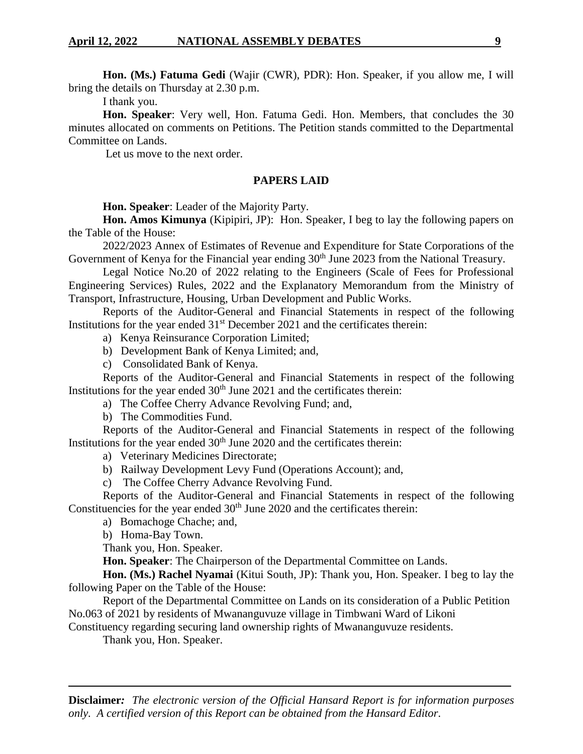**Hon. (Ms.) Fatuma Gedi** (Wajir (CWR), PDR): Hon. Speaker, if you allow me, I will bring the details on Thursday at 2.30 p.m.

I thank you.

**Hon. Speaker**: Very well, Hon. Fatuma Gedi. Hon. Members, that concludes the 30 minutes allocated on comments on Petitions. The Petition stands committed to the Departmental Committee on Lands.

Let us move to the next order.

## PAPERS LAID

**Hon. Speaker**: Leader of the Majority Party.

**Hon. Amos Kimunya** (Kipipiri, JP): Hon. Speaker, I beg to lay the following papers on the Table of the House:

2022/2023 Annex of Estimates of Revenue and Expenditure for State Corporations of the Government of Kenya for the Financial year ending 30th June 2023 from the National Treasury.

Legal Notice No.20 of 2022 relating to the Engineers (Scale of Fees for Professional Engineering Services) Rules, 2022 and the Explanatory Memorandum from the Ministry of Transport, Infrastructure, Housing, Urban Development and Public Works.

Reports of the Auditor-General and Financial Statements in respect of the following Institutions for the year ended 31st December 2021 and the certificates therein:

a) Kenya Reinsurance Corporation Limited;
b) Development Bank of Kenya Limited; and,
c) Consolidated Bank of Kenya.

Reports of the Auditor-General and Financial Statements in respect of the following Institutions for the year ended 30th June 2021 and the certificates therein:

a) The Coffee Cherry Advance Revolving Fund; and,
b) The Commodities Fund.

Reports of the Auditor-General and Financial Statements in respect of the following Institutions for the year ended 30th June 2020 and the certificates therein:

a) Veterinary Medicines Directorate;
b) Railway Development Levy Fund (Operations Account); and,
c) The Coffee Cherry Advance Revolving Fund.

Reports of the Auditor-General and Financial Statements in respect of the following Constituencies for the year ended 30th June 2020 and the certificates therein:

a) Bomachoge Chache; and,
b) Homa-Bay Town.

Thank you, Hon. Speaker.

**Hon. Speaker**: The Chairperson of the Departmental Committee on Lands.

**Hon. (Ms.) Rachel Nyamai** (Kitui South, JP): Thank you, Hon. Speaker. I beg to lay the following Paper on the Table of the House:

Report of the Departmental Committee on Lands on its consideration of a Public Petition No.063 of 2021 by residents of Mwananguvuze village in Timbwani Ward of Likoni Constituency regarding securing land ownership rights of Mwananguvuze residents.

Thank you, Hon. Speaker.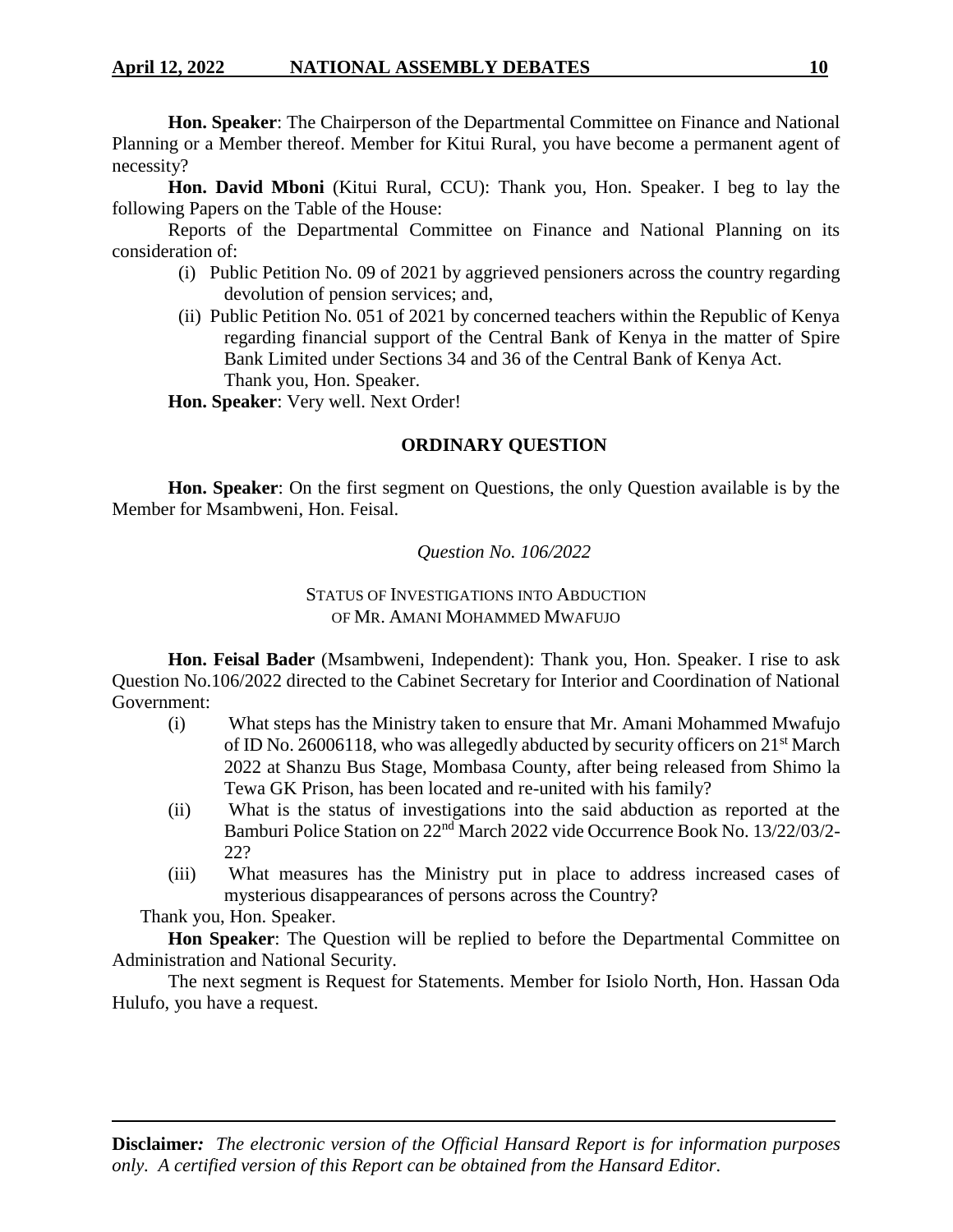**Hon. Speaker**: The Chairperson of the Departmental Committee on Finance and National Planning or a Member thereof. Member for Kitui Rural, you have become a permanent agent of necessity?

**Hon. David Mboni** (Kitui Rural, CCU): Thank you, Hon. Speaker. I beg to lay the following Papers on the Table of the House:

Reports of the Departmental Committee on Finance and National Planning on its consideration of:

(i) Public Petition No. 09 of 2021 by aggrieved pensioners across the country regarding devolution of pension services; and,

(ii) Public Petition No. 051 of 2021 by concerned teachers within the Republic of Kenya regarding financial support of the Central Bank of Kenya in the matter of Spire Bank Limited under Sections 34 and 36 of the Central Bank of Kenya Act.

Thank you, Hon. Speaker.

**Hon. Speaker**: Very well. Next Order!

## ORDINARY QUESTION

**Hon. Speaker**: On the first segment on Questions, the only Question available is by the Member for Msambweni, Hon. Feisal.

*Question No. 106/2022*

### STATUS OF INVESTIGATIONS INTO ABDUCTION OF MR. AMANI MOHAMMED MWAFUJO

**Hon. Feisal Bader** (Msambweni, Independent): Thank you, Hon. Speaker. I rise to ask Question No.106/2022 directed to the Cabinet Secretary for Interior and Coordination of National Government:

(i) What steps has the Ministry taken to ensure that Mr. Amani Mohammed Mwafujo of ID No. 26006118, who was allegedly abducted by security officers on 21st March 2022 at Shanzu Bus Stage, Mombasa County, after being released from Shimo la Tewa GK Prison, has been located and re-united with his family?

(ii) What is the status of investigations into the said abduction as reported at the Bamburi Police Station on 22nd March 2022 vide Occurrence Book No. 13/22/03/2-22?

(iii) What measures has the Ministry put in place to address increased cases of mysterious disappearances of persons across the Country?

Thank you, Hon. Speaker.

**Hon Speaker**: The Question will be replied to before the Departmental Committee on Administration and National Security.

The next segment is Request for Statements. Member for Isiolo North, Hon. Hassan Oda Hulufo, you have a request.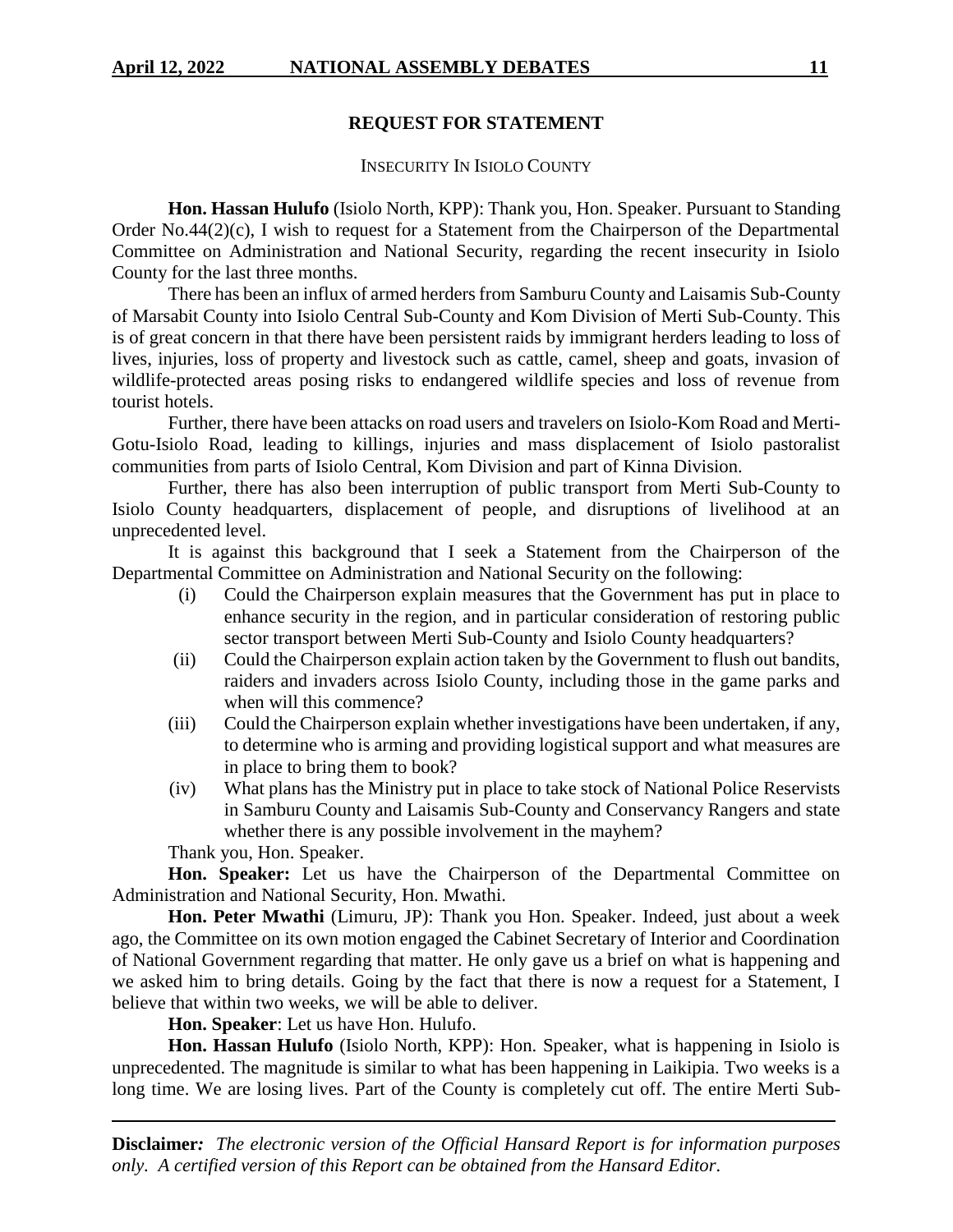## REQUEST FOR STATEMENT

### INSECURITY IN ISIOLO COUNTY

**Hon. Hassan Hulufo** (Isiolo North, KPP): Thank you, Hon. Speaker. Pursuant to Standing Order No.44(2)(c), I wish to request for a Statement from the Chairperson of the Departmental Committee on Administration and National Security, regarding the recent insecurity in Isiolo County for the last three months.

There has been an influx of armed herders from Samburu County and Laisamis Sub-County of Marsabit County into Isiolo Central Sub-County and Kom Division of Merti Sub-County. This is of great concern in that there have been persistent raids by immigrant herders leading to loss of lives, injuries, loss of property and livestock such as cattle, camel, sheep and goats, invasion of wildlife-protected areas posing risks to endangered wildlife species and loss of revenue from tourist hotels.

Further, there have been attacks on road users and travelers on Isiolo-Kom Road and Merti-Gotu-Isiolo Road, leading to killings, injuries and mass displacement of Isiolo pastoralist communities from parts of Isiolo Central, Kom Division and part of Kinna Division.

Further, there has also been interruption of public transport from Merti Sub-County to Isiolo County headquarters, displacement of people, and disruptions of livelihood at an unprecedented level.

It is against this background that I seek a Statement from the Chairperson of the Departmental Committee on Administration and National Security on the following:

(i) Could the Chairperson explain measures that the Government has put in place to enhance security in the region, and in particular consideration of restoring public sector transport between Merti Sub-County and Isiolo County headquarters?

(ii) Could the Chairperson explain action taken by the Government to flush out bandits, raiders and invaders across Isiolo County, including those in the game parks and when will this commence?

(iii) Could the Chairperson explain whether investigations have been undertaken, if any, to determine who is arming and providing logistical support and what measures are in place to bring them to book?

(iv) What plans has the Ministry put in place to take stock of National Police Reservists in Samburu County and Laisamis Sub-County and Conservancy Rangers and state whether there is any possible involvement in the mayhem?

Thank you, Hon. Speaker.

**Hon. Speaker:** Let us have the Chairperson of the Departmental Committee on Administration and National Security, Hon. Mwathi.

**Hon. Peter Mwathi** (Limuru, JP): Thank you Hon. Speaker. Indeed, just about a week ago, the Committee on its own motion engaged the Cabinet Secretary of Interior and Coordination of National Government regarding that matter. He only gave us a brief on what is happening and we asked him to bring details. Going by the fact that there is now a request for a Statement, I believe that within two weeks, we will be able to deliver.

**Hon. Speaker**: Let us have Hon. Hulufo.

**Hon. Hassan Hulufo** (Isiolo North, KPP): Hon. Speaker, what is happening in Isiolo is unprecedented. The magnitude is similar to what has been happening in Laikipia. Two weeks is a long time. We are losing lives. Part of the County is completely cut off. The entire Merti Sub-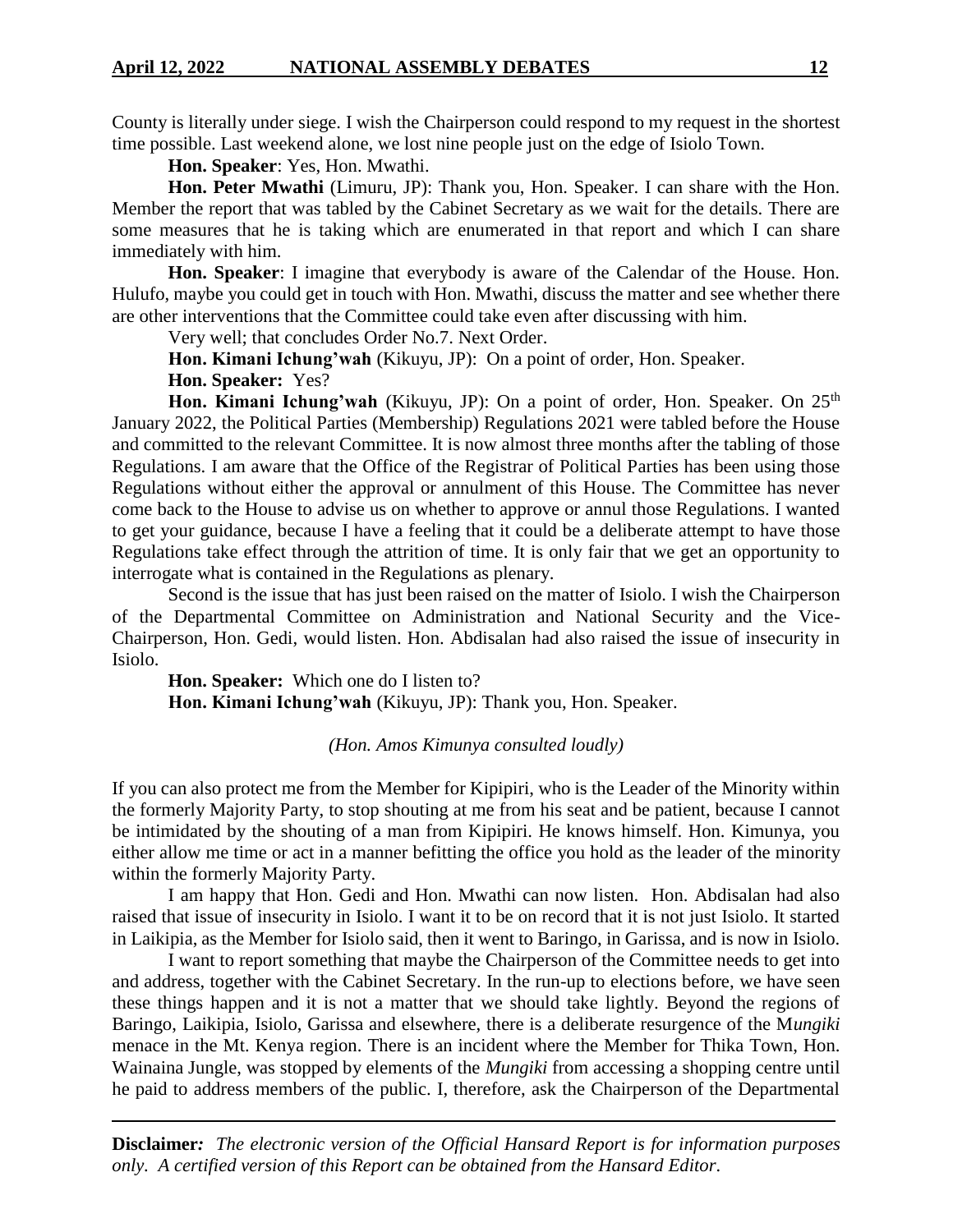County is literally under siege. I wish the Chairperson could respond to my request in the shortest time possible. Last weekend alone, we lost nine people just on the edge of Isiolo Town.

**Hon. Speaker**: Yes, Hon. Mwathi.

**Hon. Peter Mwathi** (Limuru, JP): Thank you, Hon. Speaker. I can share with the Hon. Member the report that was tabled by the Cabinet Secretary as we wait for the details. There are some measures that he is taking which are enumerated in that report and which I can share immediately with him.

**Hon. Speaker**: I imagine that everybody is aware of the Calendar of the House. Hon. Hulufo, maybe you could get in touch with Hon. Mwathi, discuss the matter and see whether there are other interventions that the Committee could take even after discussing with him.

Very well; that concludes Order No.7. Next Order.

**Hon. Kimani Ichung'wah** (Kikuyu, JP): On a point of order, Hon. Speaker.

**Hon. Speaker:** Yes?

**Hon. Kimani Ichung'wah** (Kikuyu, JP): On a point of order, Hon. Speaker. On 25th January 2022, the Political Parties (Membership) Regulations 2021 were tabled before the House and committed to the relevant Committee. It is now almost three months after the tabling of those Regulations. I am aware that the Office of the Registrar of Political Parties has been using those Regulations without either the approval or annulment of this House. The Committee has never come back to the House to advise us on whether to approve or annul those Regulations. I wanted to get your guidance, because I have a feeling that it could be a deliberate attempt to have those Regulations take effect through the attrition of time. It is only fair that we get an opportunity to interrogate what is contained in the Regulations as plenary.

Second is the issue that has just been raised on the matter of Isiolo. I wish the Chairperson of the Departmental Committee on Administration and National Security and the Vice-Chairperson, Hon. Gedi, would listen. Hon. Abdisalan had also raised the issue of insecurity in Isiolo.

**Hon. Speaker:** Which one do I listen to?

**Hon. Kimani Ichung'wah** (Kikuyu, JP): Thank you, Hon. Speaker.

*(Hon. Amos Kimunya consulted loudly)*

If you can also protect me from the Member for Kipipiri, who is the Leader of the Minority within the formerly Majority Party, to stop shouting at me from his seat and be patient, because I cannot be intimidated by the shouting of a man from Kipipiri. He knows himself. Hon. Kimunya, you either allow me time or act in a manner befitting the office you hold as the leader of the minority within the formerly Majority Party.

I am happy that Hon. Gedi and Hon. Mwathi can now listen. Hon. Abdisalan had also raised that issue of insecurity in Isiolo. I want it to be on record that it is not just Isiolo. It started in Laikipia, as the Member for Isiolo said, then it went to Baringo, in Garissa, and is now in Isiolo.

I want to report something that maybe the Chairperson of the Committee needs to get into and address, together with the Cabinet Secretary. In the run-up to elections before, we have seen these things happen and it is not a matter that we should take lightly. Beyond the regions of Baringo, Laikipia, Isiolo, Garissa and elsewhere, there is a deliberate resurgence of the M*ungiki* menace in the Mt. Kenya region. There is an incident where the Member for Thika Town, Hon. Wainaina Jungle, was stopped by elements of the *Mungiki* from accessing a shopping centre until he paid to address members of the public. I, therefore, ask the Chairperson of the Departmental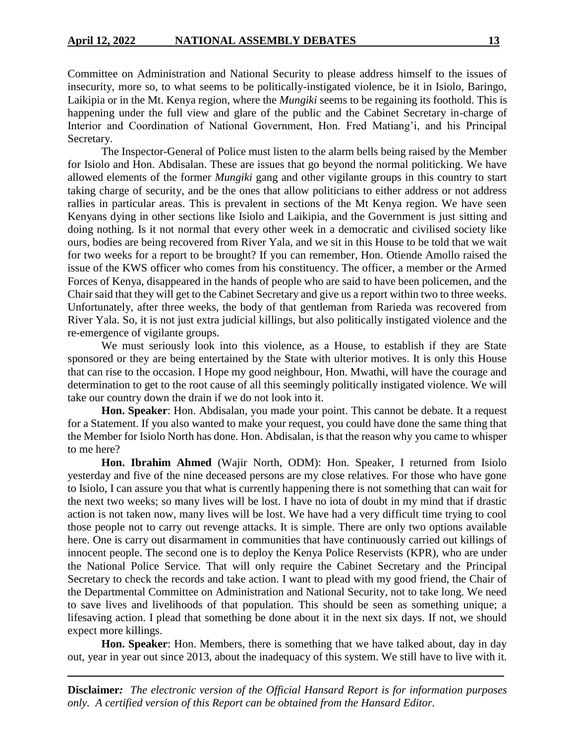Committee on Administration and National Security to please address himself to the issues of insecurity, more so, to what seems to be politically-instigated violence, be it in Isiolo, Baringo, Laikipia or in the Mt. Kenya region, where the *Mungiki* seems to be regaining its foothold. This is happening under the full view and glare of the public and the Cabinet Secretary in-charge of Interior and Coordination of National Government, Hon. Fred Matiang'i, and his Principal Secretary.

The Inspector-General of Police must listen to the alarm bells being raised by the Member for Isiolo and Hon. Abdisalan. These are issues that go beyond the normal politicking. We have allowed elements of the former *Mungiki* gang and other vigilante groups in this country to start taking charge of security, and be the ones that allow politicians to either address or not address rallies in particular areas. This is prevalent in sections of the Mt Kenya region. We have seen Kenyans dying in other sections like Isiolo and Laikipia, and the Government is just sitting and doing nothing. Is it not normal that every other week in a democratic and civilised society like ours, bodies are being recovered from River Yala, and we sit in this House to be told that we wait for two weeks for a report to be brought? If you can remember, Hon. Otiende Amollo raised the issue of the KWS officer who comes from his constituency. The officer, a member or the Armed Forces of Kenya, disappeared in the hands of people who are said to have been policemen, and the Chair said that they will get to the Cabinet Secretary and give us a report within two to three weeks. Unfortunately, after three weeks, the body of that gentleman from Rarieda was recovered from River Yala. So, it is not just extra judicial killings, but also politically instigated violence and the re-emergence of vigilante groups.

We must seriously look into this violence, as a House, to establish if they are State sponsored or they are being entertained by the State with ulterior motives. It is only this House that can rise to the occasion. I Hope my good neighbour, Hon. Mwathi, will have the courage and determination to get to the root cause of all this seemingly politically instigated violence. We will take our country down the drain if we do not look into it.

**Hon. Speaker**: Hon. Abdisalan, you made your point. This cannot be debate. It a request for a Statement. If you also wanted to make your request, you could have done the same thing that the Member for Isiolo North has done. Hon. Abdisalan, is that the reason why you came to whisper to me here?

**Hon. Ibrahim Ahmed** (Wajir North, ODM): Hon. Speaker, I returned from Isiolo yesterday and five of the nine deceased persons are my close relatives. For those who have gone to Isiolo, I can assure you that what is currently happening there is not something that can wait for the next two weeks; so many lives will be lost. I have no iota of doubt in my mind that if drastic action is not taken now, many lives will be lost. We have had a very difficult time trying to cool those people not to carry out revenge attacks. It is simple. There are only two options available here. One is carry out disarmament in communities that have continuously carried out killings of innocent people. The second one is to deploy the Kenya Police Reservists (KPR), who are under the National Police Service. That will only require the Cabinet Secretary and the Principal Secretary to check the records and take action. I want to plead with my good friend, the Chair of the Departmental Committee on Administration and National Security, not to take long. We need to save lives and livelihoods of that population. This should be seen as something unique; a lifesaving action. I plead that something be done about it in the next six days. If not, we should expect more killings.

**Hon. Speaker**: Hon. Members, there is something that we have talked about, day in day out, year in year out since 2013, about the inadequacy of this system. We still have to live with it.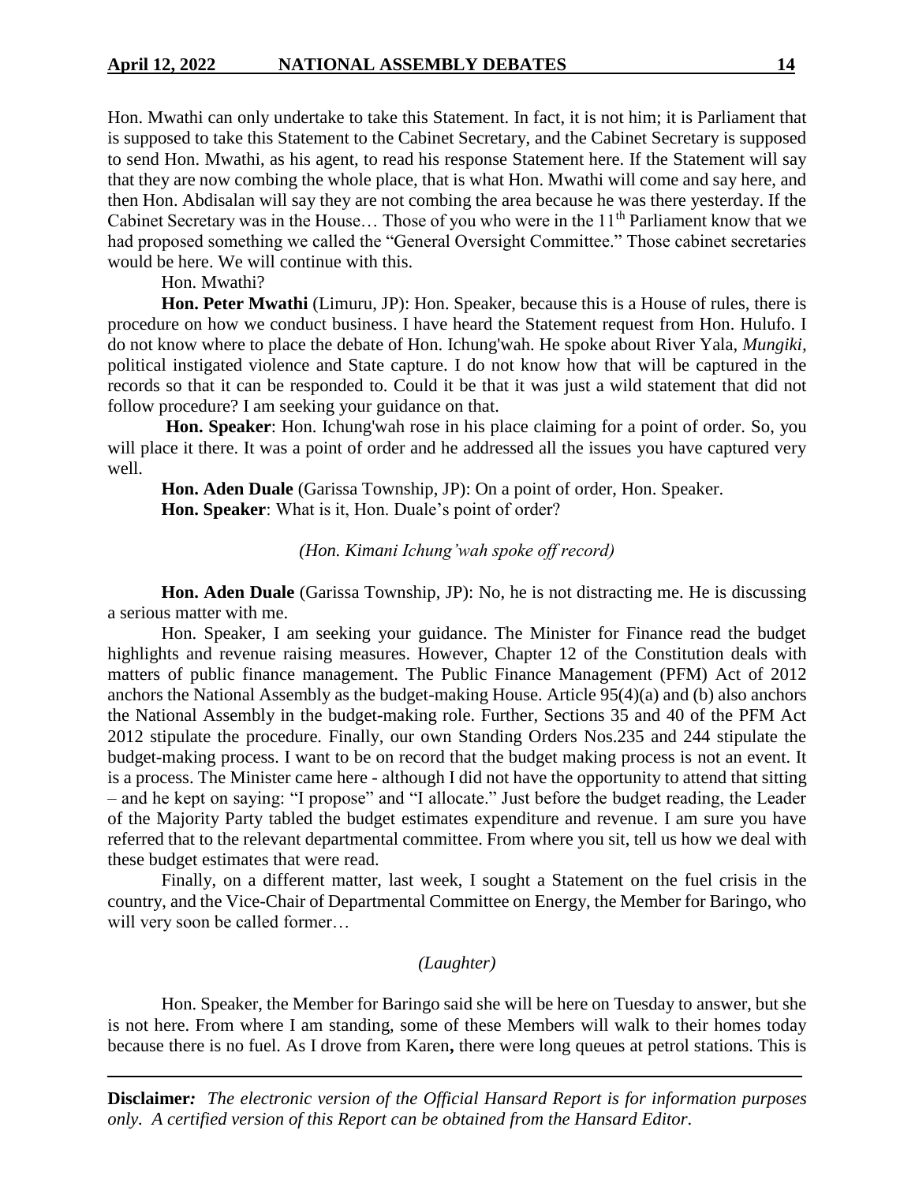Hon. Mwathi can only undertake to take this Statement. In fact, it is not him; it is Parliament that is supposed to take this Statement to the Cabinet Secretary, and the Cabinet Secretary is supposed to send Hon. Mwathi, as his agent, to read his response Statement here. If the Statement will say that they are now combing the whole place, that is what Hon. Mwathi will come and say here, and then Hon. Abdisalan will say they are not combing the area because he was there yesterday. If the Cabinet Secretary was in the House… Those of you who were in the 11th Parliament know that we had proposed something we called the "General Oversight Committee." Those cabinet secretaries would be here. We will continue with this.

Hon. Mwathi?

**Hon. Peter Mwathi** (Limuru, JP): Hon. Speaker, because this is a House of rules, there is procedure on how we conduct business. I have heard the Statement request from Hon. Hulufo. I do not know where to place the debate of Hon. Ichung'wah. He spoke about River Yala, *Mungiki*, political instigated violence and State capture. I do not know how that will be captured in the records so that it can be responded to. Could it be that it was just a wild statement that did not follow procedure? I am seeking your guidance on that.

**Hon. Speaker**: Hon. Ichung'wah rose in his place claiming for a point of order. So, you will place it there. It was a point of order and he addressed all the issues you have captured very well.

**Hon. Aden Duale** (Garissa Township, JP): On a point of order, Hon. Speaker.

**Hon. Speaker**: What is it, Hon. Duale's point of order?

*(Hon. Kimani Ichung'wah spoke off record)*

**Hon. Aden Duale** (Garissa Township, JP): No, he is not distracting me. He is discussing a serious matter with me.

Hon. Speaker, I am seeking your guidance. The Minister for Finance read the budget highlights and revenue raising measures. However, Chapter 12 of the Constitution deals with matters of public finance management. The Public Finance Management (PFM) Act of 2012 anchors the National Assembly as the budget-making House. Article 95(4)(a) and (b) also anchors the National Assembly in the budget-making role. Further, Sections 35 and 40 of the PFM Act 2012 stipulate the procedure. Finally, our own Standing Orders Nos.235 and 244 stipulate the budget-making process. I want to be on record that the budget making process is not an event. It is a process. The Minister came here - although I did not have the opportunity to attend that sitting – and he kept on saying: "I propose" and "I allocate." Just before the budget reading, the Leader of the Majority Party tabled the budget estimates expenditure and revenue. I am sure you have referred that to the relevant departmental committee. From where you sit, tell us how we deal with these budget estimates that were read.

Finally, on a different matter, last week, I sought a Statement on the fuel crisis in the country, and the Vice-Chair of Departmental Committee on Energy, the Member for Baringo, who will very soon be called former…

*(Laughter)*

Hon. Speaker, the Member for Baringo said she will be here on Tuesday to answer, but she is not here. From where I am standing, some of these Members will walk to their homes today because there is no fuel. As I drove from Karen**,** there were long queues at petrol stations. This is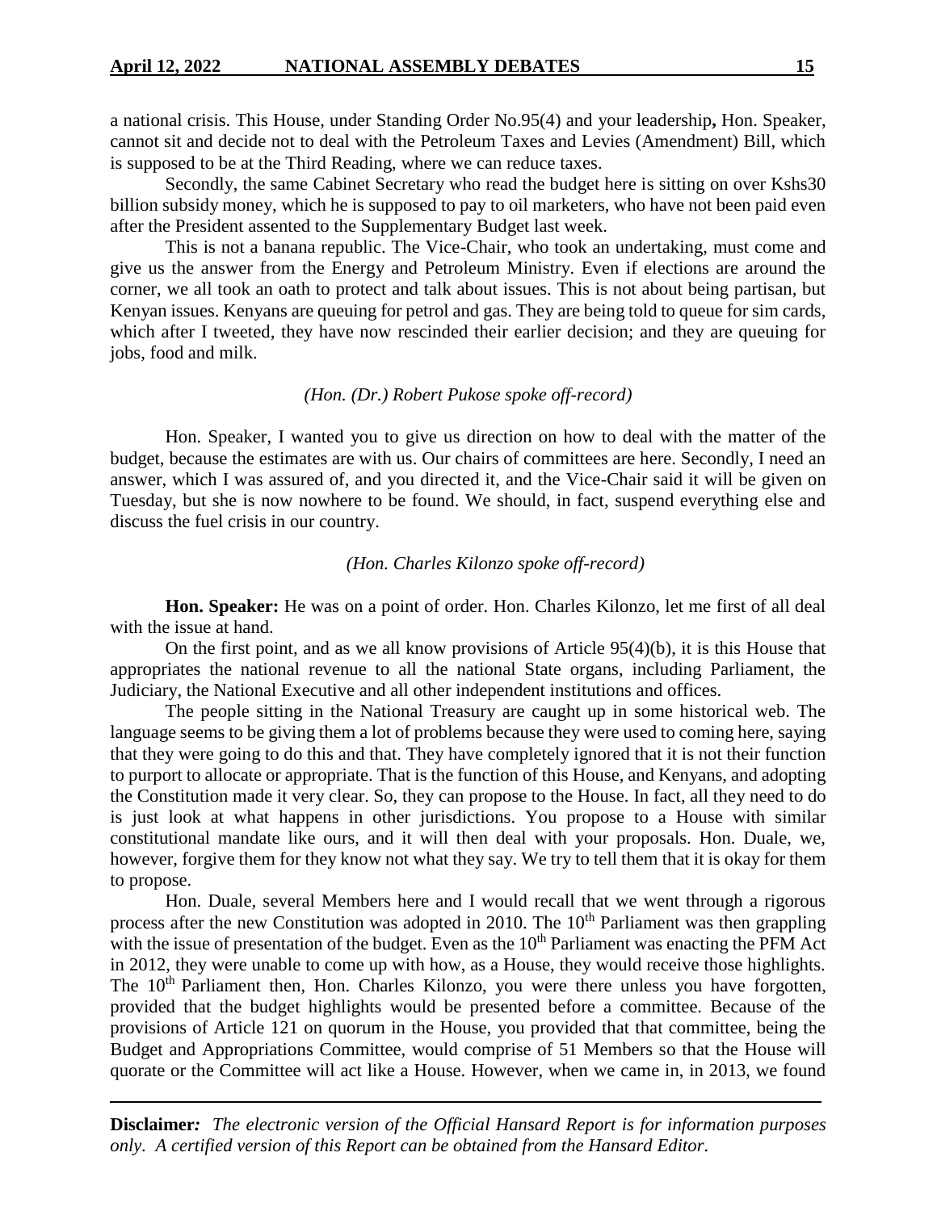a national crisis. This House, under Standing Order No.95(4) and your leadership**,** Hon. Speaker, cannot sit and decide not to deal with the Petroleum Taxes and Levies (Amendment) Bill, which is supposed to be at the Third Reading, where we can reduce taxes.

Secondly, the same Cabinet Secretary who read the budget here is sitting on over Kshs30 billion subsidy money, which he is supposed to pay to oil marketers, who have not been paid even after the President assented to the Supplementary Budget last week.

This is not a banana republic. The Vice-Chair, who took an undertaking, must come and give us the answer from the Energy and Petroleum Ministry. Even if elections are around the corner, we all took an oath to protect and talk about issues. This is not about being partisan, but Kenyan issues. Kenyans are queuing for petrol and gas. They are being told to queue for sim cards, which after I tweeted, they have now rescinded their earlier decision; and they are queuing for jobs, food and milk.

*(Hon. (Dr.) Robert Pukose spoke off-record)*

Hon. Speaker, I wanted you to give us direction on how to deal with the matter of the budget, because the estimates are with us. Our chairs of committees are here. Secondly, I need an answer, which I was assured of, and you directed it, and the Vice-Chair said it will be given on Tuesday, but she is now nowhere to be found. We should, in fact, suspend everything else and discuss the fuel crisis in our country.

*(Hon. Charles Kilonzo spoke off-record)*

**Hon. Speaker:** He was on a point of order. Hon. Charles Kilonzo, let me first of all deal with the issue at hand.

On the first point, and as we all know provisions of Article 95(4)(b), it is this House that appropriates the national revenue to all the national State organs, including Parliament, the Judiciary, the National Executive and all other independent institutions and offices.

The people sitting in the National Treasury are caught up in some historical web. The language seems to be giving them a lot of problems because they were used to coming here, saying that they were going to do this and that. They have completely ignored that it is not their function to purport to allocate or appropriate. That is the function of this House, and Kenyans, and adopting the Constitution made it very clear. So, they can propose to the House. In fact, all they need to do is just look at what happens in other jurisdictions. You propose to a House with similar constitutional mandate like ours, and it will then deal with your proposals. Hon. Duale, we, however, forgive them for they know not what they say. We try to tell them that it is okay for them to propose.

Hon. Duale, several Members here and I would recall that we went through a rigorous process after the new Constitution was adopted in 2010. The 10th Parliament was then grappling with the issue of presentation of the budget. Even as the 10th Parliament was enacting the PFM Act in 2012, they were unable to come up with how, as a House, they would receive those highlights. The 10th Parliament then, Hon. Charles Kilonzo, you were there unless you have forgotten, provided that the budget highlights would be presented before a committee. Because of the provisions of Article 121 on quorum in the House, you provided that that committee, being the Budget and Appropriations Committee, would comprise of 51 Members so that the House will quorate or the Committee will act like a House. However, when we came in, in 2013, we found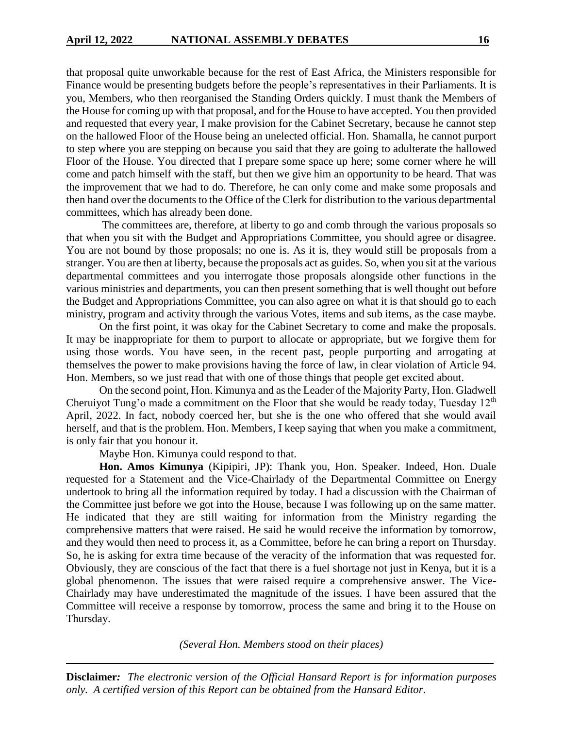that proposal quite unworkable because for the rest of East Africa, the Ministers responsible for Finance would be presenting budgets before the people's representatives in their Parliaments. It is you, Members, who then reorganised the Standing Orders quickly. I must thank the Members of the House for coming up with that proposal, and for the House to have accepted. You then provided and requested that every year, I make provision for the Cabinet Secretary, because he cannot step on the hallowed Floor of the House being an unelected official. Hon. Shamalla, he cannot purport to step where you are stepping on because you said that they are going to adulterate the hallowed Floor of the House. You directed that I prepare some space up here; some corner where he will come and patch himself with the staff, but then we give him an opportunity to be heard. That was the improvement that we had to do. Therefore, he can only come and make some proposals and then hand over the documents to the Office of the Clerk for distribution to the various departmental committees, which has already been done.

The committees are, therefore, at liberty to go and comb through the various proposals so that when you sit with the Budget and Appropriations Committee, you should agree or disagree. You are not bound by those proposals; no one is. As it is, they would still be proposals from a stranger. You are then at liberty, because the proposals act as guides. So, when you sit at the various departmental committees and you interrogate those proposals alongside other functions in the various ministries and departments, you can then present something that is well thought out before the Budget and Appropriations Committee, you can also agree on what it is that should go to each ministry, program and activity through the various Votes, items and sub items, as the case maybe.

On the first point, it was okay for the Cabinet Secretary to come and make the proposals. It may be inappropriate for them to purport to allocate or appropriate, but we forgive them for using those words. You have seen, in the recent past, people purporting and arrogating at themselves the power to make provisions having the force of law, in clear violation of Article 94. Hon. Members, so we just read that with one of those things that people get excited about.

On the second point, Hon. Kimunya and as the Leader of the Majority Party, Hon. Gladwell Cheruiyot Tung'o made a commitment on the Floor that she would be ready today, Tuesday 12th April, 2022. In fact, nobody coerced her, but she is the one who offered that she would avail herself, and that is the problem. Hon. Members, I keep saying that when you make a commitment, is only fair that you honour it.

Maybe Hon. Kimunya could respond to that.

**Hon. Amos Kimunya** (Kipipiri, JP): Thank you, Hon. Speaker. Indeed, Hon. Duale requested for a Statement and the Vice-Chairlady of the Departmental Committee on Energy undertook to bring all the information required by today. I had a discussion with the Chairman of the Committee just before we got into the House, because I was following up on the same matter. He indicated that they are still waiting for information from the Ministry regarding the comprehensive matters that were raised. He said he would receive the information by tomorrow, and they would then need to process it, as a Committee, before he can bring a report on Thursday. So, he is asking for extra time because of the veracity of the information that was requested for. Obviously, they are conscious of the fact that there is a fuel shortage not just in Kenya, but it is a global phenomenon. The issues that were raised require a comprehensive answer. The Vice-Chairlady may have underestimated the magnitude of the issues. I have been assured that the Committee will receive a response by tomorrow, process the same and bring it to the House on Thursday.

*(Several Hon. Members stood on their places)*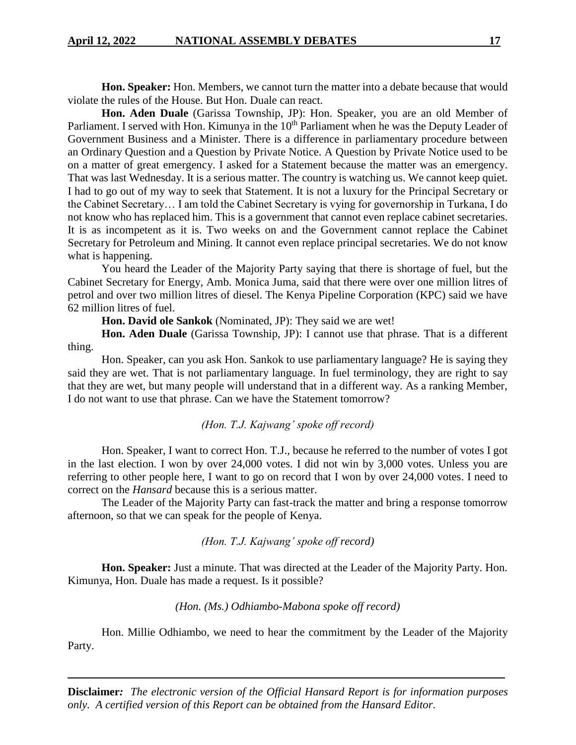**Hon. Speaker:** Hon. Members, we cannot turn the matter into a debate because that would violate the rules of the House. But Hon. Duale can react.

**Hon. Aden Duale** (Garissa Township, JP): Hon. Speaker, you are an old Member of Parliament. I served with Hon. Kimunya in the 10th Parliament when he was the Deputy Leader of Government Business and a Minister. There is a difference in parliamentary procedure between an Ordinary Question and a Question by Private Notice. A Question by Private Notice used to be on a matter of great emergency. I asked for a Statement because the matter was an emergency. That was last Wednesday. It is a serious matter. The country is watching us. We cannot keep quiet. I had to go out of my way to seek that Statement. It is not a luxury for the Principal Secretary or the Cabinet Secretary… I am told the Cabinet Secretary is vying for governorship in Turkana, I do not know who has replaced him. This is a government that cannot even replace cabinet secretaries. It is as incompetent as it is. Two weeks on and the Government cannot replace the Cabinet Secretary for Petroleum and Mining. It cannot even replace principal secretaries. We do not know what is happening.

You heard the Leader of the Majority Party saying that there is shortage of fuel, but the Cabinet Secretary for Energy, Amb. Monica Juma, said that there were over one million litres of petrol and over two million litres of diesel. The Kenya Pipeline Corporation (KPC) said we have 62 million litres of fuel.

**Hon. David ole Sankok** (Nominated, JP): They said we are wet!

**Hon. Aden Duale** (Garissa Township, JP): I cannot use that phrase. That is a different thing.

Hon. Speaker, can you ask Hon. Sankok to use parliamentary language? He is saying they said they are wet. That is not parliamentary language. In fuel terminology, they are right to say that they are wet, but many people will understand that in a different way. As a ranking Member, I do not want to use that phrase. Can we have the Statement tomorrow?

*(Hon. T.J. Kajwang' spoke off record)*

Hon. Speaker, I want to correct Hon. T.J., because he referred to the number of votes I got in the last election. I won by over 24,000 votes. I did not win by 3,000 votes. Unless you are referring to other people here, I want to go on record that I won by over 24,000 votes. I need to correct on the *Hansard* because this is a serious matter.

The Leader of the Majority Party can fast-track the matter and bring a response tomorrow afternoon, so that we can speak for the people of Kenya.

*(Hon. T.J. Kajwang' spoke off record)*

**Hon. Speaker:** Just a minute. That was directed at the Leader of the Majority Party. Hon. Kimunya, Hon. Duale has made a request. Is it possible?

*(Hon. (Ms.) Odhiambo-Mabona spoke off record)*

Hon. Millie Odhiambo, we need to hear the commitment by the Leader of the Majority Party.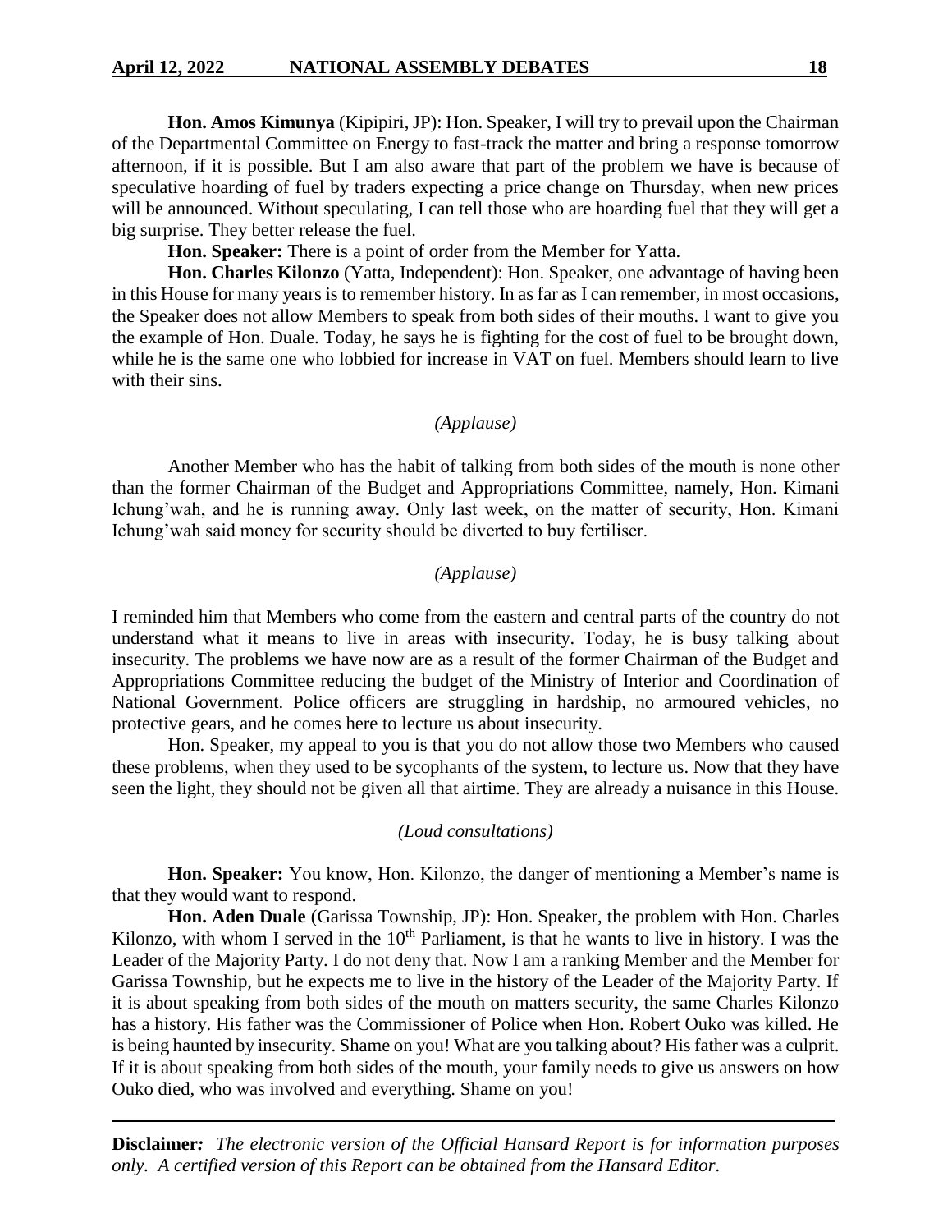**Hon. Amos Kimunya** (Kipipiri, JP): Hon. Speaker, I will try to prevail upon the Chairman of the Departmental Committee on Energy to fast-track the matter and bring a response tomorrow afternoon, if it is possible. But I am also aware that part of the problem we have is because of speculative hoarding of fuel by traders expecting a price change on Thursday, when new prices will be announced. Without speculating, I can tell those who are hoarding fuel that they will get a big surprise. They better release the fuel.

**Hon. Speaker:** There is a point of order from the Member for Yatta.

**Hon. Charles Kilonzo** (Yatta, Independent): Hon. Speaker, one advantage of having been in this House for many years is to remember history. In as far as I can remember, in most occasions, the Speaker does not allow Members to speak from both sides of their mouths. I want to give you the example of Hon. Duale. Today, he says he is fighting for the cost of fuel to be brought down, while he is the same one who lobbied for increase in VAT on fuel. Members should learn to live with their sins.

*(Applause)*

Another Member who has the habit of talking from both sides of the mouth is none other than the former Chairman of the Budget and Appropriations Committee, namely, Hon. Kimani Ichung'wah, and he is running away. Only last week, on the matter of security, Hon. Kimani Ichung'wah said money for security should be diverted to buy fertiliser.

*(Applause)*

I reminded him that Members who come from the eastern and central parts of the country do not understand what it means to live in areas with insecurity. Today, he is busy talking about insecurity. The problems we have now are as a result of the former Chairman of the Budget and Appropriations Committee reducing the budget of the Ministry of Interior and Coordination of National Government. Police officers are struggling in hardship, no armoured vehicles, no protective gears, and he comes here to lecture us about insecurity.

Hon. Speaker, my appeal to you is that you do not allow those two Members who caused these problems, when they used to be sycophants of the system, to lecture us. Now that they have seen the light, they should not be given all that airtime. They are already a nuisance in this House.

*(Loud consultations)*

**Hon. Speaker:** You know, Hon. Kilonzo, the danger of mentioning a Member's name is that they would want to respond.

**Hon. Aden Duale** (Garissa Township, JP): Hon. Speaker, the problem with Hon. Charles Kilonzo, with whom I served in the 10th Parliament, is that he wants to live in history. I was the Leader of the Majority Party. I do not deny that. Now I am a ranking Member and the Member for Garissa Township, but he expects me to live in the history of the Leader of the Majority Party. If it is about speaking from both sides of the mouth on matters security, the same Charles Kilonzo has a history. His father was the Commissioner of Police when Hon. Robert Ouko was killed. He is being haunted by insecurity. Shame on you! What are you talking about? His father was a culprit. If it is about speaking from both sides of the mouth, your family needs to give us answers on how Ouko died, who was involved and everything. Shame on you!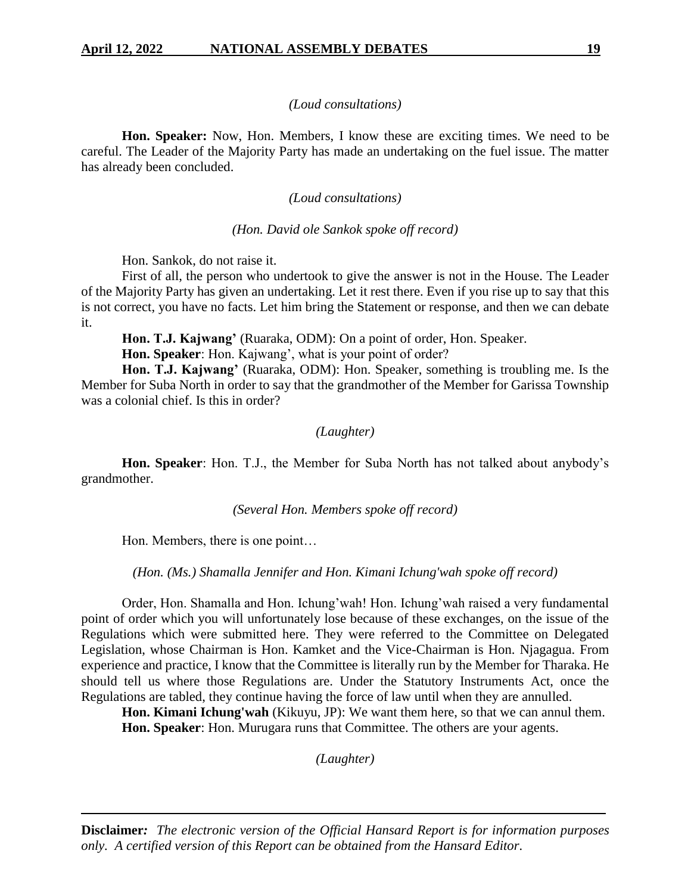*(Loud consultations)*

**Hon. Speaker:** Now, Hon. Members, I know these are exciting times. We need to be careful. The Leader of the Majority Party has made an undertaking on the fuel issue. The matter has already been concluded.

*(Loud consultations)*

*(Hon. David ole Sankok spoke off record)*

Hon. Sankok, do not raise it.

First of all, the person who undertook to give the answer is not in the House. The Leader of the Majority Party has given an undertaking. Let it rest there. Even if you rise up to say that this is not correct, you have no facts. Let him bring the Statement or response, and then we can debate it.

**Hon. T.J. Kajwang'** (Ruaraka, ODM): On a point of order, Hon. Speaker.

**Hon. Speaker**: Hon. Kajwang', what is your point of order?

**Hon. T.J. Kajwang'** (Ruaraka, ODM): Hon. Speaker, something is troubling me. Is the Member for Suba North in order to say that the grandmother of the Member for Garissa Township was a colonial chief. Is this in order?

*(Laughter)*

**Hon. Speaker**: Hon. T.J., the Member for Suba North has not talked about anybody's grandmother.

*(Several Hon. Members spoke off record)*

Hon. Members, there is one point…

*(Hon. (Ms.) Shamalla Jennifer and Hon. Kimani Ichung'wah spoke off record)*

Order, Hon. Shamalla and Hon. Ichung'wah! Hon. Ichung'wah raised a very fundamental point of order which you will unfortunately lose because of these exchanges, on the issue of the Regulations which were submitted here. They were referred to the Committee on Delegated Legislation, whose Chairman is Hon. Kamket and the Vice-Chairman is Hon. Njagagua. From experience and practice, I know that the Committee is literally run by the Member for Tharaka. He should tell us where those Regulations are. Under the Statutory Instruments Act, once the Regulations are tabled, they continue having the force of law until when they are annulled.

**Hon. Kimani Ichung'wah** (Kikuyu, JP): We want them here, so that we can annul them.

**Hon. Speaker**: Hon. Murugara runs that Committee. The others are your agents.

*(Laughter)*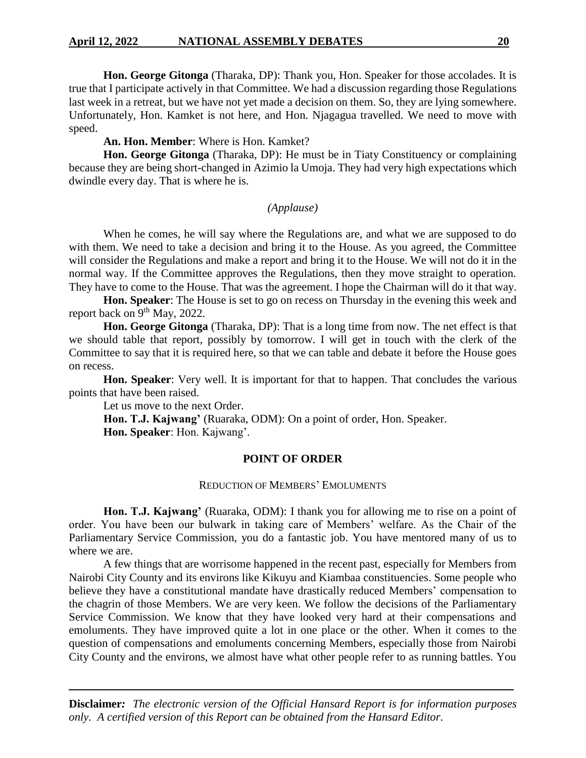**Hon. George Gitonga** (Tharaka, DP): Thank you, Hon. Speaker for those accolades. It is true that I participate actively in that Committee. We had a discussion regarding those Regulations last week in a retreat, but we have not yet made a decision on them. So, they are lying somewhere. Unfortunately, Hon. Kamket is not here, and Hon. Njagagua travelled. We need to move with speed.

**An. Hon. Member**: Where is Hon. Kamket?

**Hon. George Gitonga** (Tharaka, DP): He must be in Tiaty Constituency or complaining because they are being short-changed in Azimio la Umoja. They had very high expectations which dwindle every day. That is where he is.

*(Applause)*

When he comes, he will say where the Regulations are, and what we are supposed to do with them. We need to take a decision and bring it to the House. As you agreed, the Committee will consider the Regulations and make a report and bring it to the House. We will not do it in the normal way. If the Committee approves the Regulations, then they move straight to operation. They have to come to the House. That was the agreement. I hope the Chairman will do it that way.

**Hon. Speaker**: The House is set to go on recess on Thursday in the evening this week and report back on 9th May, 2022.

**Hon. George Gitonga** (Tharaka, DP): That is a long time from now. The net effect is that we should table that report, possibly by tomorrow. I will get in touch with the clerk of the Committee to say that it is required here, so that we can table and debate it before the House goes on recess.

**Hon. Speaker**: Very well. It is important for that to happen. That concludes the various points that have been raised.

Let us move to the next Order.

**Hon. T.J. Kajwang'** (Ruaraka, ODM): On a point of order, Hon. Speaker.

**Hon. Speaker**: Hon. Kajwang'.

## POINT OF ORDER

### REDUCTION OF MEMBERS' EMOLUMENTS

**Hon. T.J. Kajwang'** (Ruaraka, ODM): I thank you for allowing me to rise on a point of order. You have been our bulwark in taking care of Members' welfare. As the Chair of the Parliamentary Service Commission, you do a fantastic job. You have mentored many of us to where we are.

A few things that are worrisome happened in the recent past, especially for Members from Nairobi City County and its environs like Kikuyu and Kiambaa constituencies. Some people who believe they have a constitutional mandate have drastically reduced Members' compensation to the chagrin of those Members. We are very keen. We follow the decisions of the Parliamentary Service Commission. We know that they have looked very hard at their compensations and emoluments. They have improved quite a lot in one place or the other. When it comes to the question of compensations and emoluments concerning Members, especially those from Nairobi City County and the environs, we almost have what other people refer to as running battles. You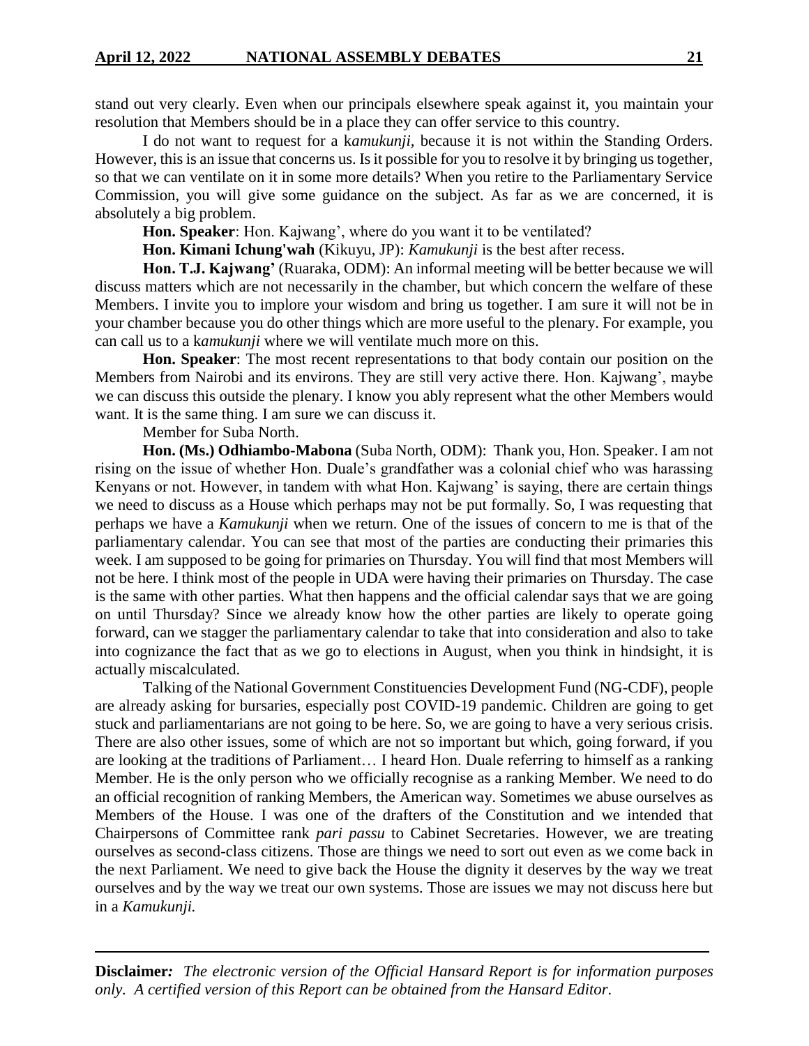stand out very clearly. Even when our principals elsewhere speak against it, you maintain your resolution that Members should be in a place they can offer service to this country.

I do not want to request for a k*amukunji*, because it is not within the Standing Orders. However, this is an issue that concerns us. Is it possible for you to resolve it by bringing us together, so that we can ventilate on it in some more details? When you retire to the Parliamentary Service Commission, you will give some guidance on the subject. As far as we are concerned, it is absolutely a big problem.

**Hon. Speaker**: Hon. Kajwang', where do you want it to be ventilated?

**Hon. Kimani Ichung'wah** (Kikuyu, JP): *Kamukunji* is the best after recess.

**Hon. T.J. Kajwang'** (Ruaraka, ODM): An informal meeting will be better because we will discuss matters which are not necessarily in the chamber, but which concern the welfare of these Members. I invite you to implore your wisdom and bring us together. I am sure it will not be in your chamber because you do other things which are more useful to the plenary. For example, you can call us to a k*amukunji* where we will ventilate much more on this.

**Hon. Speaker**: The most recent representations to that body contain our position on the Members from Nairobi and its environs. They are still very active there. Hon. Kajwang', maybe we can discuss this outside the plenary. I know you ably represent what the other Members would want. It is the same thing. I am sure we can discuss it.

Member for Suba North.

**Hon. (Ms.) Odhiambo-Mabona** (Suba North, ODM): Thank you, Hon. Speaker. I am not rising on the issue of whether Hon. Duale's grandfather was a colonial chief who was harassing Kenyans or not. However, in tandem with what Hon. Kajwang' is saying, there are certain things we need to discuss as a House which perhaps may not be put formally. So, I was requesting that perhaps we have a *Kamukunji* when we return. One of the issues of concern to me is that of the parliamentary calendar. You can see that most of the parties are conducting their primaries this week. I am supposed to be going for primaries on Thursday. You will find that most Members will not be here. I think most of the people in UDA were having their primaries on Thursday. The case is the same with other parties. What then happens and the official calendar says that we are going on until Thursday? Since we already know how the other parties are likely to operate going forward, can we stagger the parliamentary calendar to take that into consideration and also to take into cognizance the fact that as we go to elections in August, when you think in hindsight, it is actually miscalculated.

Talking of the National Government Constituencies Development Fund (NG-CDF), people are already asking for bursaries, especially post COVID-19 pandemic. Children are going to get stuck and parliamentarians are not going to be here. So, we are going to have a very serious crisis. There are also other issues, some of which are not so important but which, going forward, if you are looking at the traditions of Parliament… I heard Hon. Duale referring to himself as a ranking Member. He is the only person who we officially recognise as a ranking Member. We need to do an official recognition of ranking Members, the American way. Sometimes we abuse ourselves as Members of the House. I was one of the drafters of the Constitution and we intended that Chairpersons of Committee rank *pari passu* to Cabinet Secretaries. However, we are treating ourselves as second-class citizens. Those are things we need to sort out even as we come back in the next Parliament. We need to give back the House the dignity it deserves by the way we treat ourselves and by the way we treat our own systems. Those are issues we may not discuss here but in a *Kamukunji.*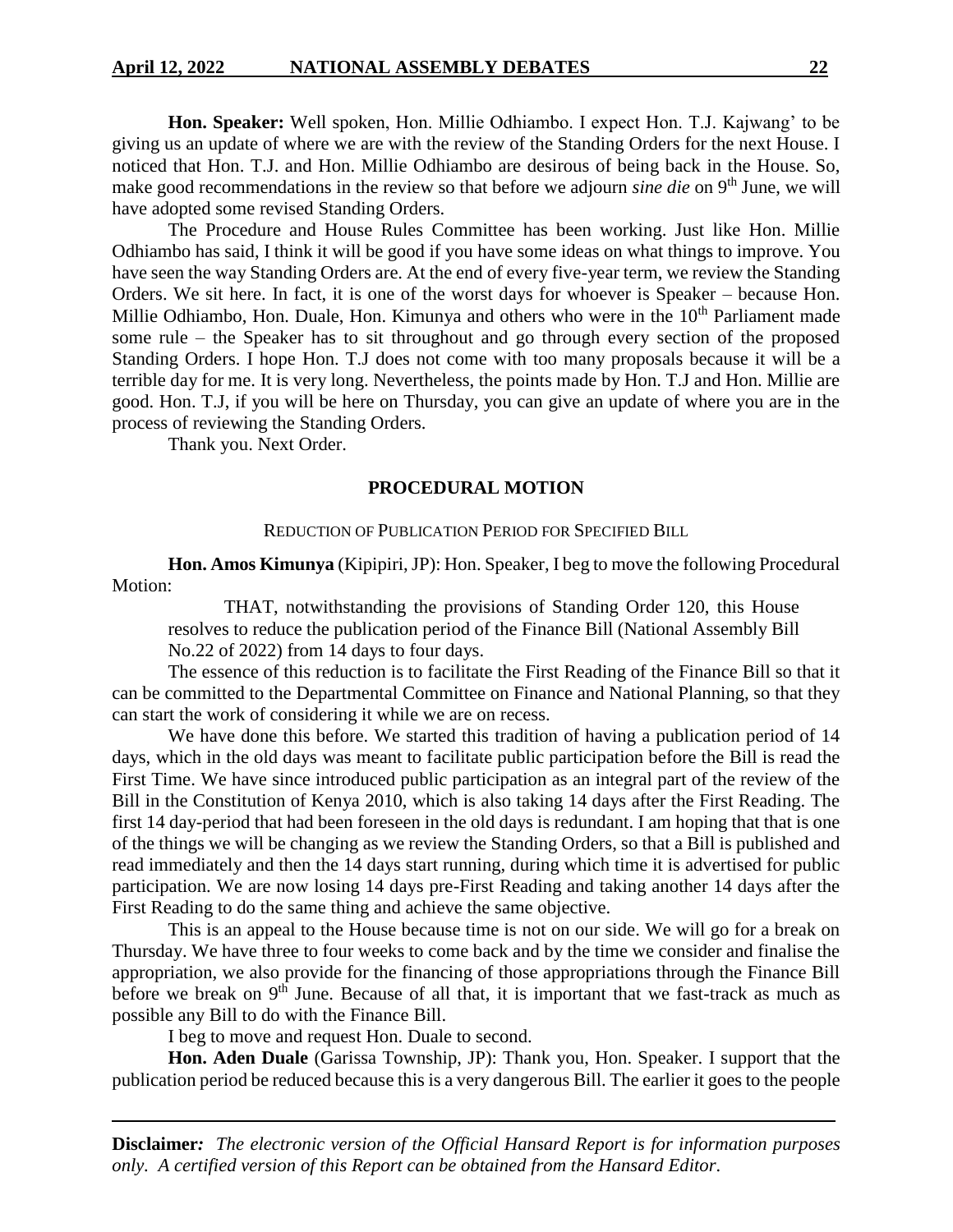**Hon. Speaker:** Well spoken, Hon. Millie Odhiambo. I expect Hon. T.J. Kajwang' to be giving us an update of where we are with the review of the Standing Orders for the next House. I noticed that Hon. T.J. and Hon. Millie Odhiambo are desirous of being back in the House. So, make good recommendations in the review so that before we adjourn *sine die* on 9th June, we will have adopted some revised Standing Orders.

The Procedure and House Rules Committee has been working. Just like Hon. Millie Odhiambo has said, I think it will be good if you have some ideas on what things to improve. You have seen the way Standing Orders are. At the end of every five-year term, we review the Standing Orders. We sit here. In fact, it is one of the worst days for whoever is Speaker – because Hon. Millie Odhiambo, Hon. Duale, Hon. Kimunya and others who were in the 10th Parliament made some rule – the Speaker has to sit throughout and go through every section of the proposed Standing Orders. I hope Hon. T.J does not come with too many proposals because it will be a terrible day for me. It is very long. Nevertheless, the points made by Hon. T.J and Hon. Millie are good. Hon. T.J, if you will be here on Thursday, you can give an update of where you are in the process of reviewing the Standing Orders.

Thank you. Next Order.

## PROCEDURAL MOTION

### REDUCTION OF PUBLICATION PERIOD FOR SPECIFIED BILL

**Hon. Amos Kimunya** (Kipipiri, JP): Hon. Speaker, I beg to move the following Procedural Motion:

> THAT, notwithstanding the provisions of Standing Order 120, this House resolves to reduce the publication period of the Finance Bill (National Assembly Bill No.22 of 2022) from 14 days to four days.

The essence of this reduction is to facilitate the First Reading of the Finance Bill so that it can be committed to the Departmental Committee on Finance and National Planning, so that they can start the work of considering it while we are on recess.

We have done this before. We started this tradition of having a publication period of 14 days, which in the old days was meant to facilitate public participation before the Bill is read the First Time. We have since introduced public participation as an integral part of the review of the Bill in the Constitution of Kenya 2010, which is also taking 14 days after the First Reading. The first 14 day-period that had been foreseen in the old days is redundant. I am hoping that that is one of the things we will be changing as we review the Standing Orders, so that a Bill is published and read immediately and then the 14 days start running, during which time it is advertised for public participation. We are now losing 14 days pre-First Reading and taking another 14 days after the First Reading to do the same thing and achieve the same objective.

This is an appeal to the House because time is not on our side. We will go for a break on Thursday. We have three to four weeks to come back and by the time we consider and finalise the appropriation, we also provide for the financing of those appropriations through the Finance Bill before we break on 9th June. Because of all that, it is important that we fast-track as much as possible any Bill to do with the Finance Bill.

I beg to move and request Hon. Duale to second.

**Hon. Aden Duale** (Garissa Township, JP): Thank you, Hon. Speaker. I support that the publication period be reduced because this is a very dangerous Bill. The earlier it goes to the people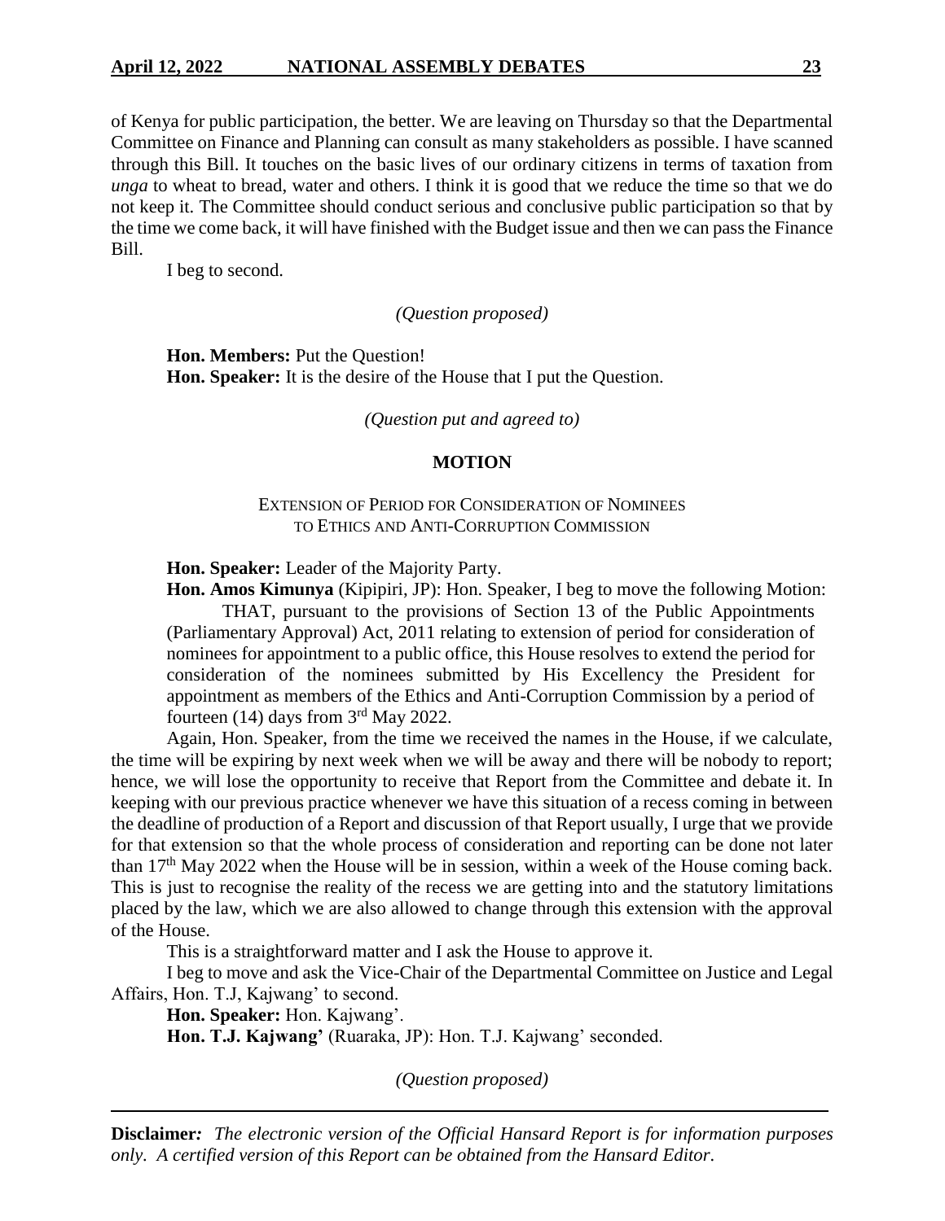of Kenya for public participation, the better. We are leaving on Thursday so that the Departmental Committee on Finance and Planning can consult as many stakeholders as possible. I have scanned through this Bill. It touches on the basic lives of our ordinary citizens in terms of taxation from *unga* to wheat to bread, water and others. I think it is good that we reduce the time so that we do not keep it. The Committee should conduct serious and conclusive public participation so that by the time we come back, it will have finished with the Budget issue and then we can pass the Finance Bill.

I beg to second.

*(Question proposed)*

**Hon. Members:** Put the Question!

**Hon. Speaker:** It is the desire of the House that I put the Question.

*(Question put and agreed to)*

## MOTION

### EXTENSION OF PERIOD FOR CONSIDERATION OF NOMINEES TO ETHICS AND ANTI-CORRUPTION COMMISSION

**Hon. Speaker:** Leader of the Majority Party.

**Hon. Amos Kimunya** (Kipipiri, JP): Hon. Speaker, I beg to move the following Motion:

> THAT, pursuant to the provisions of Section 13 of the Public Appointments (Parliamentary Approval) Act, 2011 relating to extension of period for consideration of nominees for appointment to a public office, this House resolves to extend the period for consideration of the nominees submitted by His Excellency the President for appointment as members of the Ethics and Anti-Corruption Commission by a period of fourteen (14) days from 3rd May 2022.

Again, Hon. Speaker, from the time we received the names in the House, if we calculate, the time will be expiring by next week when we will be away and there will be nobody to report; hence, we will lose the opportunity to receive that Report from the Committee and debate it. In keeping with our previous practice whenever we have this situation of a recess coming in between the deadline of production of a Report and discussion of that Report usually, I urge that we provide for that extension so that the whole process of consideration and reporting can be done not later than 17th May 2022 when the House will be in session, within a week of the House coming back. This is just to recognise the reality of the recess we are getting into and the statutory limitations placed by the law, which we are also allowed to change through this extension with the approval of the House.

This is a straightforward matter and I ask the House to approve it.

I beg to move and ask the Vice-Chair of the Departmental Committee on Justice and Legal Affairs, Hon. T.J, Kajwang' to second.

**Hon. Speaker:** Hon. Kajwang'.

**Hon. T.J. Kajwang'** (Ruaraka, JP): Hon. T.J. Kajwang' seconded.

*(Question proposed)*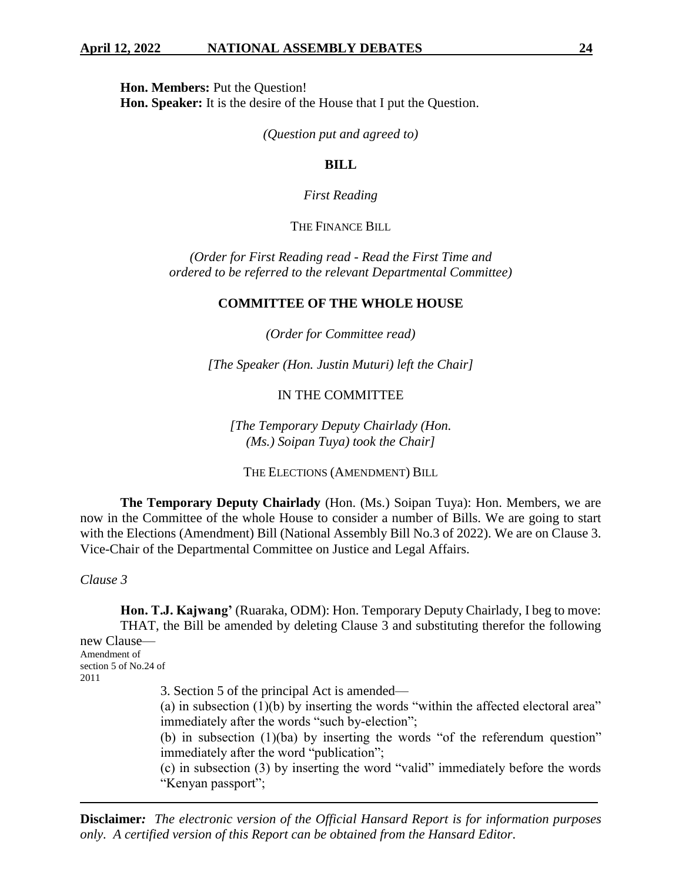**Hon. Members:** Put the Question!

**Hon. Speaker:** It is the desire of the House that I put the Question.

*(Question put and agreed to)*

**BILL**

*First Reading*

THE FINANCE BILL

*(Order for First Reading read - Read the First Time and ordered to be referred to the relevant Departmental Committee)*

**COMMITTEE OF THE WHOLE HOUSE**

*(Order for Committee read)*

*[The Speaker (Hon. Justin Muturi) left the Chair]*

IN THE COMMITTEE

*[The Temporary Deputy Chairlady (Hon. (Ms.) Soipan Tuya) took the Chair]*

THE ELECTIONS (AMENDMENT) BILL

**The Temporary Deputy Chairlady** (Hon. (Ms.) Soipan Tuya): Hon. Members, we are now in the Committee of the whole House to consider a number of Bills. We are going to start with the Elections (Amendment) Bill (National Assembly Bill No.3 of 2022). We are on Clause 3. Vice-Chair of the Departmental Committee on Justice and Legal Affairs.

*Clause 3*

**Hon. T.J. Kajwang'** (Ruaraka, ODM): Hon. Temporary Deputy Chairlady, I beg to move:

THAT, the Bill be amended by deleting Clause 3 and substituting therefor the following new Clause—

Amendment of section 5 of No.24 of 2011

3. Section 5 of the principal Act is amended—

(a) in subsection (1)(b) by inserting the words "within the affected electoral area" immediately after the words "such by-election";

(b) in subsection (1)(ba) by inserting the words "of the referendum question" immediately after the word "publication";

(c) in subsection (3) by inserting the word "valid" immediately before the words "Kenyan passport";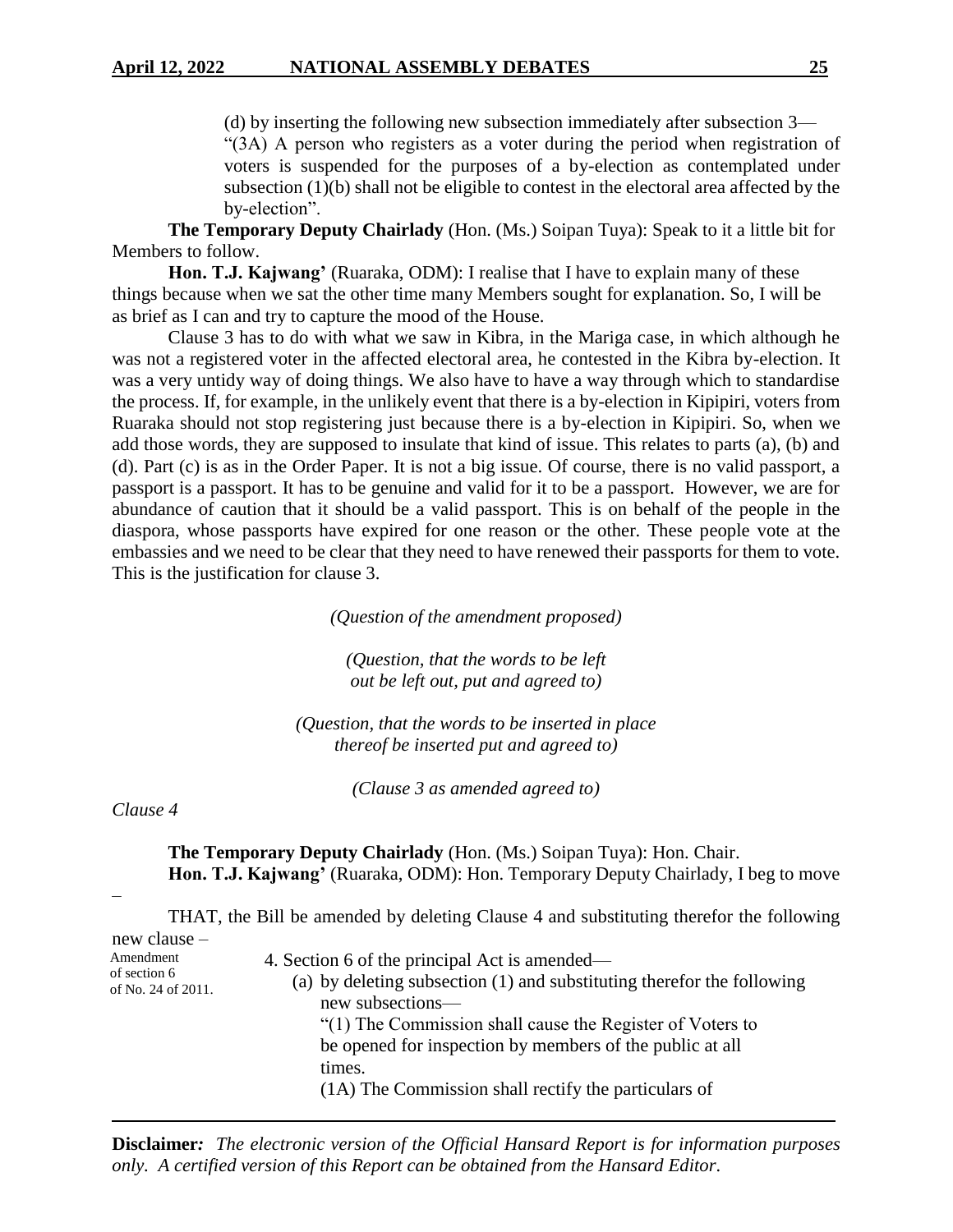(d) by inserting the following new subsection immediately after subsection 3—

"(3A) A person who registers as a voter during the period when registration of voters is suspended for the purposes of a by-election as contemplated under subsection (1)(b) shall not be eligible to contest in the electoral area affected by the by-election".

**The Temporary Deputy Chairlady** (Hon. (Ms.) Soipan Tuya): Speak to it a little bit for Members to follow.

**Hon. T.J. Kajwang'** (Ruaraka, ODM): I realise that I have to explain many of these things because when we sat the other time many Members sought for explanation. So, I will be as brief as I can and try to capture the mood of the House.

Clause 3 has to do with what we saw in Kibra, in the Mariga case, in which although he was not a registered voter in the affected electoral area, he contested in the Kibra by-election. It was a very untidy way of doing things. We also have to have a way through which to standardise the process. If, for example, in the unlikely event that there is a by-election in Kipipiri, voters from Ruaraka should not stop registering just because there is a by-election in Kipipiri. So, when we add those words, they are supposed to insulate that kind of issue. This relates to parts (a), (b) and (d). Part (c) is as in the Order Paper. It is not a big issue. Of course, there is no valid passport, a passport is a passport. It has to be genuine and valid for it to be a passport. However, we are for abundance of caution that it should be a valid passport. This is on behalf of the people in the diaspora, whose passports have expired for one reason or the other. These people vote at the embassies and we need to be clear that they need to have renewed their passports for them to vote. This is the justification for clause 3.

*(Question of the amendment proposed)*

*(Question, that the words to be left out be left out, put and agreed to)*

*(Question, that the words to be inserted in place thereof be inserted put and agreed to)*

*(Clause 3 as amended agreed to)*

*Clause 4*

**The Temporary Deputy Chairlady** (Hon. (Ms.) Soipan Tuya): Hon. Chair.

**Hon. T.J. Kajwang'** (Ruaraka, ODM): Hon. Temporary Deputy Chairlady, I beg to move –

THAT, the Bill be amended by deleting Clause 4 and substituting therefor the following new clause –

Amendment of section 6 of No. 24 of 2011.

4. Section 6 of the principal Act is amended—

(a) by deleting subsection (1) and substituting therefor the following new subsections—

"(1) The Commission shall cause the Register of Voters to be opened for inspection by members of the public at all times.

(1A) The Commission shall rectify the particulars of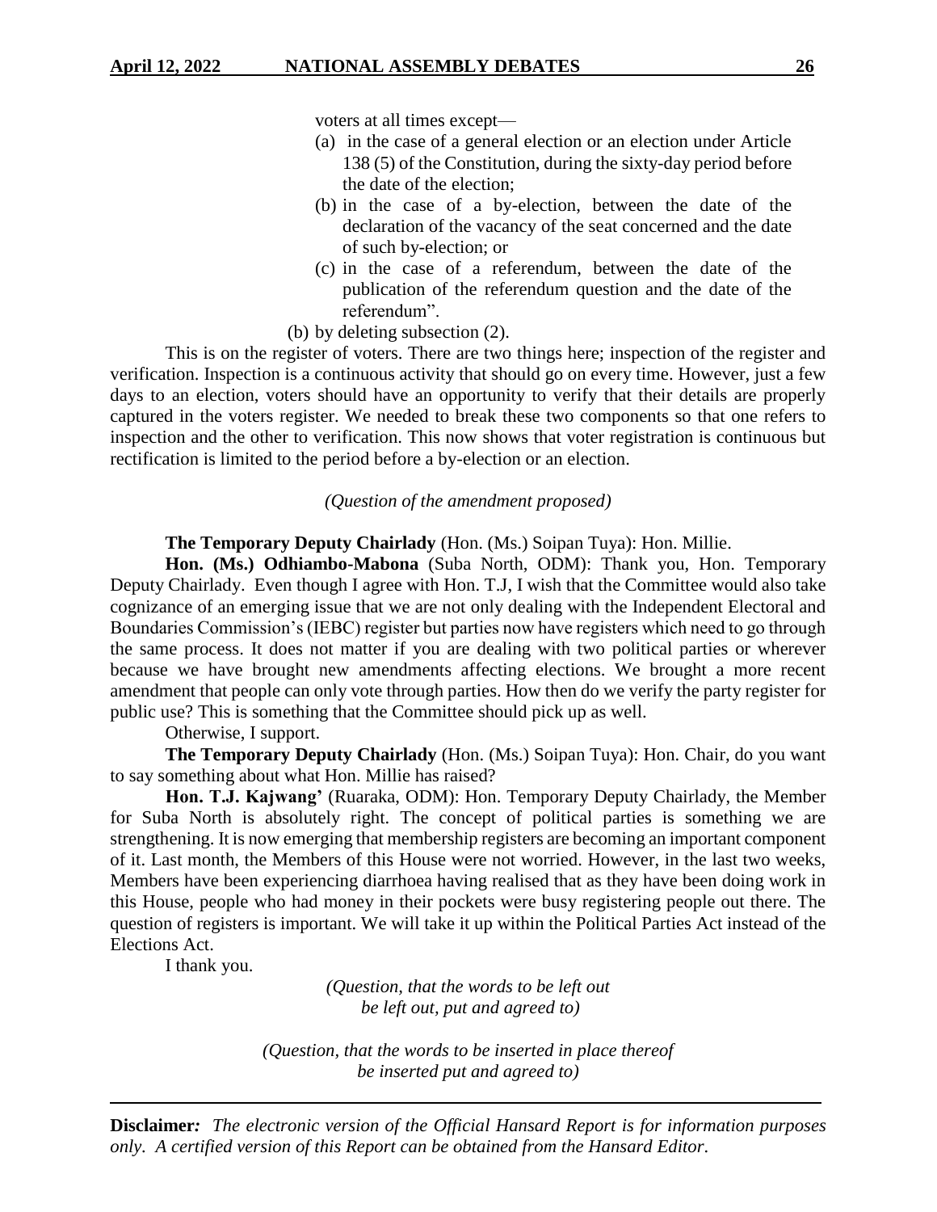voters at all times except—

- (a) in the case of a general election or an election under Article 138 (5) of the Constitution, during the sixty-day period before the date of the election;
- (b) in the case of a by-election, between the date of the declaration of the vacancy of the seat concerned and the date of such by-election; or
- (c) in the case of a referendum, between the date of the publication of the referendum question and the date of the referendum".

(b) by deleting subsection (2).

This is on the register of voters. There are two things here; inspection of the register and verification. Inspection is a continuous activity that should go on every time. However, just a few days to an election, voters should have an opportunity to verify that their details are properly captured in the voters register. We needed to break these two components so that one refers to inspection and the other to verification. This now shows that voter registration is continuous but rectification is limited to the period before a by-election or an election.

*(Question of the amendment proposed)*

**The Temporary Deputy Chairlady** (Hon. (Ms.) Soipan Tuya): Hon. Millie.

**Hon. (Ms.) Odhiambo-Mabona** (Suba North, ODM): Thank you, Hon. Temporary Deputy Chairlady. Even though I agree with Hon. T.J, I wish that the Committee would also take cognizance of an emerging issue that we are not only dealing with the Independent Electoral and Boundaries Commission's (IEBC) register but parties now have registers which need to go through the same process. It does not matter if you are dealing with two political parties or wherever because we have brought new amendments affecting elections. We brought a more recent amendment that people can only vote through parties. How then do we verify the party register for public use? This is something that the Committee should pick up as well.

Otherwise, I support.

**The Temporary Deputy Chairlady** (Hon. (Ms.) Soipan Tuya): Hon. Chair, do you want to say something about what Hon. Millie has raised?

**Hon. T.J. Kajwang'** (Ruaraka, ODM): Hon. Temporary Deputy Chairlady, the Member for Suba North is absolutely right. The concept of political parties is something we are strengthening. It is now emerging that membership registers are becoming an important component of it. Last month, the Members of this House were not worried. However, in the last two weeks, Members have been experiencing diarrhoea having realised that as they have been doing work in this House, people who had money in their pockets were busy registering people out there. The question of registers is important. We will take it up within the Political Parties Act instead of the Elections Act.

I thank you.

*(Question, that the words to be left out be left out, put and agreed to)*

*(Question, that the words to be inserted in place thereof be inserted put and agreed to)*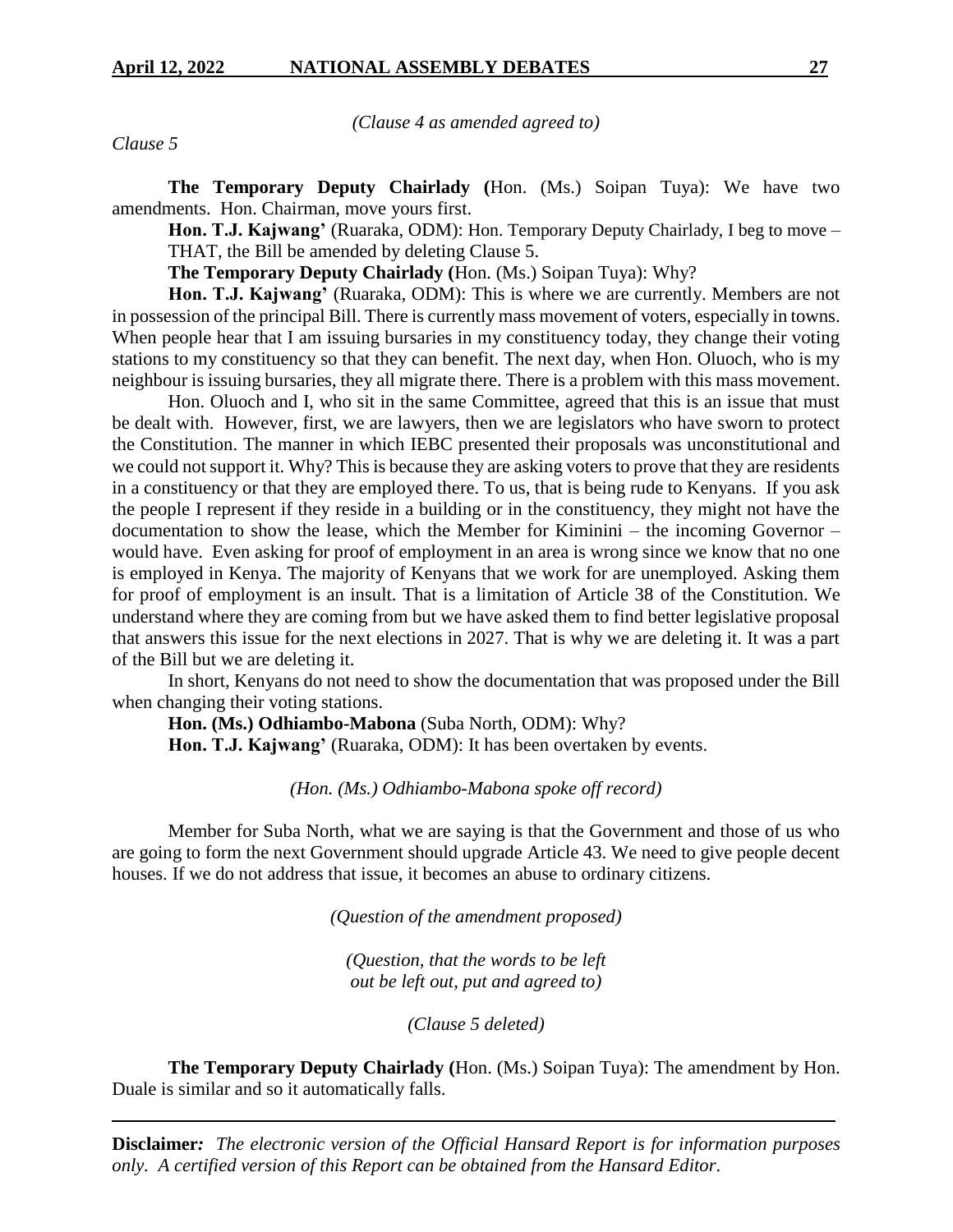*(Clause 4 as amended agreed to)*

*Clause 5*

**The Temporary Deputy Chairlady (**Hon. (Ms.) Soipan Tuya): We have two amendments. Hon. Chairman, move yours first.

**Hon. T.J. Kajwang'** (Ruaraka, ODM): Hon. Temporary Deputy Chairlady, I beg to move – THAT, the Bill be amended by deleting Clause 5.

**The Temporary Deputy Chairlady (**Hon. (Ms.) Soipan Tuya): Why?

**Hon. T.J. Kajwang'** (Ruaraka, ODM): This is where we are currently. Members are not in possession of the principal Bill. There is currently mass movement of voters, especially in towns. When people hear that I am issuing bursaries in my constituency today, they change their voting stations to my constituency so that they can benefit. The next day, when Hon. Oluoch, who is my neighbour is issuing bursaries, they all migrate there. There is a problem with this mass movement.

Hon. Oluoch and I, who sit in the same Committee, agreed that this is an issue that must be dealt with. However, first, we are lawyers, then we are legislators who have sworn to protect the Constitution. The manner in which IEBC presented their proposals was unconstitutional and we could not support it. Why? This is because they are asking voters to prove that they are residents in a constituency or that they are employed there. To us, that is being rude to Kenyans. If you ask the people I represent if they reside in a building or in the constituency, they might not have the documentation to show the lease, which the Member for Kiminini – the incoming Governor – would have. Even asking for proof of employment in an area is wrong since we know that no one is employed in Kenya. The majority of Kenyans that we work for are unemployed. Asking them for proof of employment is an insult. That is a limitation of Article 38 of the Constitution. We understand where they are coming from but we have asked them to find better legislative proposal that answers this issue for the next elections in 2027. That is why we are deleting it. It was a part of the Bill but we are deleting it.

In short, Kenyans do not need to show the documentation that was proposed under the Bill when changing their voting stations.

**Hon. (Ms.) Odhiambo-Mabona** (Suba North, ODM): Why?

**Hon. T.J. Kajwang'** (Ruaraka, ODM): It has been overtaken by events.

*(Hon. (Ms.) Odhiambo-Mabona spoke off record)*

Member for Suba North, what we are saying is that the Government and those of us who are going to form the next Government should upgrade Article 43. We need to give people decent houses. If we do not address that issue, it becomes an abuse to ordinary citizens.

*(Question of the amendment proposed)*

*(Question, that the words to be left out be left out, put and agreed to)*

*(Clause 5 deleted)*

**The Temporary Deputy Chairlady (**Hon. (Ms.) Soipan Tuya): The amendment by Hon. Duale is similar and so it automatically falls.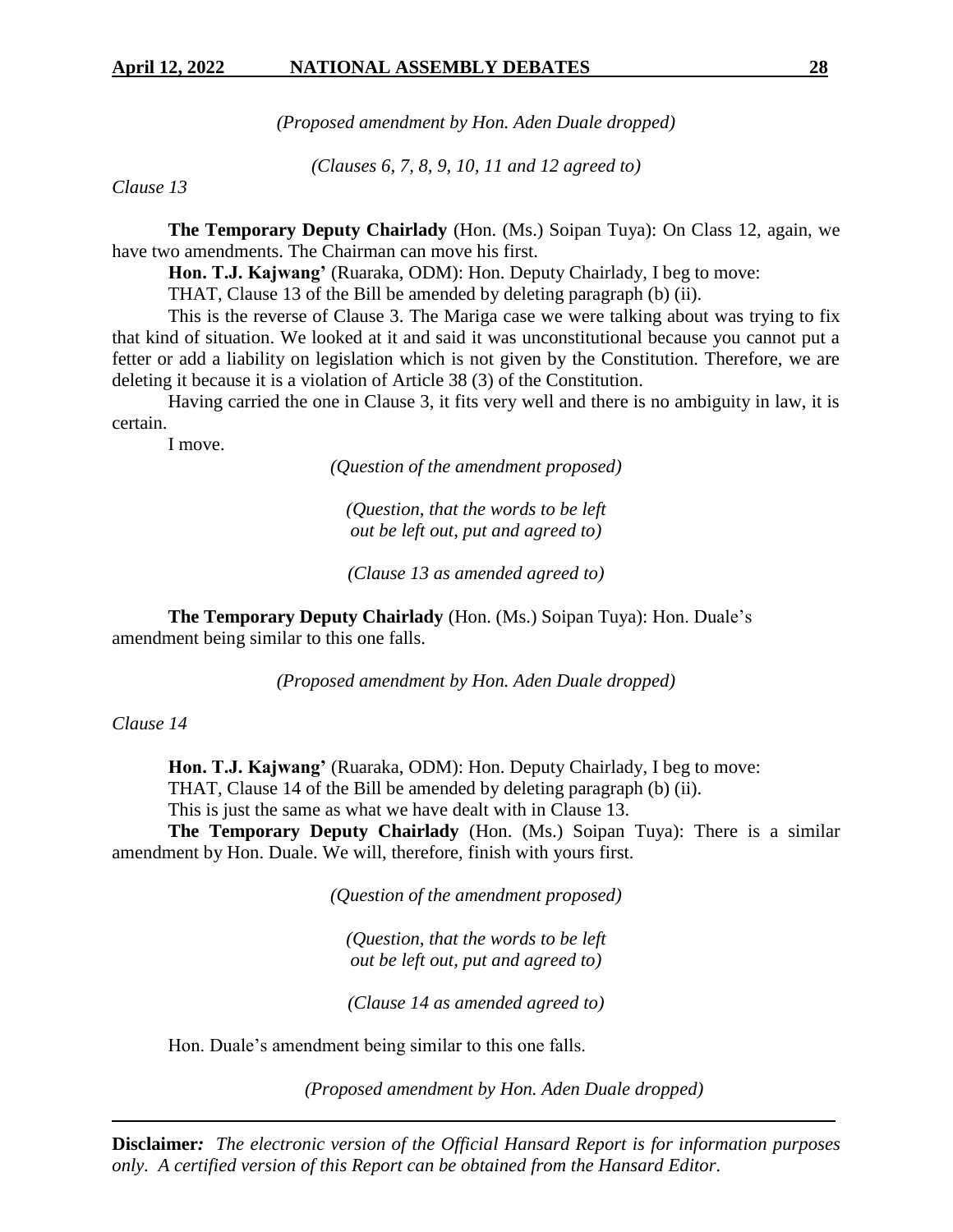*(Proposed amendment by Hon. Aden Duale dropped)*

*(Clauses 6, 7, 8, 9, 10, 11 and 12 agreed to)*

*Clause 13*

**The Temporary Deputy Chairlady** (Hon. (Ms.) Soipan Tuya): On Class 12, again, we have two amendments. The Chairman can move his first.

**Hon. T.J. Kajwang'** (Ruaraka, ODM): Hon. Deputy Chairlady, I beg to move:

THAT, Clause 13 of the Bill be amended by deleting paragraph (b) (ii).

This is the reverse of Clause 3. The Mariga case we were talking about was trying to fix that kind of situation. We looked at it and said it was unconstitutional because you cannot put a fetter or add a liability on legislation which is not given by the Constitution. Therefore, we are deleting it because it is a violation of Article 38 (3) of the Constitution.

Having carried the one in Clause 3, it fits very well and there is no ambiguity in law, it is certain.

I move.

*(Question of the amendment proposed)*

*(Question, that the words to be left out be left out, put and agreed to)*

*(Clause 13 as amended agreed to)*

**The Temporary Deputy Chairlady** (Hon. (Ms.) Soipan Tuya): Hon. Duale's amendment being similar to this one falls.

*(Proposed amendment by Hon. Aden Duale dropped)*

*Clause 14*

**Hon. T.J. Kajwang'** (Ruaraka, ODM): Hon. Deputy Chairlady, I beg to move:

THAT, Clause 14 of the Bill be amended by deleting paragraph (b) (ii).

This is just the same as what we have dealt with in Clause 13.

**The Temporary Deputy Chairlady** (Hon. (Ms.) Soipan Tuya): There is a similar amendment by Hon. Duale. We will, therefore, finish with yours first.

*(Question of the amendment proposed)*

*(Question, that the words to be left out be left out, put and agreed to)*

*(Clause 14 as amended agreed to)*

Hon. Duale's amendment being similar to this one falls.

*(Proposed amendment by Hon. Aden Duale dropped)*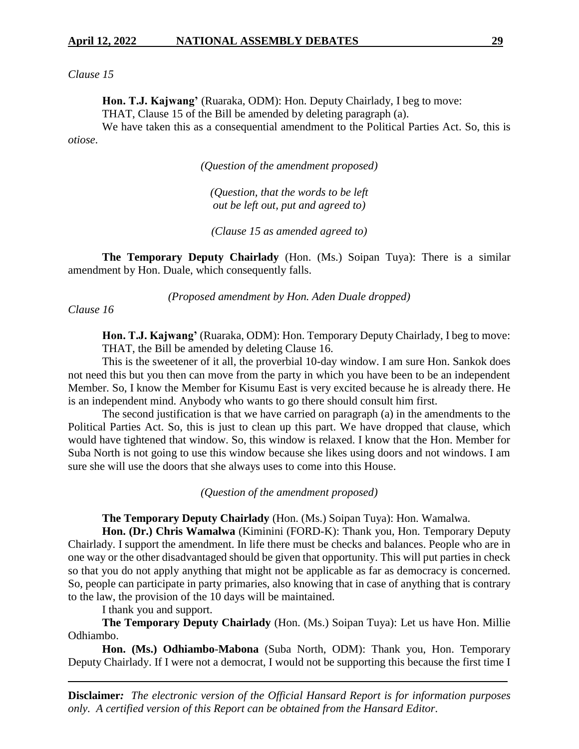*Clause 15*

**Hon. T.J. Kajwang'** (Ruaraka, ODM): Hon. Deputy Chairlady, I beg to move:

THAT, Clause 15 of the Bill be amended by deleting paragraph (a).

We have taken this as a consequential amendment to the Political Parties Act. So, this is *otiose*.

*(Question of the amendment proposed)*

*(Question, that the words to be left out be left out, put and agreed to)*

*(Clause 15 as amended agreed to)*

**The Temporary Deputy Chairlady** (Hon. (Ms.) Soipan Tuya): There is a similar amendment by Hon. Duale, which consequently falls.

*(Proposed amendment by Hon. Aden Duale dropped)*

*Clause 16*

**Hon. T.J. Kajwang'** (Ruaraka, ODM): Hon. Temporary Deputy Chairlady, I beg to move:

THAT, the Bill be amended by deleting Clause 16.

This is the sweetener of it all, the proverbial 10-day window. I am sure Hon. Sankok does not need this but you then can move from the party in which you have been to be an independent Member. So, I know the Member for Kisumu East is very excited because he is already there. He is an independent mind. Anybody who wants to go there should consult him first.

The second justification is that we have carried on paragraph (a) in the amendments to the Political Parties Act. So, this is just to clean up this part. We have dropped that clause, which would have tightened that window. So, this window is relaxed. I know that the Hon. Member for Suba North is not going to use this window because she likes using doors and not windows. I am sure she will use the doors that she always uses to come into this House.

*(Question of the amendment proposed)*

**The Temporary Deputy Chairlady** (Hon. (Ms.) Soipan Tuya): Hon. Wamalwa.

**Hon. (Dr.) Chris Wamalwa** (Kiminini (FORD-K): Thank you, Hon. Temporary Deputy Chairlady. I support the amendment. In life there must be checks and balances. People who are in one way or the other disadvantaged should be given that opportunity. This will put parties in check so that you do not apply anything that might not be applicable as far as democracy is concerned. So, people can participate in party primaries, also knowing that in case of anything that is contrary to the law, the provision of the 10 days will be maintained.

I thank you and support.

**The Temporary Deputy Chairlady** (Hon. (Ms.) Soipan Tuya): Let us have Hon. Millie Odhiambo.

**Hon. (Ms.) Odhiambo-Mabona** (Suba North, ODM): Thank you, Hon. Temporary Deputy Chairlady. If I were not a democrat, I would not be supporting this because the first time I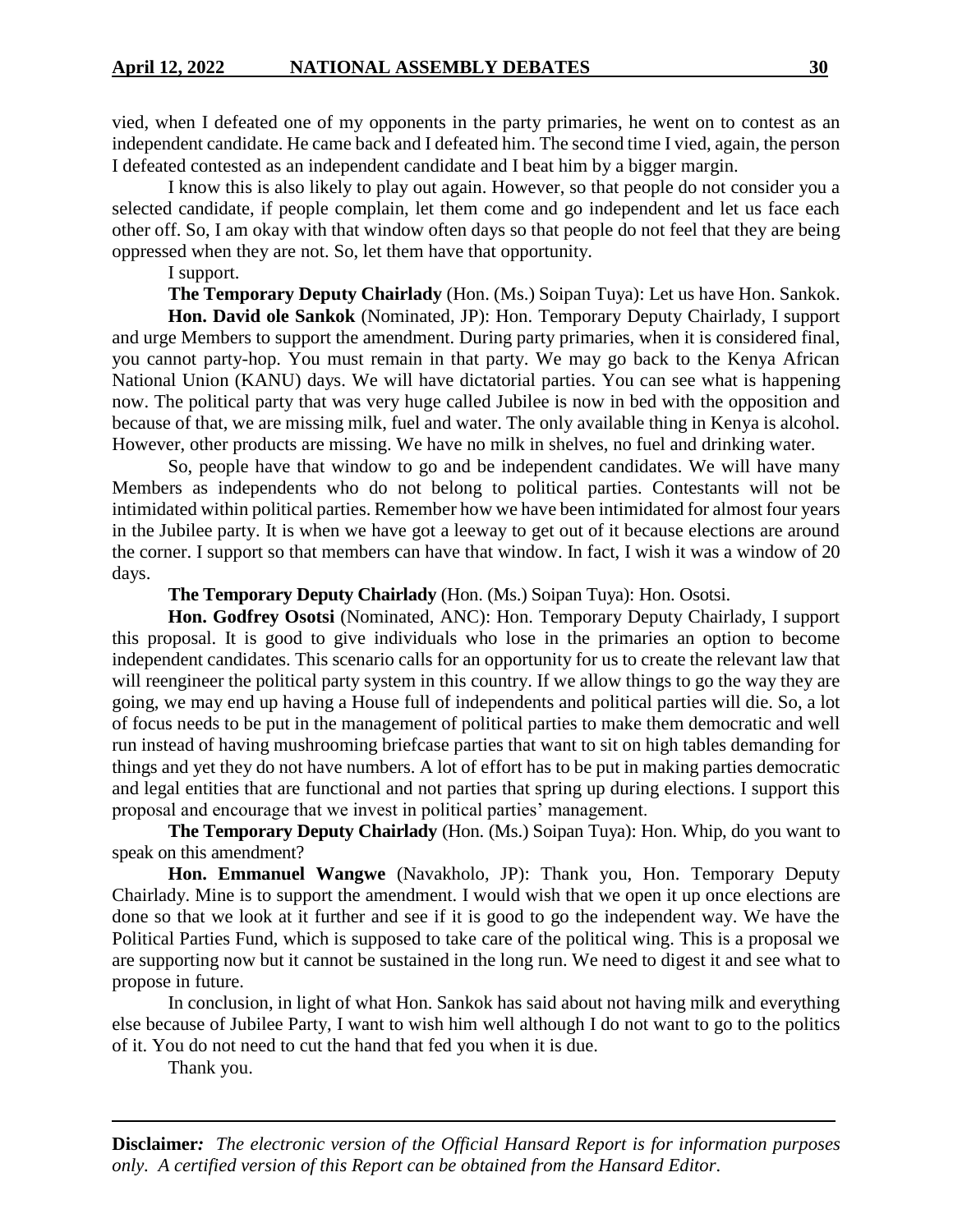vied, when I defeated one of my opponents in the party primaries, he went on to contest as an independent candidate. He came back and I defeated him. The second time I vied, again, the person I defeated contested as an independent candidate and I beat him by a bigger margin.

I know this is also likely to play out again. However, so that people do not consider you a selected candidate, if people complain, let them come and go independent and let us face each other off. So, I am okay with that window often days so that people do not feel that they are being oppressed when they are not. So, let them have that opportunity.

I support.

**The Temporary Deputy Chairlady** (Hon. (Ms.) Soipan Tuya): Let us have Hon. Sankok.

**Hon. David ole Sankok** (Nominated, JP): Hon. Temporary Deputy Chairlady, I support and urge Members to support the amendment. During party primaries, when it is considered final, you cannot party-hop. You must remain in that party. We may go back to the Kenya African National Union (KANU) days. We will have dictatorial parties. You can see what is happening now. The political party that was very huge called Jubilee is now in bed with the opposition and because of that, we are missing milk, fuel and water. The only available thing in Kenya is alcohol. However, other products are missing. We have no milk in shelves, no fuel and drinking water.

So, people have that window to go and be independent candidates. We will have many Members as independents who do not belong to political parties. Contestants will not be intimidated within political parties. Remember how we have been intimidated for almost four years in the Jubilee party. It is when we have got a leeway to get out of it because elections are around the corner. I support so that members can have that window. In fact, I wish it was a window of 20 days.

**The Temporary Deputy Chairlady** (Hon. (Ms.) Soipan Tuya): Hon. Osotsi.

**Hon. Godfrey Osotsi** (Nominated, ANC): Hon. Temporary Deputy Chairlady, I support this proposal. It is good to give individuals who lose in the primaries an option to become independent candidates. This scenario calls for an opportunity for us to create the relevant law that will reengineer the political party system in this country. If we allow things to go the way they are going, we may end up having a House full of independents and political parties will die. So, a lot of focus needs to be put in the management of political parties to make them democratic and well run instead of having mushrooming briefcase parties that want to sit on high tables demanding for things and yet they do not have numbers. A lot of effort has to be put in making parties democratic and legal entities that are functional and not parties that spring up during elections. I support this proposal and encourage that we invest in political parties' management.

**The Temporary Deputy Chairlady** (Hon. (Ms.) Soipan Tuya): Hon. Whip, do you want to speak on this amendment?

**Hon. Emmanuel Wangwe** (Navakholo, JP): Thank you, Hon. Temporary Deputy Chairlady. Mine is to support the amendment. I would wish that we open it up once elections are done so that we look at it further and see if it is good to go the independent way. We have the Political Parties Fund, which is supposed to take care of the political wing. This is a proposal we are supporting now but it cannot be sustained in the long run. We need to digest it and see what to propose in future.

In conclusion, in light of what Hon. Sankok has said about not having milk and everything else because of Jubilee Party, I want to wish him well although I do not want to go to the politics of it. You do not need to cut the hand that fed you when it is due.

Thank you.

**Disclaimer***:* *The electronic version of the Official Hansard Report is for information purposes only. A certified version of this Report can be obtained from the Hansard Editor.*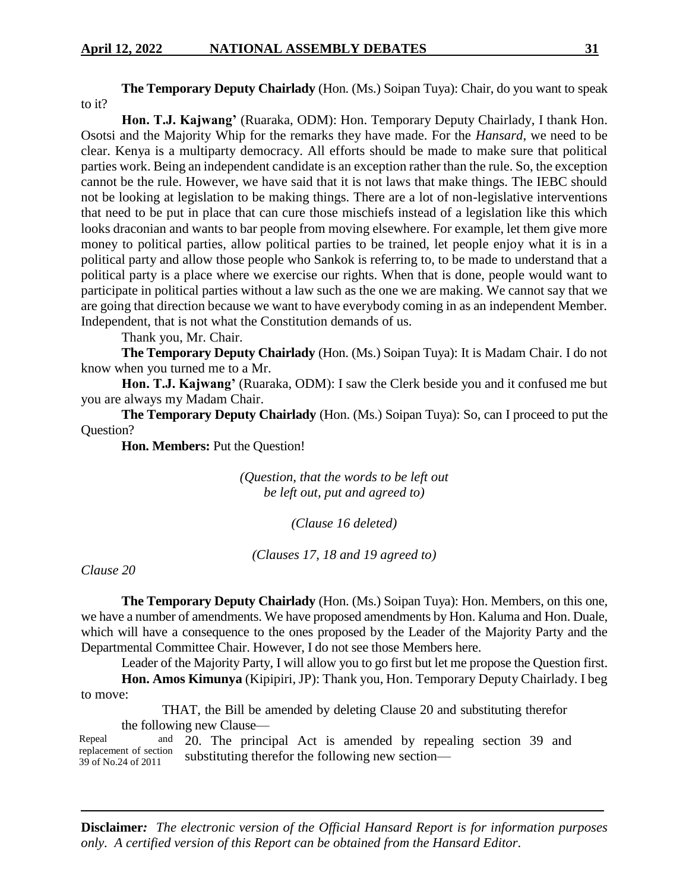**The Temporary Deputy Chairlady** (Hon. (Ms.) Soipan Tuya): Chair, do you want to speak to it?

**Hon. T.J. Kajwang'** (Ruaraka, ODM): Hon. Temporary Deputy Chairlady, I thank Hon. Osotsi and the Majority Whip for the remarks they have made. For the *Hansard*, we need to be clear. Kenya is a multiparty democracy. All efforts should be made to make sure that political parties work. Being an independent candidate is an exception rather than the rule. So, the exception cannot be the rule. However, we have said that it is not laws that make things. The IEBC should not be looking at legislation to be making things. There are a lot of non-legislative interventions that need to be put in place that can cure those mischiefs instead of a legislation like this which looks draconian and wants to bar people from moving elsewhere. For example, let them give more money to political parties, allow political parties to be trained, let people enjoy what it is in a political party and allow those people who Sankok is referring to, to be made to understand that a political party is a place where we exercise our rights. When that is done, people would want to participate in political parties without a law such as the one we are making. We cannot say that we are going that direction because we want to have everybody coming in as an independent Member. Independent, that is not what the Constitution demands of us.

Thank you, Mr. Chair.

**The Temporary Deputy Chairlady** (Hon. (Ms.) Soipan Tuya): It is Madam Chair. I do not know when you turned me to a Mr.

**Hon. T.J. Kajwang'** (Ruaraka, ODM): I saw the Clerk beside you and it confused me but you are always my Madam Chair.

**The Temporary Deputy Chairlady** (Hon. (Ms.) Soipan Tuya): So, can I proceed to put the Question?

**Hon. Members:** Put the Question!

*(Question, that the words to be left out be left out, put and agreed to)*

*(Clause 16 deleted)*

*(Clauses 17, 18 and 19 agreed to)*

*Clause 20*

**The Temporary Deputy Chairlady** (Hon. (Ms.) Soipan Tuya): Hon. Members, on this one, we have a number of amendments. We have proposed amendments by Hon. Kaluma and Hon. Duale, which will have a consequence to the ones proposed by the Leader of the Majority Party and the Departmental Committee Chair. However, I do not see those Members here.

Leader of the Majority Party, I will allow you to go first but let me propose the Question first.

**Hon. Amos Kimunya** (Kipipiri, JP): Thank you, Hon. Temporary Deputy Chairlady. I beg to move:

THAT, the Bill be amended by deleting Clause 20 and substituting therefor the following new Clause—

Repeal and replacement of section 39 of No.24 of 2011

20. The principal Act is amended by repealing section 39 and substituting therefor the following new section—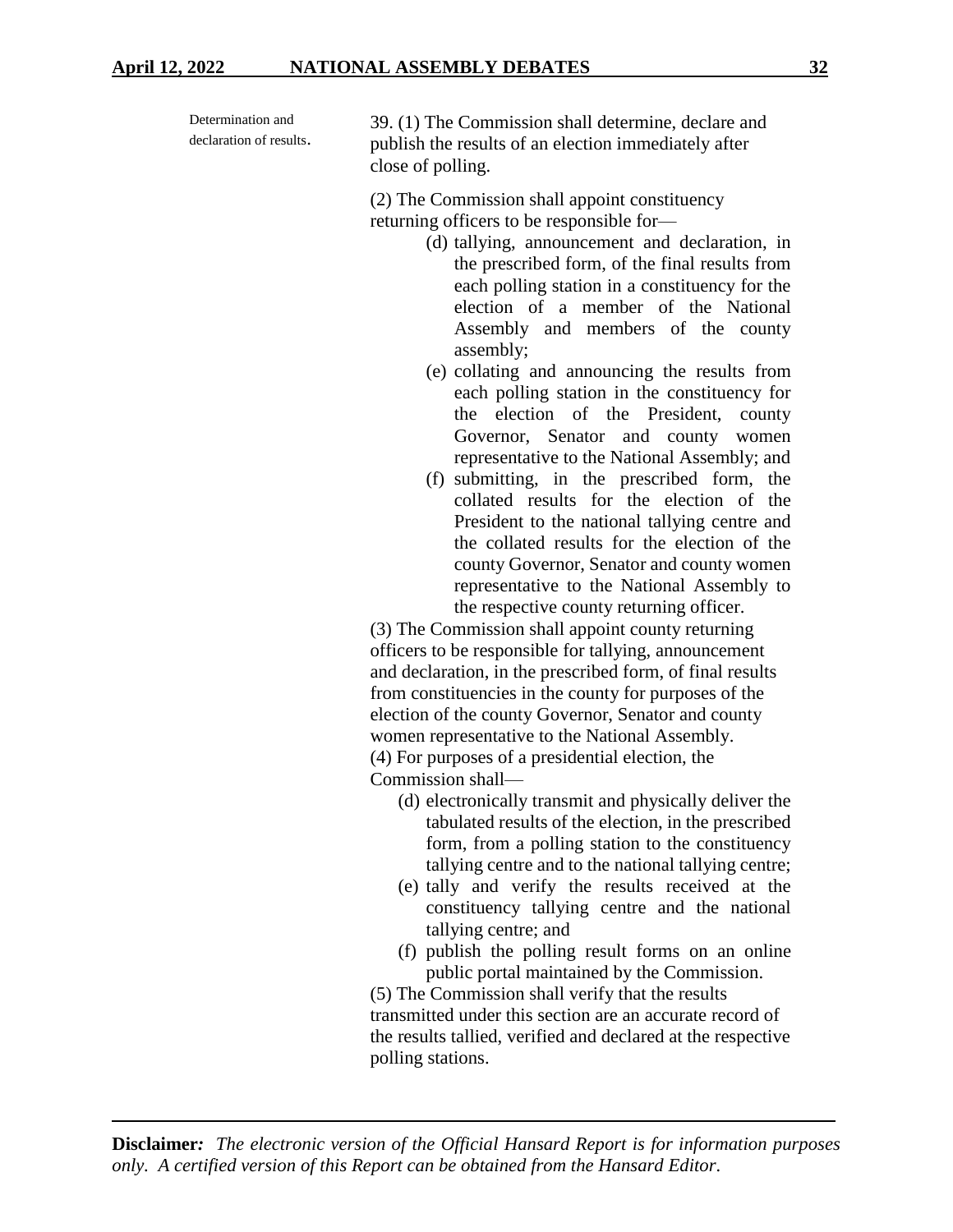Determination and declaration of results.

39. (1) The Commission shall determine, declare and publish the results of an election immediately after close of polling.

(2) The Commission shall appoint constituency returning officers to be responsible for—

(d) tallying, announcement and declaration, in the prescribed form, of the final results from each polling station in a constituency for the election of a member of the National Assembly and members of the county assembly;

(e) collating and announcing the results from each polling station in the constituency for the election of the President, county Governor, Senator and county women representative to the National Assembly; and

(f) submitting, in the prescribed form, the collated results for the election of the President to the national tallying centre and the collated results for the election of the county Governor, Senator and county women representative to the National Assembly to the respective county returning officer.

(3) The Commission shall appoint county returning officers to be responsible for tallying, announcement and declaration, in the prescribed form, of final results from constituencies in the county for purposes of the election of the county Governor, Senator and county women representative to the National Assembly.

(4) For purposes of a presidential election, the Commission shall—

(d) electronically transmit and physically deliver the tabulated results of the election, in the prescribed form, from a polling station to the constituency tallying centre and to the national tallying centre;

(e) tally and verify the results received at the constituency tallying centre and the national tallying centre; and

(f) publish the polling result forms on an online public portal maintained by the Commission.

(5) The Commission shall verify that the results transmitted under this section are an accurate record of the results tallied, verified and declared at the respective polling stations.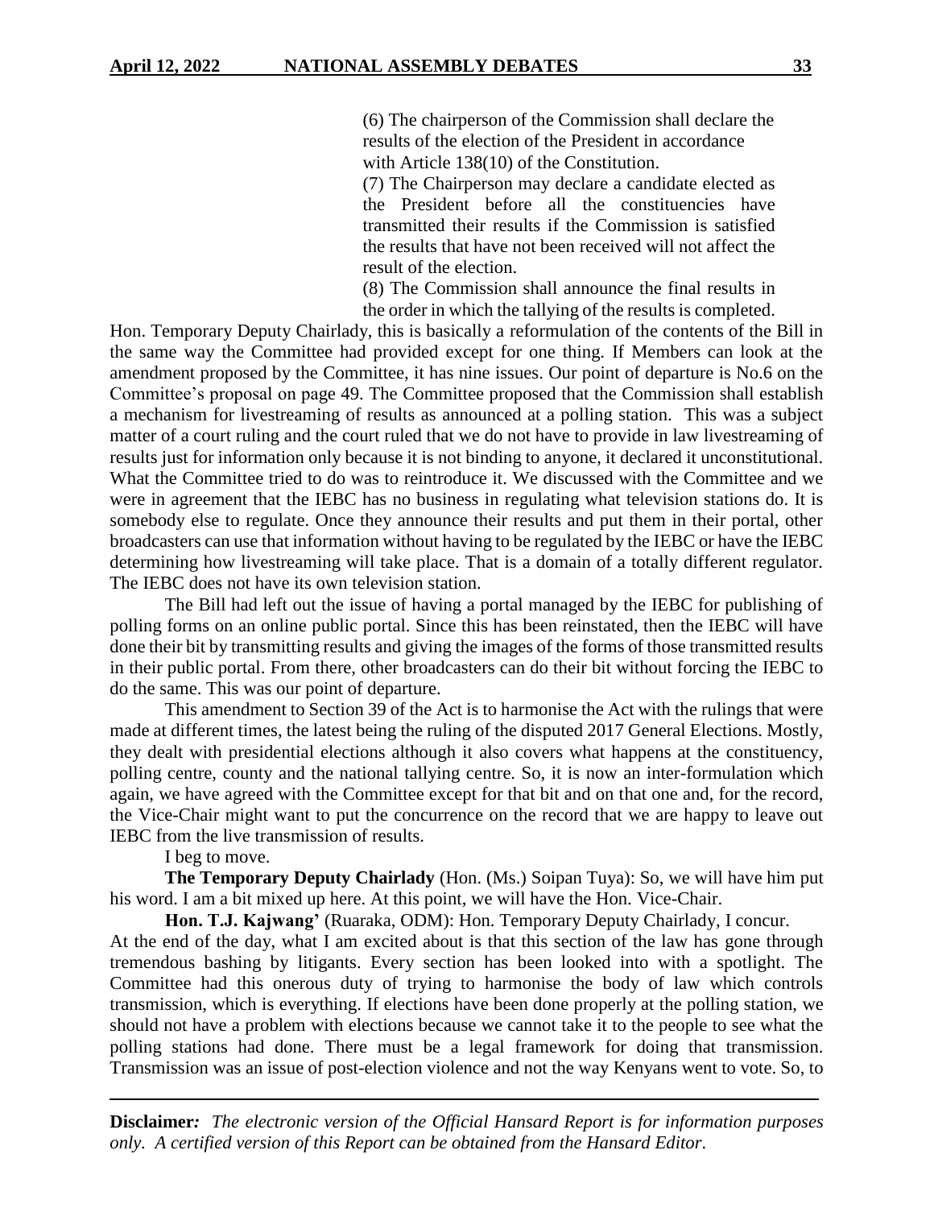> (6) The chairperson of the Commission shall declare the results of the election of the President in accordance with Article 138(10) of the Constitution.
>
> (7) The Chairperson may declare a candidate elected as the President before all the constituencies have transmitted their results if the Commission is satisfied the results that have not been received will not affect the result of the election.
>
> (8) The Commission shall announce the final results in the order in which the tallying of the results is completed.

Hon. Temporary Deputy Chairlady, this is basically a reformulation of the contents of the Bill in the same way the Committee had provided except for one thing. If Members can look at the amendment proposed by the Committee, it has nine issues. Our point of departure is No.6 on the Committee's proposal on page 49. The Committee proposed that the Commission shall establish a mechanism for livestreaming of results as announced at a polling station. This was a subject matter of a court ruling and the court ruled that we do not have to provide in law livestreaming of results just for information only because it is not binding to anyone, it declared it unconstitutional. What the Committee tried to do was to reintroduce it. We discussed with the Committee and we were in agreement that the IEBC has no business in regulating what television stations do. It is somebody else to regulate. Once they announce their results and put them in their portal, other broadcasters can use that information without having to be regulated by the IEBC or have the IEBC determining how livestreaming will take place. That is a domain of a totally different regulator. The IEBC does not have its own television station.

The Bill had left out the issue of having a portal managed by the IEBC for publishing of polling forms on an online public portal. Since this has been reinstated, then the IEBC will have done their bit by transmitting results and giving the images of the forms of those transmitted results in their public portal. From there, other broadcasters can do their bit without forcing the IEBC to do the same. This was our point of departure.

This amendment to Section 39 of the Act is to harmonise the Act with the rulings that were made at different times, the latest being the ruling of the disputed 2017 General Elections. Mostly, they dealt with presidential elections although it also covers what happens at the constituency, polling centre, county and the national tallying centre. So, it is now an inter-formulation which again, we have agreed with the Committee except for that bit and on that one and, for the record, the Vice-Chair might want to put the concurrence on the record that we are happy to leave out IEBC from the live transmission of results.

I beg to move.

**The Temporary Deputy Chairlady** (Hon. (Ms.) Soipan Tuya): So, we will have him put his word. I am a bit mixed up here. At this point, we will have the Hon. Vice-Chair.

**Hon. T.J. Kajwang'** (Ruaraka, ODM): Hon. Temporary Deputy Chairlady, I concur. At the end of the day, what I am excited about is that this section of the law has gone through tremendous bashing by litigants. Every section has been looked into with a spotlight. The Committee had this onerous duty of trying to harmonise the body of law which controls transmission, which is everything. If elections have been done properly at the polling station, we should not have a problem with elections because we cannot take it to the people to see what the polling stations had done. There must be a legal framework for doing that transmission. Transmission was an issue of post-election violence and not the way Kenyans went to vote. So, to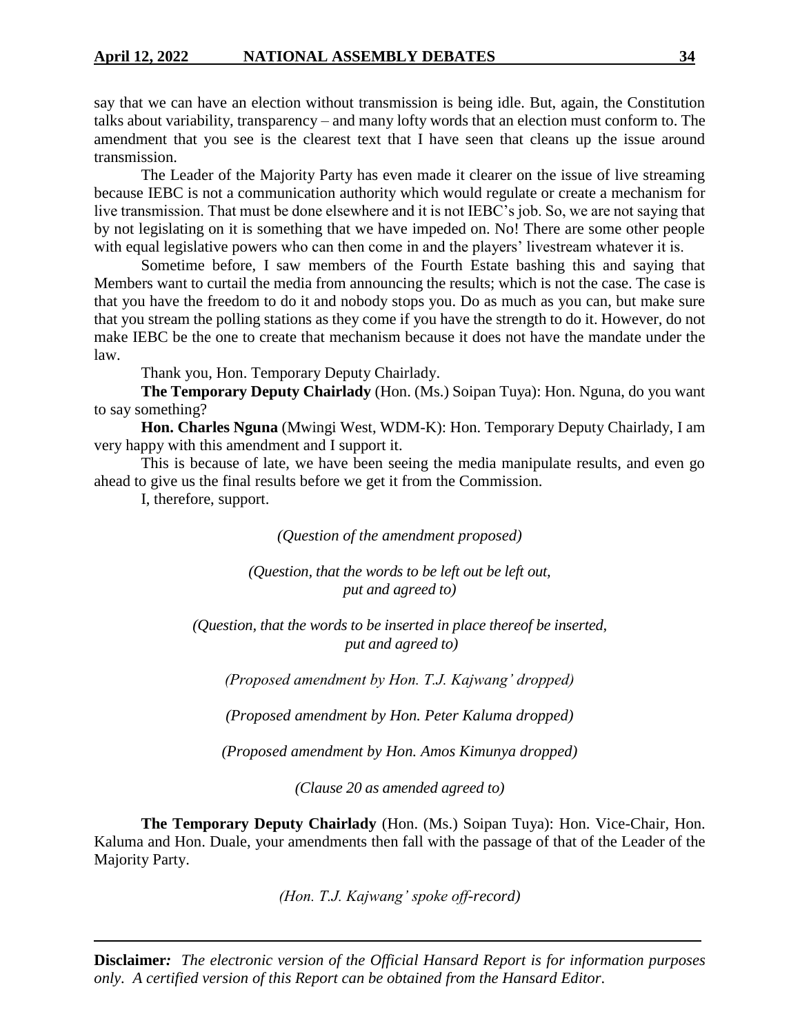say that we can have an election without transmission is being idle. But, again, the Constitution talks about variability, transparency – and many lofty words that an election must conform to. The amendment that you see is the clearest text that I have seen that cleans up the issue around transmission.

The Leader of the Majority Party has even made it clearer on the issue of live streaming because IEBC is not a communication authority which would regulate or create a mechanism for live transmission. That must be done elsewhere and it is not IEBC's job. So, we are not saying that by not legislating on it is something that we have impeded on. No! There are some other people with equal legislative powers who can then come in and the players' livestream whatever it is.

Sometime before, I saw members of the Fourth Estate bashing this and saying that Members want to curtail the media from announcing the results; which is not the case. The case is that you have the freedom to do it and nobody stops you. Do as much as you can, but make sure that you stream the polling stations as they come if you have the strength to do it. However, do not make IEBC be the one to create that mechanism because it does not have the mandate under the law.

Thank you, Hon. Temporary Deputy Chairlady.

**The Temporary Deputy Chairlady** (Hon. (Ms.) Soipan Tuya): Hon. Nguna, do you want to say something?

**Hon. Charles Nguna** (Mwingi West, WDM-K): Hon. Temporary Deputy Chairlady, I am very happy with this amendment and I support it.

This is because of late, we have been seeing the media manipulate results, and even go ahead to give us the final results before we get it from the Commission.

I, therefore, support.

*(Question of the amendment proposed)*

*(Question, that the words to be left out be left out, put and agreed to)*

*(Question, that the words to be inserted in place thereof be inserted, put and agreed to)*

*(Proposed amendment by Hon. T.J. Kajwang' dropped)*

*(Proposed amendment by Hon. Peter Kaluma dropped)*

*(Proposed amendment by Hon. Amos Kimunya dropped)*

*(Clause 20 as amended agreed to)*

**The Temporary Deputy Chairlady** (Hon. (Ms.) Soipan Tuya): Hon. Vice-Chair, Hon. Kaluma and Hon. Duale, your amendments then fall with the passage of that of the Leader of the Majority Party.

*(Hon. T.J. Kajwang' spoke off-record)*

**Disclaimer***:* *The electronic version of the Official Hansard Report is for information purposes only. A certified version of this Report can be obtained from the Hansard Editor.*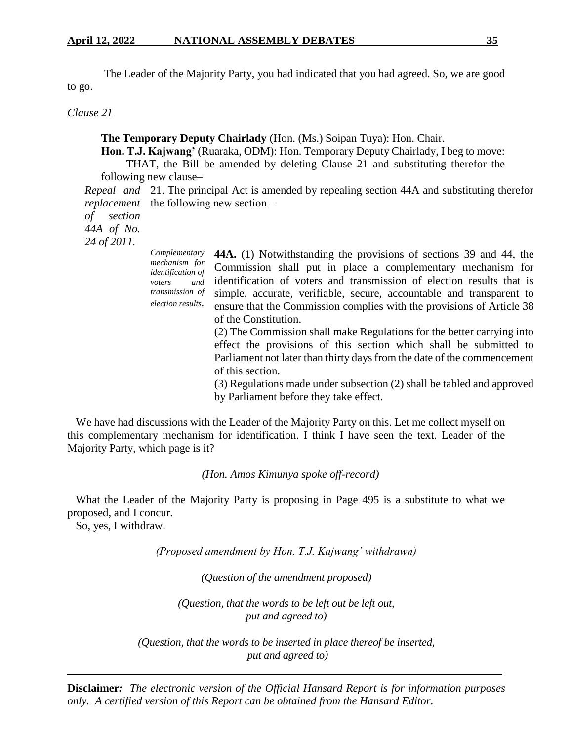The Leader of the Majority Party, you had indicated that you had agreed. So, we are good to go.

*Clause 21*

**The Temporary Deputy Chairlady** (Hon. (Ms.) Soipan Tuya): Hon. Chair.

**Hon. T.J. Kajwang'** (Ruaraka, ODM): Hon. Temporary Deputy Chairlady, I beg to move:

THAT, the Bill be amended by deleting Clause 21 and substituting therefor the following new clause–

*Repeal and replacement of section 44A of No. 24 of 2011.*

21. The principal Act is amended by repealing section 44A and substituting therefor the following new section −

*Complementary mechanism for identification of voters and transmission of election results.*

**44A.** (1) Notwithstanding the provisions of sections 39 and 44, the Commission shall put in place a complementary mechanism for identification of voters and transmission of election results that is simple, accurate, verifiable, secure, accountable and transparent to ensure that the Commission complies with the provisions of Article 38 of the Constitution.

(2) The Commission shall make Regulations for the better carrying into effect the provisions of this section which shall be submitted to Parliament not later than thirty days from the date of the commencement of this section.

(3) Regulations made under subsection (2) shall be tabled and approved by Parliament before they take effect.

We have had discussions with the Leader of the Majority Party on this. Let me collect myself on this complementary mechanism for identification. I think I have seen the text. Leader of the Majority Party, which page is it?

*(Hon. Amos Kimunya spoke off-record)*

What the Leader of the Majority Party is proposing in Page 495 is a substitute to what we proposed, and I concur.

So, yes, I withdraw.

*(Proposed amendment by Hon. T.J. Kajwang' withdrawn)*

*(Question of the amendment proposed)*

*(Question, that the words to be left out be left out, put and agreed to)*

*(Question, that the words to be inserted in place thereof be inserted, put and agreed to)*

**Disclaimer***:* *The electronic version of the Official Hansard Report is for information purposes only. A certified version of this Report can be obtained from the Hansard Editor.*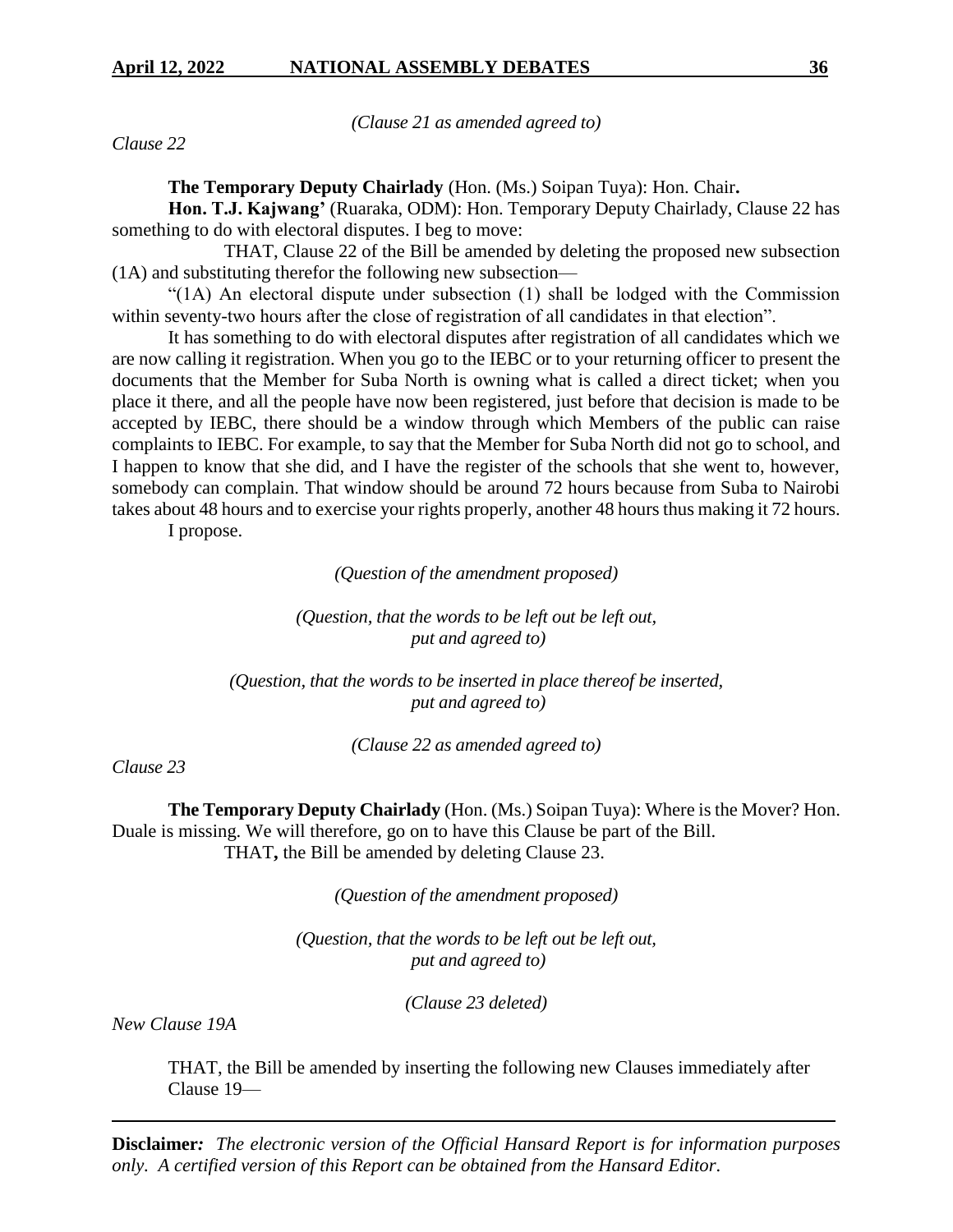*(Clause 21 as amended agreed to)*

*Clause 22*

**The Temporary Deputy Chairlady** (Hon. (Ms.) Soipan Tuya): Hon. Chair**.**

**Hon. T.J. Kajwang'** (Ruaraka, ODM): Hon. Temporary Deputy Chairlady, Clause 22 has something to do with electoral disputes. I beg to move:

THAT, Clause 22 of the Bill be amended by deleting the proposed new subsection (1A) and substituting therefor the following new subsection—

"(1A) An electoral dispute under subsection (1) shall be lodged with the Commission within seventy-two hours after the close of registration of all candidates in that election".

It has something to do with electoral disputes after registration of all candidates which we are now calling it registration. When you go to the IEBC or to your returning officer to present the documents that the Member for Suba North is owning what is called a direct ticket; when you place it there, and all the people have now been registered, just before that decision is made to be accepted by IEBC, there should be a window through which Members of the public can raise complaints to IEBC. For example, to say that the Member for Suba North did not go to school, and I happen to know that she did, and I have the register of the schools that she went to, however, somebody can complain. That window should be around 72 hours because from Suba to Nairobi takes about 48 hours and to exercise your rights properly, another 48 hours thus making it 72 hours.

I propose.

*(Question of the amendment proposed)*

*(Question, that the words to be left out be left out, put and agreed to)*

*(Question, that the words to be inserted in place thereof be inserted, put and agreed to)*

*(Clause 22 as amended agreed to)*

*Clause 23*

**The Temporary Deputy Chairlady** (Hon. (Ms.) Soipan Tuya): Where is the Mover? Hon. Duale is missing. We will therefore, go on to have this Clause be part of the Bill.

THAT**,** the Bill be amended by deleting Clause 23.

*(Question of the amendment proposed)*

*(Question, that the words to be left out be left out, put and agreed to)*

*(Clause 23 deleted)*

*New Clause 19A*

THAT, the Bill be amended by inserting the following new Clauses immediately after Clause 19—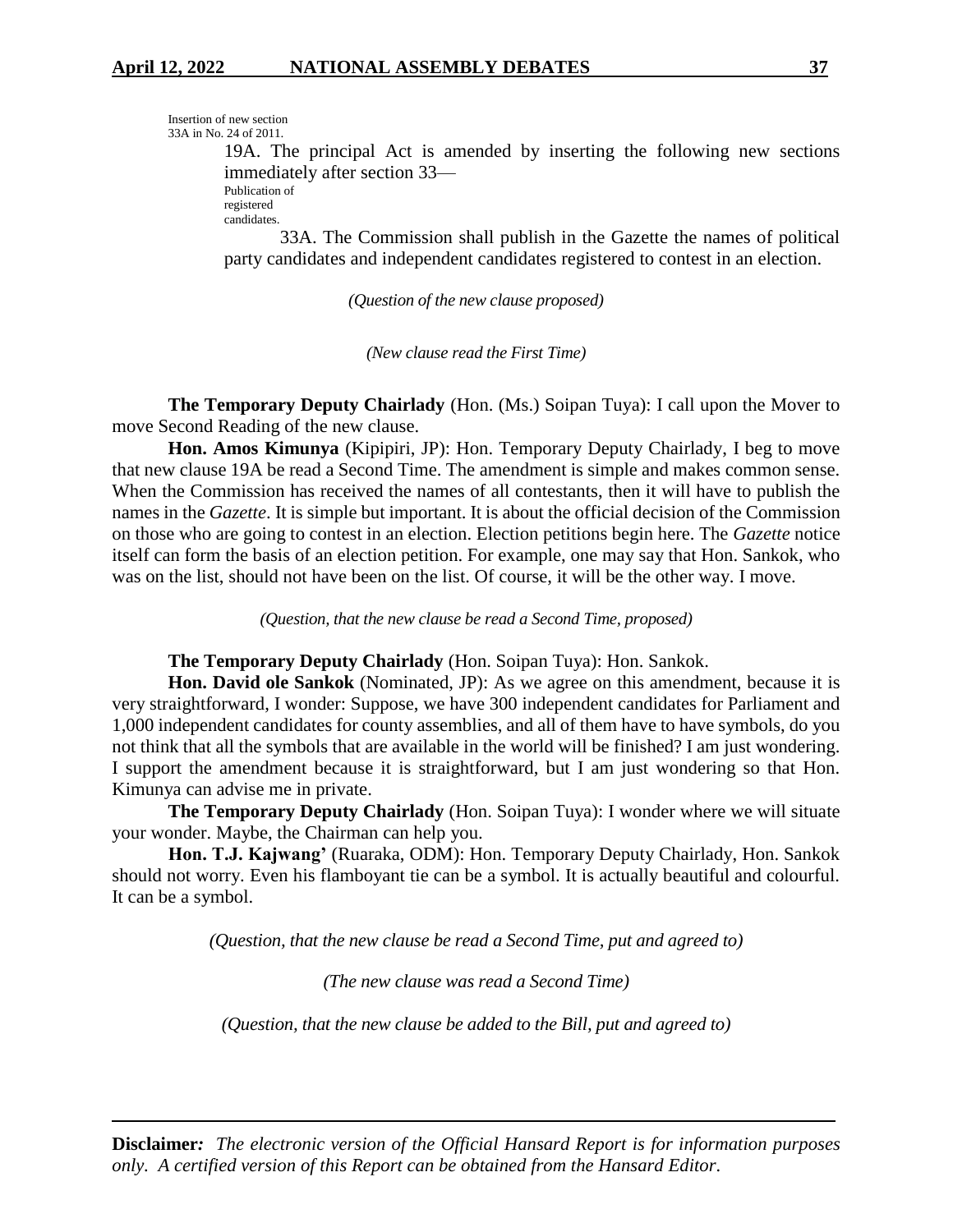Insertion of new section 33A in No. 24 of 2011.

19A. The principal Act is amended by inserting the following new sections immediately after section 33—

Publication of registered candidates.

33A. The Commission shall publish in the Gazette the names of political party candidates and independent candidates registered to contest in an election.

*(Question of the new clause proposed)*

*(New clause read the First Time)*

**The Temporary Deputy Chairlady** (Hon. (Ms.) Soipan Tuya): I call upon the Mover to move Second Reading of the new clause.

**Hon. Amos Kimunya** (Kipipiri, JP): Hon. Temporary Deputy Chairlady, I beg to move that new clause 19A be read a Second Time. The amendment is simple and makes common sense. When the Commission has received the names of all contestants, then it will have to publish the names in the *Gazette*. It is simple but important. It is about the official decision of the Commission on those who are going to contest in an election. Election petitions begin here. The *Gazette* notice itself can form the basis of an election petition. For example, one may say that Hon. Sankok, who was on the list, should not have been on the list. Of course, it will be the other way. I move.

*(Question, that the new clause be read a Second Time, proposed)*

**The Temporary Deputy Chairlady** (Hon. Soipan Tuya): Hon. Sankok.

**Hon. David ole Sankok** (Nominated, JP): As we agree on this amendment, because it is very straightforward, I wonder: Suppose, we have 300 independent candidates for Parliament and 1,000 independent candidates for county assemblies, and all of them have to have symbols, do you not think that all the symbols that are available in the world will be finished? I am just wondering. I support the amendment because it is straightforward, but I am just wondering so that Hon. Kimunya can advise me in private.

**The Temporary Deputy Chairlady** (Hon. Soipan Tuya): I wonder where we will situate your wonder. Maybe, the Chairman can help you.

**Hon. T.J. Kajwang'** (Ruaraka, ODM): Hon. Temporary Deputy Chairlady, Hon. Sankok should not worry. Even his flamboyant tie can be a symbol. It is actually beautiful and colourful. It can be a symbol.

*(Question, that the new clause be read a Second Time, put and agreed to)*

*(The new clause was read a Second Time)*

*(Question, that the new clause be added to the Bill, put and agreed to)*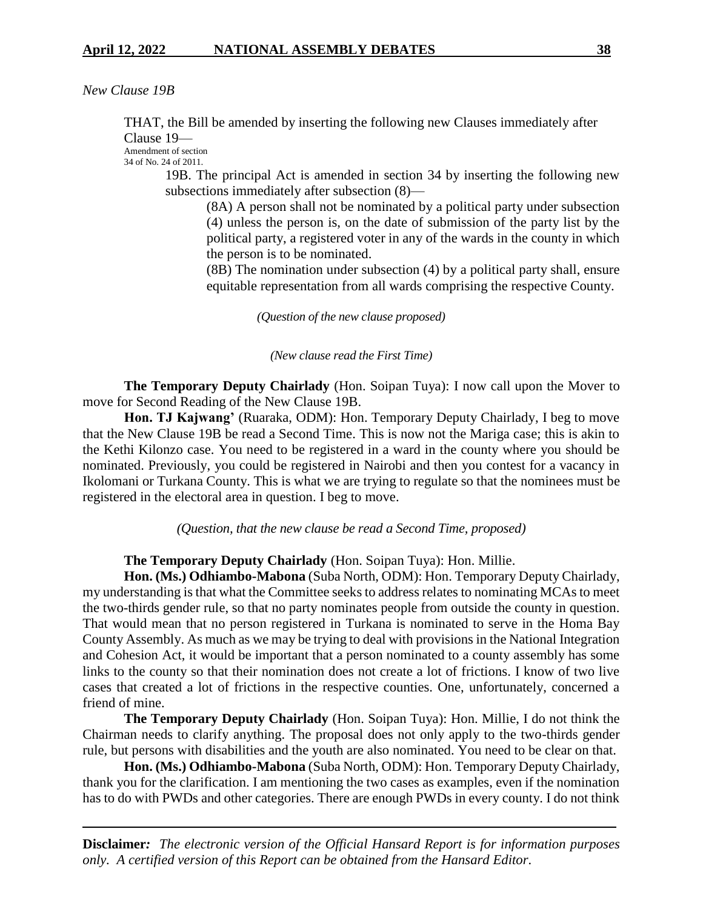*New Clause 19B*

THAT, the Bill be amended by inserting the following new Clauses immediately after Clause 19—

Amendment of section 34 of No. 24 of 2011.

19B. The principal Act is amended in section 34 by inserting the following new subsections immediately after subsection (8)—

(8A) A person shall not be nominated by a political party under subsection (4) unless the person is, on the date of submission of the party list by the political party, a registered voter in any of the wards in the county in which the person is to be nominated.

(8B) The nomination under subsection (4) by a political party shall, ensure equitable representation from all wards comprising the respective County.

*(Question of the new clause proposed)*

*(New clause read the First Time)*

**The Temporary Deputy Chairlady** (Hon. Soipan Tuya): I now call upon the Mover to move for Second Reading of the New Clause 19B.

**Hon. TJ Kajwang'** (Ruaraka, ODM): Hon. Temporary Deputy Chairlady, I beg to move that the New Clause 19B be read a Second Time. This is now not the Mariga case; this is akin to the Kethi Kilonzo case. You need to be registered in a ward in the county where you should be nominated. Previously, you could be registered in Nairobi and then you contest for a vacancy in Ikolomani or Turkana County. This is what we are trying to regulate so that the nominees must be registered in the electoral area in question. I beg to move.

*(Question, that the new clause be read a Second Time, proposed)*

**The Temporary Deputy Chairlady** (Hon. Soipan Tuya): Hon. Millie.

**Hon. (Ms.) Odhiambo-Mabona** (Suba North, ODM): Hon. Temporary Deputy Chairlady, my understanding is that what the Committee seeks to address relates to nominating MCAs to meet the two-thirds gender rule, so that no party nominates people from outside the county in question. That would mean that no person registered in Turkana is nominated to serve in the Homa Bay County Assembly. As much as we may be trying to deal with provisions in the National Integration and Cohesion Act, it would be important that a person nominated to a county assembly has some links to the county so that their nomination does not create a lot of frictions. I know of two live cases that created a lot of frictions in the respective counties. One, unfortunately, concerned a friend of mine.

**The Temporary Deputy Chairlady** (Hon. Soipan Tuya): Hon. Millie, I do not think the Chairman needs to clarify anything. The proposal does not only apply to the two-thirds gender rule, but persons with disabilities and the youth are also nominated. You need to be clear on that.

**Hon. (Ms.) Odhiambo-Mabona** (Suba North, ODM): Hon. Temporary Deputy Chairlady, thank you for the clarification. I am mentioning the two cases as examples, even if the nomination has to do with PWDs and other categories. There are enough PWDs in every county. I do not think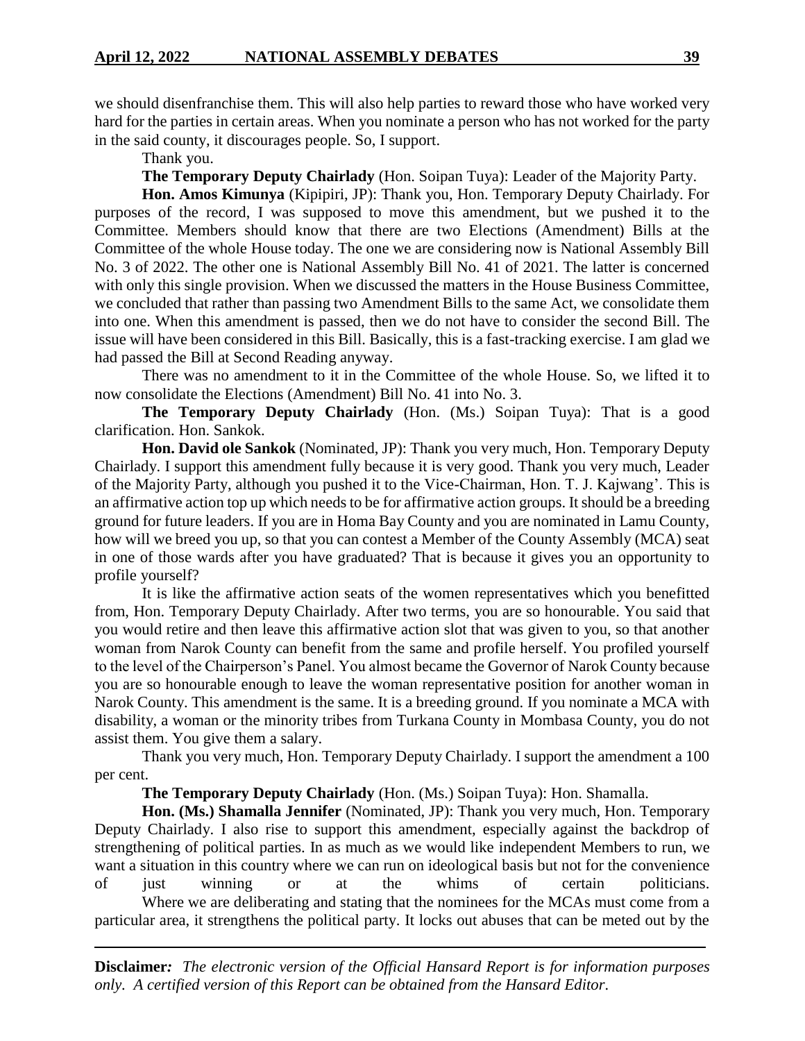we should disenfranchise them. This will also help parties to reward those who have worked very hard for the parties in certain areas. When you nominate a person who has not worked for the party in the said county, it discourages people. So, I support.

Thank you.

**The Temporary Deputy Chairlady** (Hon. Soipan Tuya): Leader of the Majority Party.

**Hon. Amos Kimunya** (Kipipiri, JP): Thank you, Hon. Temporary Deputy Chairlady. For purposes of the record, I was supposed to move this amendment, but we pushed it to the Committee. Members should know that there are two Elections (Amendment) Bills at the Committee of the whole House today. The one we are considering now is National Assembly Bill No. 3 of 2022. The other one is National Assembly Bill No. 41 of 2021. The latter is concerned with only this single provision. When we discussed the matters in the House Business Committee, we concluded that rather than passing two Amendment Bills to the same Act, we consolidate them into one. When this amendment is passed, then we do not have to consider the second Bill. The issue will have been considered in this Bill. Basically, this is a fast-tracking exercise. I am glad we had passed the Bill at Second Reading anyway.

There was no amendment to it in the Committee of the whole House. So, we lifted it to now consolidate the Elections (Amendment) Bill No. 41 into No. 3.

**The Temporary Deputy Chairlady** (Hon. (Ms.) Soipan Tuya): That is a good clarification. Hon. Sankok.

**Hon. David ole Sankok** (Nominated, JP): Thank you very much, Hon. Temporary Deputy Chairlady. I support this amendment fully because it is very good. Thank you very much, Leader of the Majority Party, although you pushed it to the Vice-Chairman, Hon. T. J. Kajwang'. This is an affirmative action top up which needs to be for affirmative action groups. It should be a breeding ground for future leaders. If you are in Homa Bay County and you are nominated in Lamu County, how will we breed you up, so that you can contest a Member of the County Assembly (MCA) seat in one of those wards after you have graduated? That is because it gives you an opportunity to profile yourself?

It is like the affirmative action seats of the women representatives which you benefitted from, Hon. Temporary Deputy Chairlady. After two terms, you are so honourable. You said that you would retire and then leave this affirmative action slot that was given to you, so that another woman from Narok County can benefit from the same and profile herself. You profiled yourself to the level of the Chairperson's Panel. You almost became the Governor of Narok County because you are so honourable enough to leave the woman representative position for another woman in Narok County. This amendment is the same. It is a breeding ground. If you nominate a MCA with disability, a woman or the minority tribes from Turkana County in Mombasa County, you do not assist them. You give them a salary.

Thank you very much, Hon. Temporary Deputy Chairlady. I support the amendment a 100 per cent.

**The Temporary Deputy Chairlady** (Hon. (Ms.) Soipan Tuya): Hon. Shamalla.

**Hon. (Ms.) Shamalla Jennifer** (Nominated, JP): Thank you very much, Hon. Temporary Deputy Chairlady. I also rise to support this amendment, especially against the backdrop of strengthening of political parties. In as much as we would like independent Members to run, we want a situation in this country where we can run on ideological basis but not for the convenience of just winning or at the whims of certain politicians.

Where we are deliberating and stating that the nominees for the MCAs must come from a particular area, it strengthens the political party. It locks out abuses that can be meted out by the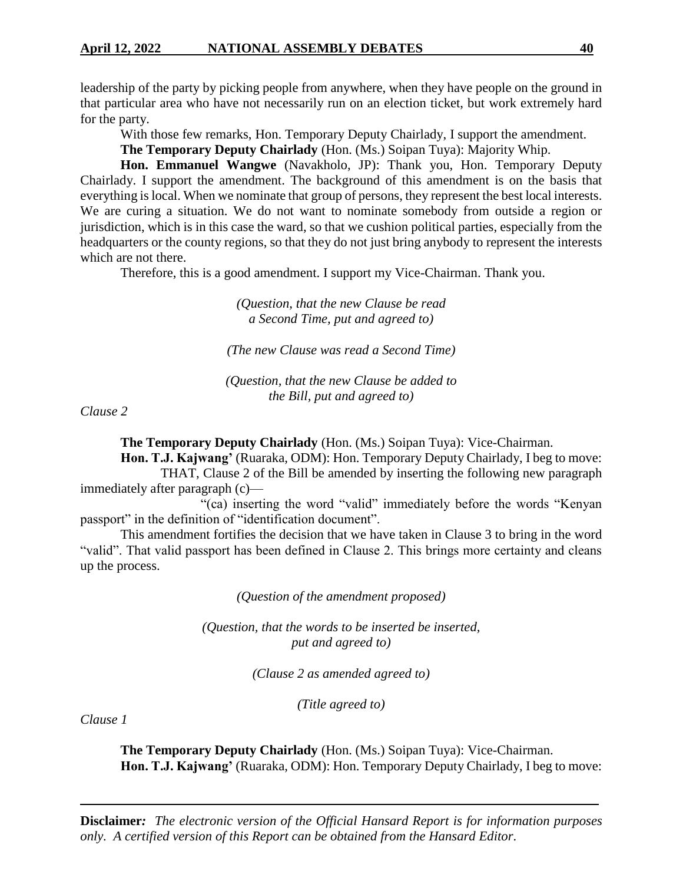leadership of the party by picking people from anywhere, when they have people on the ground in that particular area who have not necessarily run on an election ticket, but work extremely hard for the party.

With those few remarks, Hon. Temporary Deputy Chairlady, I support the amendment.

**The Temporary Deputy Chairlady** (Hon. (Ms.) Soipan Tuya): Majority Whip.

**Hon. Emmanuel Wangwe** (Navakholo, JP): Thank you, Hon. Temporary Deputy Chairlady. I support the amendment. The background of this amendment is on the basis that everything is local. When we nominate that group of persons, they represent the best local interests. We are curing a situation. We do not want to nominate somebody from outside a region or jurisdiction, which is in this case the ward, so that we cushion political parties, especially from the headquarters or the county regions, so that they do not just bring anybody to represent the interests which are not there.

Therefore, this is a good amendment. I support my Vice-Chairman. Thank you.

*(Question, that the new Clause be read a Second Time, put and agreed to)*

*(The new Clause was read a Second Time)*

*(Question, that the new Clause be added to the Bill, put and agreed to)*

*Clause 2*

**The Temporary Deputy Chairlady** (Hon. (Ms.) Soipan Tuya): Vice-Chairman.

**Hon. T.J. Kajwang'** (Ruaraka, ODM): Hon. Temporary Deputy Chairlady, I beg to move:

THAT, Clause 2 of the Bill be amended by inserting the following new paragraph immediately after paragraph (c)—

"(ca) inserting the word "valid" immediately before the words "Kenyan passport" in the definition of "identification document".

This amendment fortifies the decision that we have taken in Clause 3 to bring in the word "valid". That valid passport has been defined in Clause 2. This brings more certainty and cleans up the process.

*(Question of the amendment proposed)*

*(Question, that the words to be inserted be inserted, put and agreed to)*

*(Clause 2 as amended agreed to)*

*(Title agreed to)*

*Clause 1*

**The Temporary Deputy Chairlady** (Hon. (Ms.) Soipan Tuya): Vice-Chairman.

**Hon. T.J. Kajwang'** (Ruaraka, ODM): Hon. Temporary Deputy Chairlady, I beg to move: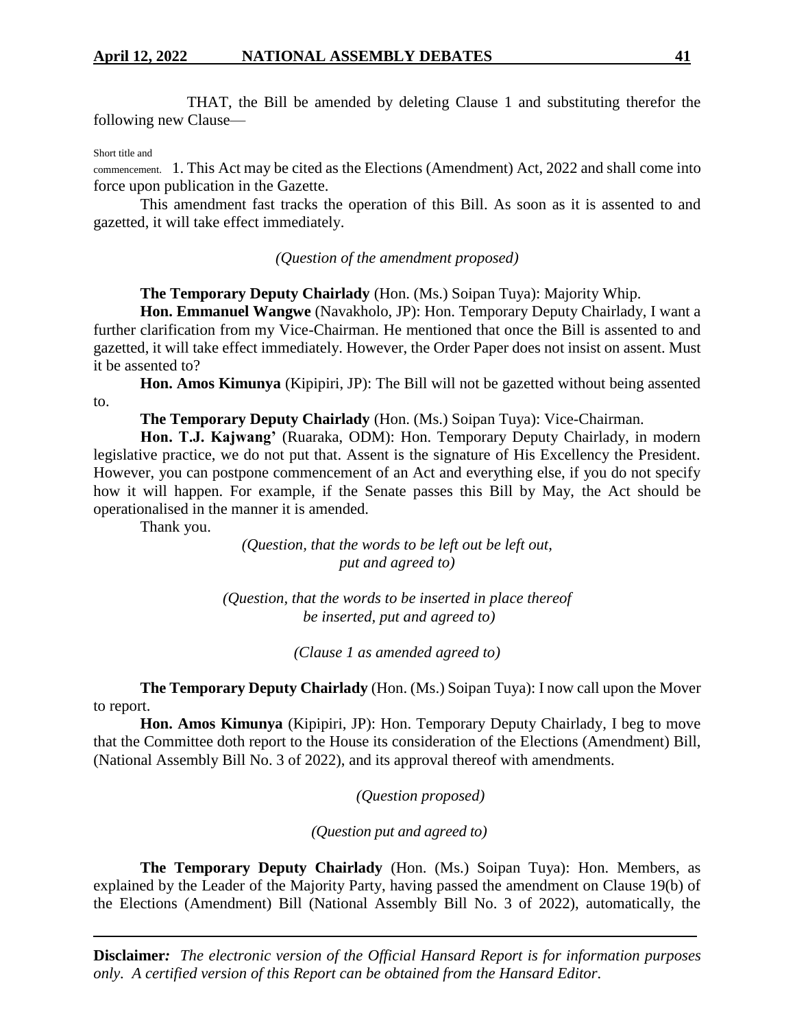THAT, the Bill be amended by deleting Clause 1 and substituting therefor the following new Clause—

Short title and commencement. 1. This Act may be cited as the Elections (Amendment) Act, 2022 and shall come into force upon publication in the Gazette.

This amendment fast tracks the operation of this Bill. As soon as it is assented to and gazetted, it will take effect immediately.

*(Question of the amendment proposed)*

**The Temporary Deputy Chairlady** (Hon. (Ms.) Soipan Tuya): Majority Whip.

**Hon. Emmanuel Wangwe** (Navakholo, JP): Hon. Temporary Deputy Chairlady, I want a further clarification from my Vice-Chairman. He mentioned that once the Bill is assented to and gazetted, it will take effect immediately. However, the Order Paper does not insist on assent. Must it be assented to?

**Hon. Amos Kimunya** (Kipipiri, JP): The Bill will not be gazetted without being assented to.

**The Temporary Deputy Chairlady** (Hon. (Ms.) Soipan Tuya): Vice-Chairman.

**Hon. T.J. Kajwang'** (Ruaraka, ODM): Hon. Temporary Deputy Chairlady, in modern legislative practice, we do not put that. Assent is the signature of His Excellency the President. However, you can postpone commencement of an Act and everything else, if you do not specify how it will happen. For example, if the Senate passes this Bill by May, the Act should be operationalised in the manner it is amended.

Thank you.

*(Question, that the words to be left out be left out, put and agreed to)*

*(Question, that the words to be inserted in place thereof be inserted, put and agreed to)*

*(Clause 1 as amended agreed to)*

**The Temporary Deputy Chairlady** (Hon. (Ms.) Soipan Tuya): I now call upon the Mover to report.

**Hon. Amos Kimunya** (Kipipiri, JP): Hon. Temporary Deputy Chairlady, I beg to move that the Committee doth report to the House its consideration of the Elections (Amendment) Bill, (National Assembly Bill No. 3 of 2022), and its approval thereof with amendments.

*(Question proposed)*

*(Question put and agreed to)*

**The Temporary Deputy Chairlady** (Hon. (Ms.) Soipan Tuya): Hon. Members, as explained by the Leader of the Majority Party, having passed the amendment on Clause 19(b) of the Elections (Amendment) Bill (National Assembly Bill No. 3 of 2022), automatically, the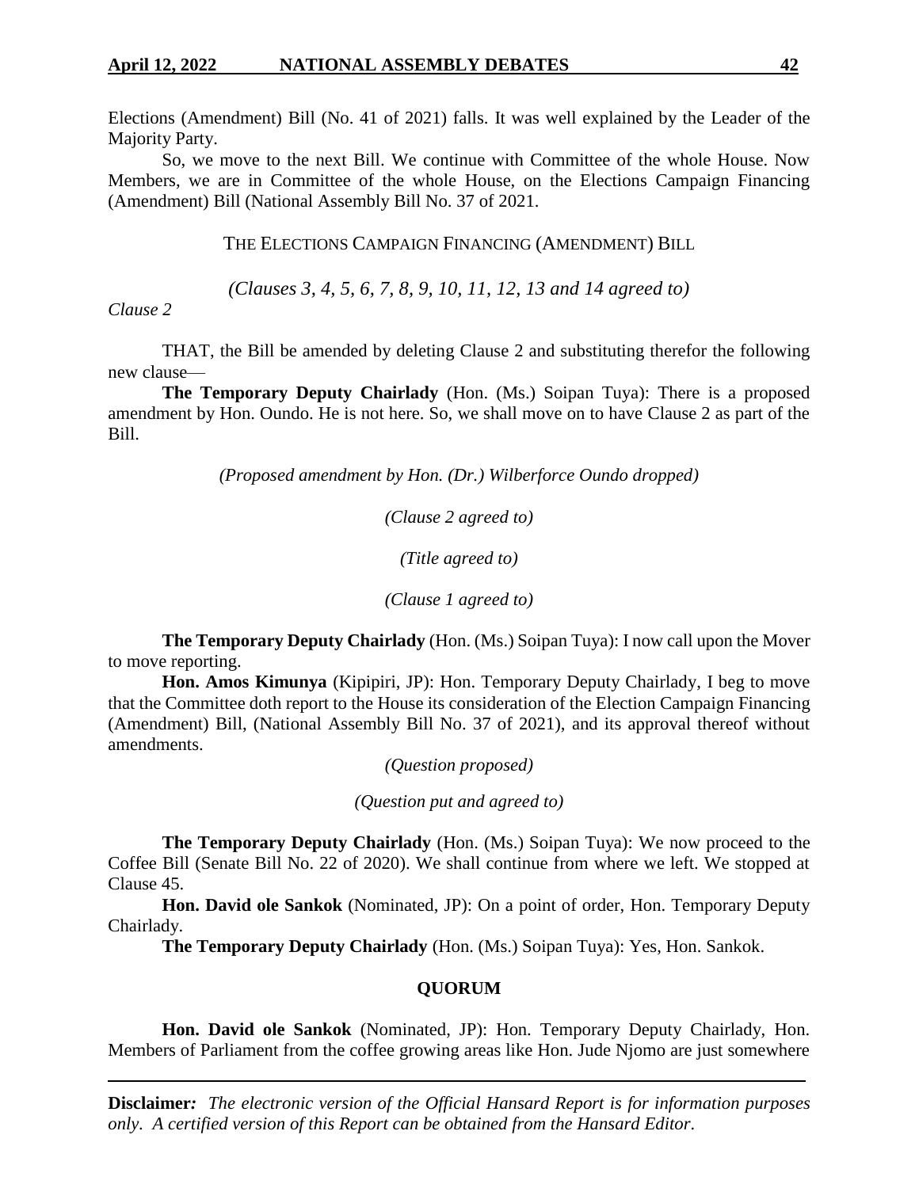Elections (Amendment) Bill (No. 41 of 2021) falls. It was well explained by the Leader of the Majority Party.

So, we move to the next Bill. We continue with Committee of the whole House. Now Members, we are in Committee of the whole House, on the Elections Campaign Financing (Amendment) Bill (National Assembly Bill No. 37 of 2021.

THE ELECTIONS CAMPAIGN FINANCING (AMENDMENT) BILL

*(Clauses 3, 4, 5, 6, 7, 8, 9, 10, 11, 12, 13 and 14 agreed to)*

*Clause 2*

THAT, the Bill be amended by deleting Clause 2 and substituting therefor the following new clause—

**The Temporary Deputy Chairlady** (Hon. (Ms.) Soipan Tuya): There is a proposed amendment by Hon. Oundo. He is not here. So, we shall move on to have Clause 2 as part of the Bill.

*(Proposed amendment by Hon. (Dr.) Wilberforce Oundo dropped)*

*(Clause 2 agreed to)*

*(Title agreed to)*

*(Clause 1 agreed to)*

**The Temporary Deputy Chairlady** (Hon. (Ms.) Soipan Tuya): I now call upon the Mover to move reporting.

**Hon. Amos Kimunya** (Kipipiri, JP): Hon. Temporary Deputy Chairlady, I beg to move that the Committee doth report to the House its consideration of the Election Campaign Financing (Amendment) Bill, (National Assembly Bill No. 37 of 2021), and its approval thereof without amendments.

*(Question proposed)*

*(Question put and agreed to)*

**The Temporary Deputy Chairlady** (Hon. (Ms.) Soipan Tuya): We now proceed to the Coffee Bill (Senate Bill No. 22 of 2020). We shall continue from where we left. We stopped at Clause 45.

**Hon. David ole Sankok** (Nominated, JP): On a point of order, Hon. Temporary Deputy Chairlady.

**The Temporary Deputy Chairlady** (Hon. (Ms.) Soipan Tuya): Yes, Hon. Sankok.

**QUORUM**

**Hon. David ole Sankok** (Nominated, JP): Hon. Temporary Deputy Chairlady, Hon. Members of Parliament from the coffee growing areas like Hon. Jude Njomo are just somewhere

**Disclaimer***:* *The electronic version of the Official Hansard Report is for information purposes only. A certified version of this Report can be obtained from the Hansard Editor.*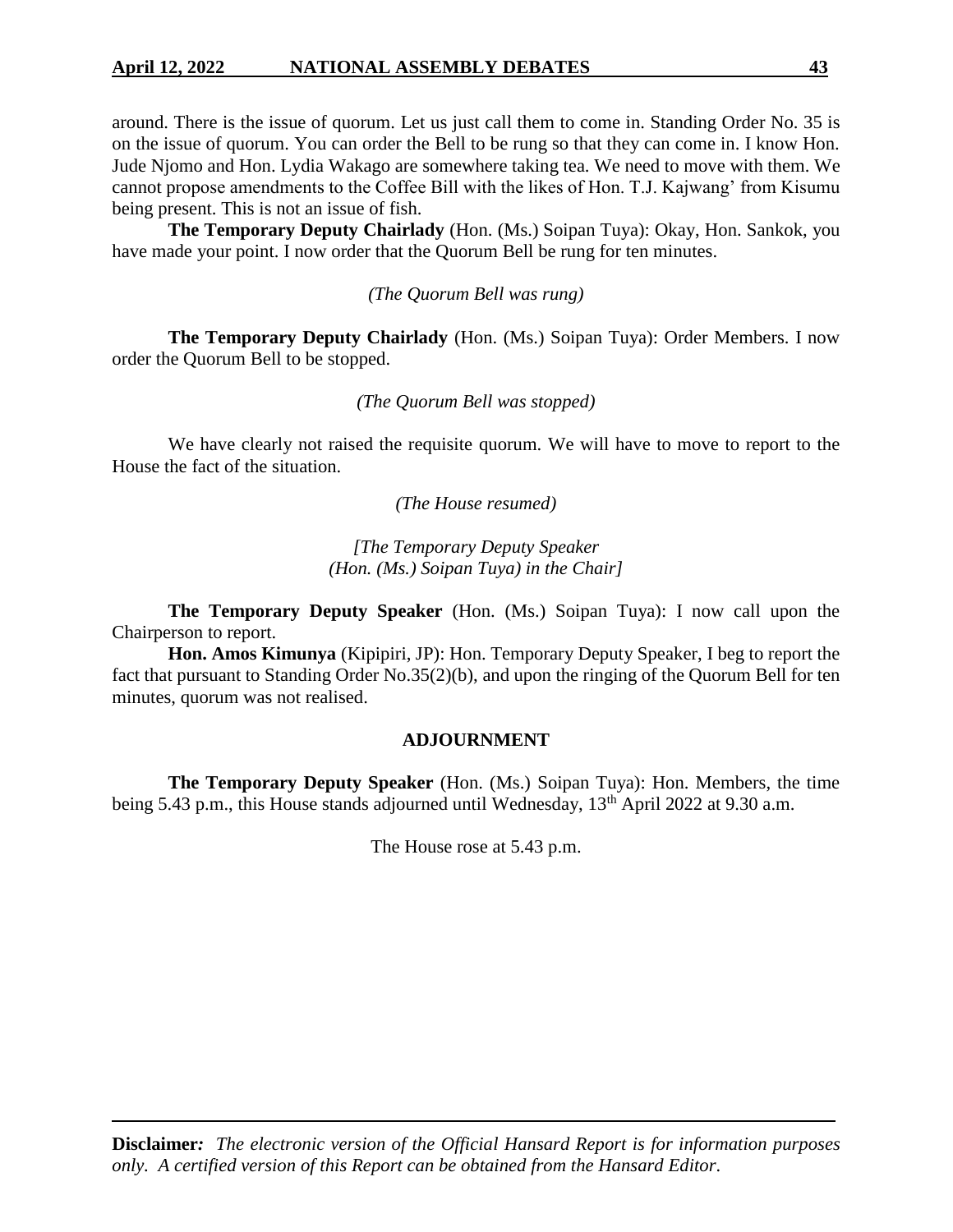around. There is the issue of quorum. Let us just call them to come in. Standing Order No. 35 is on the issue of quorum. You can order the Bell to be rung so that they can come in. I know Hon. Jude Njomo and Hon. Lydia Wakago are somewhere taking tea. We need to move with them. We cannot propose amendments to the Coffee Bill with the likes of Hon. T.J. Kajwang' from Kisumu being present. This is not an issue of fish.

**The Temporary Deputy Chairlady** (Hon. (Ms.) Soipan Tuya): Okay, Hon. Sankok, you have made your point. I now order that the Quorum Bell be rung for ten minutes.

*(The Quorum Bell was rung)*

**The Temporary Deputy Chairlady** (Hon. (Ms.) Soipan Tuya): Order Members. I now order the Quorum Bell to be stopped.

*(The Quorum Bell was stopped)*

We have clearly not raised the requisite quorum. We will have to move to report to the House the fact of the situation.

*(The House resumed)*

*[The Temporary Deputy Speaker (Hon. (Ms.) Soipan Tuya) in the Chair]*

**The Temporary Deputy Speaker** (Hon. (Ms.) Soipan Tuya): I now call upon the Chairperson to report.

**Hon. Amos Kimunya** (Kipipiri, JP): Hon. Temporary Deputy Speaker, I beg to report the fact that pursuant to Standing Order No.35(2)(b), and upon the ringing of the Quorum Bell for ten minutes, quorum was not realised.

## ADJOURNMENT

**The Temporary Deputy Speaker** (Hon. (Ms.) Soipan Tuya): Hon. Members, the time being 5.43 p.m., this House stands adjourned until Wednesday, 13th April 2022 at 9.30 a.m.

The House rose at 5.43 p.m.

**Disclaimer:** *The electronic version of the Official Hansard Report is for information purposes only. A certified version of this Report can be obtained from the Hansard Editor.*